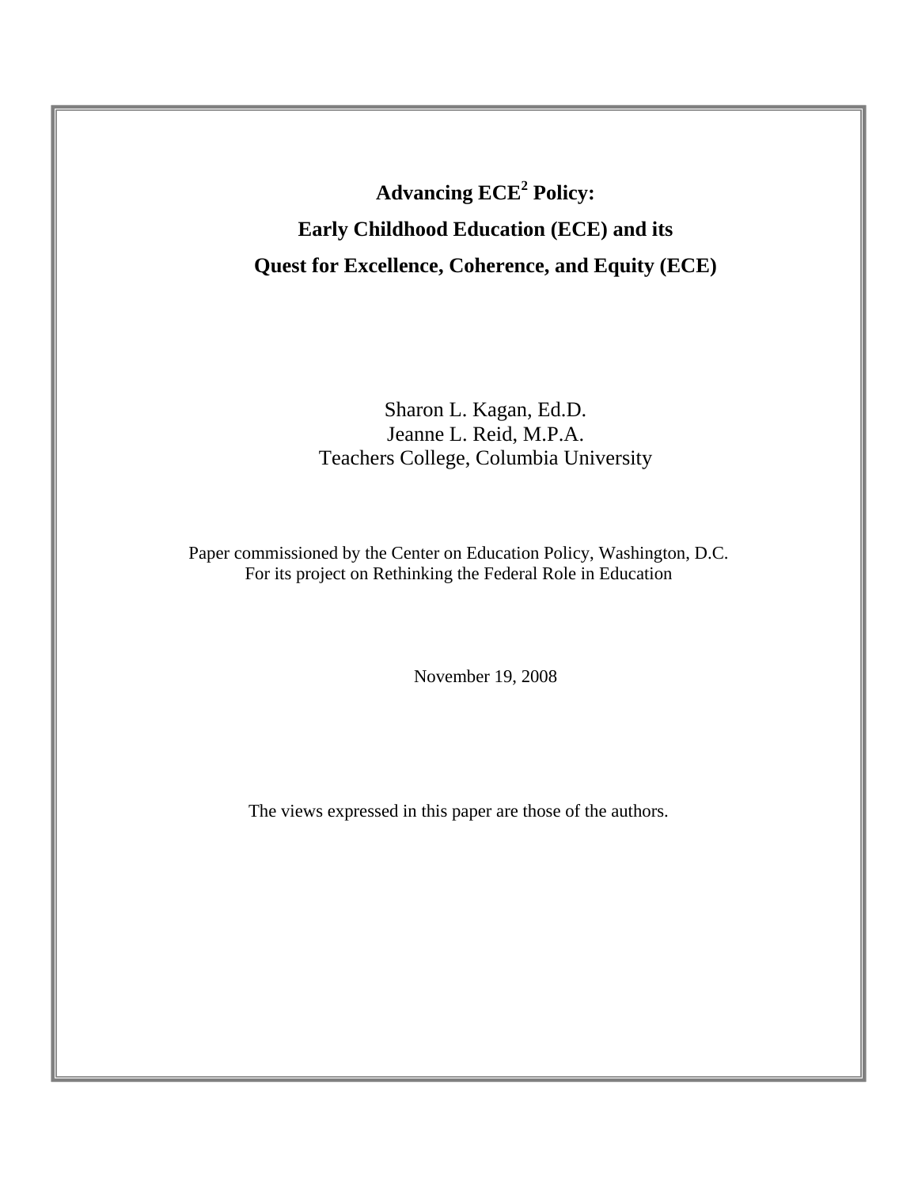# Advancing ECE$^2$ Policy:

## Early Childhood Education (ECE) and its

## Quest for Excellence, Coherence, and Equity (ECE)

Sharon L. Kagan, Ed.D.  
Jeanne L. Reid, M.P.A.  
Teachers College, Columbia University

Paper commissioned by the Center on Education Policy, Washington, D.C.  
For its project on Rethinking the Federal Role in Education

November 19, 2008

The views expressed in this paper are those of the authors.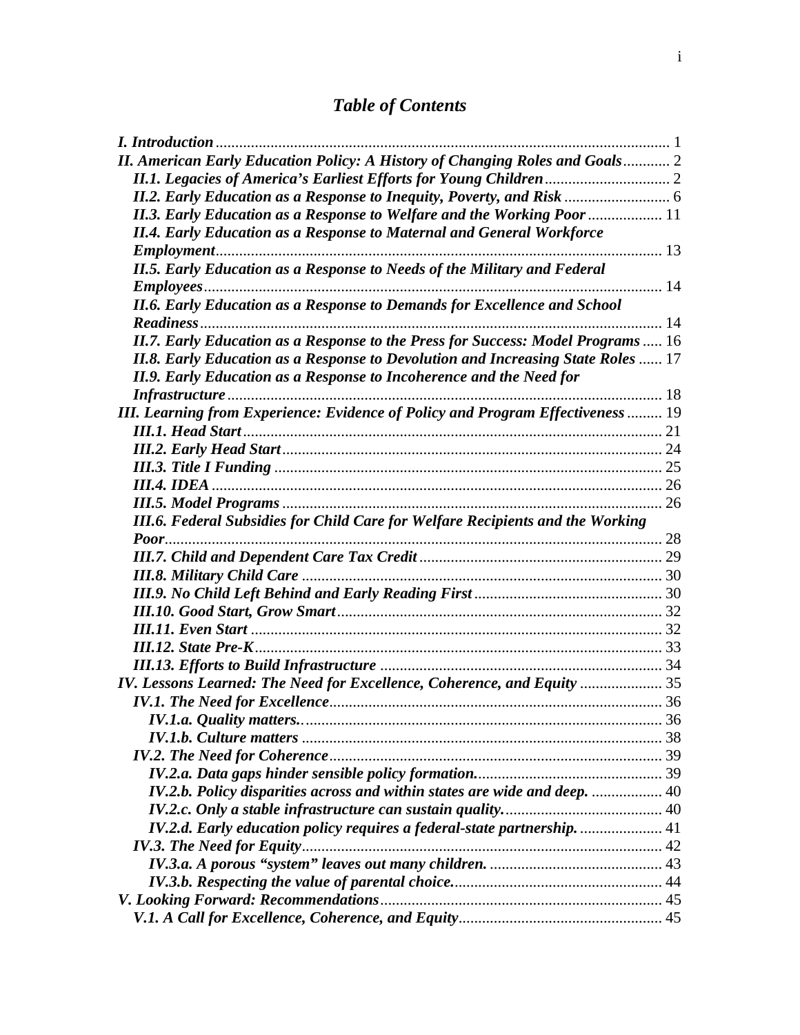# *Table of Contents*

*I. Introduction* ..................................................................................................................... 1
*II. American Early Education Policy: A History of Changing Roles and Goals* ............ 2
- *II.1. Legacies of America's Earliest Efforts for Young Children* ................................ 2
- *II.2. Early Education as a Response to Inequity, Poverty, and Risk* ........................... 6
- *II.3. Early Education as a Response to Welfare and the Working Poor* .................. 11
- *II.4. Early Education as a Response to Maternal and General Workforce Employment* ................................................................................................................ 13
- *II.5. Early Education as a Response to Needs of the Military and Federal Employees* .................................................................................................................. 14
- *II.6. Early Education as a Response to Demands for Excellence and School Readiness* ................................................................................................................... 14
- *II.7. Early Education as a Response to the Press for Success: Model Programs* ..... 16
- *II.8. Early Education as a Response to Devolution and Increasing State Roles* ...... 17
- *II.9. Early Education as a Response to Incoherence and the Need for Infrastructure* ............................................................................................................. 18

*III. Learning from Experience: Evidence of Policy and Program Effectiveness* ......... 19
- *III.1. Head Start* .......................................................................................................... 21
- *III.2. Early Head Start* ................................................................................................ 24
- *III.3. Title I Funding* .................................................................................................. 25
- *III.4. IDEA* .................................................................................................................. 26
- *III.5. Model Programs* ................................................................................................ 26
- *III.6. Federal Subsidies for Child Care for Welfare Recipients and the Working Poor* ............................................................................................................................ 28
- *III.7. Child and Dependent Care Tax Credit* ............................................................. 29
- *III.8. Military Child Care* ........................................................................................... 30
- *III.9. No Child Left Behind and Early Reading First* ............................................... 30
- *III.10. Good Start, Grow Smart* .................................................................................. 32
- *III.11. Even Start* ........................................................................................................ 32
- *III.12. State Pre-K* ....................................................................................................... 33
- *III.13. Efforts to Build Infrastructure* ....................................................................... 34

*IV. Lessons Learned: The Need for Excellence, Coherence, and Equity* ..................... 35
- *IV.1. The Need for Excellence* .................................................................................... 36
  - *IV.1.a. Quality matters.* ............................................................................................ 36
  - *IV.1.b. Culture matters* ............................................................................................. 38
- *IV.2. The Need for Coherence* .................................................................................... 39
  - *IV.2.a. Data gaps hinder sensible policy formation.* ............................................... 39
  - *IV.2.b. Policy disparities across and within states are wide and deep.* .................. 40
  - *IV.2.c. Only a stable infrastructure can sustain quality.* ........................................ 40
  - *IV.2.d. Early education policy requires a federal-state partnership.* ..................... 41
- *IV.3. The Need for Equity* ........................................................................................... 42
  - *IV.3.a. A porous "system" leaves out many children.* ............................................ 43
  - *IV.3.b. Respecting the value of parental choice.* ..................................................... 44

*V. Looking Forward: Recommendations* ....................................................................... 45
- *V.1. A Call for Excellence, Coherence, and Equity* .................................................... 45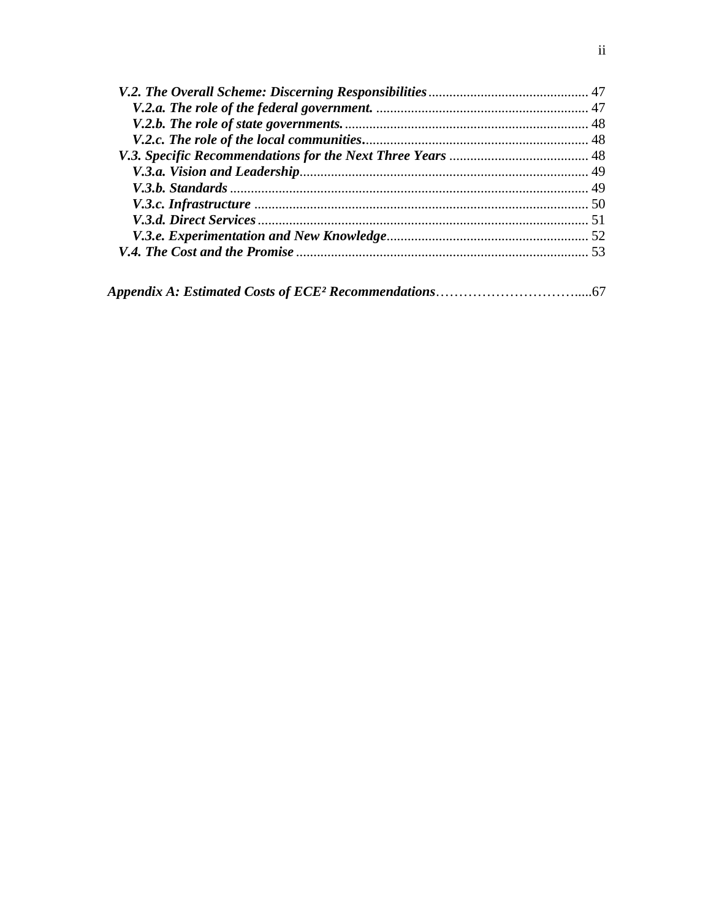*V.2. The Overall Scheme: Discerning Responsibilities* .............................................. 47
  *V.2.a. The role of the federal government.* ............................................................ 47
  *V.2.b. The role of state governments.* ..................................................................... 48
  *V.2.c. The role of the local communities.* ............................................................... 48
*V.3. Specific Recommendations for the Next Three Years* ........................................ 48
  *V.3.a. Vision and Leadership* .................................................................................. 49
  *V.3.b. Standards* ....................................................................................................... 49
  *V.3.c. Infrastructure* ................................................................................................ 50
  *V.3.d. Direct Services* .............................................................................................. 51
  *V.3.e. Experimentation and New Knowledge* .......................................................... 52
*V.4. The Cost and the Promise* .................................................................................... 53

*Appendix A: Estimated Costs of ECE² Recommendations*…………………………......67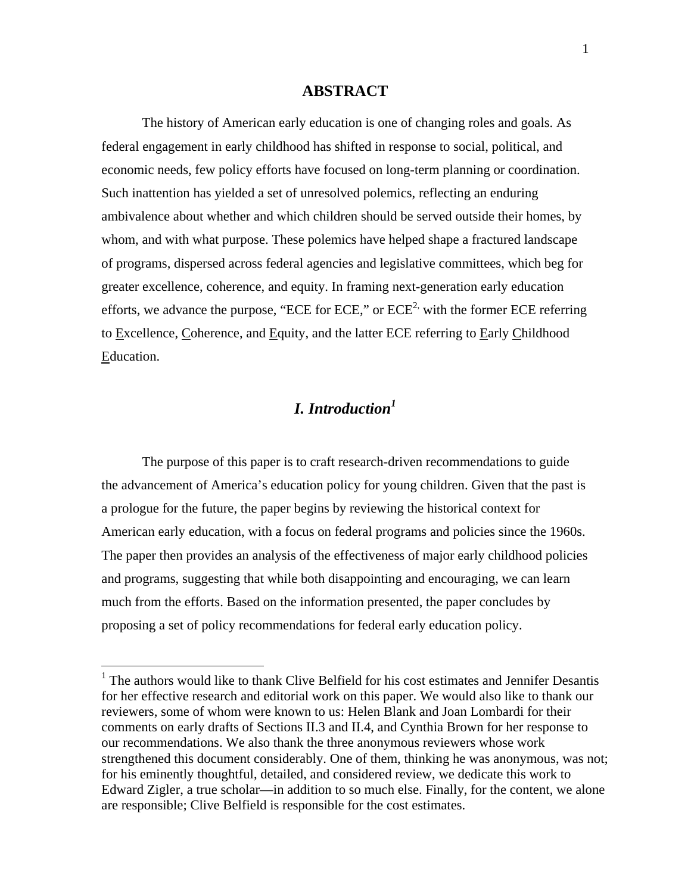# ABSTRACT

The history of American early education is one of changing roles and goals. As federal engagement in early childhood has shifted in response to social, political, and economic needs, few policy efforts have focused on long-term planning or coordination. Such inattention has yielded a set of unresolved polemics, reflecting an enduring ambivalence about whether and which children should be served outside their homes, by whom, and with what purpose. These polemics have helped shape a fractured landscape of programs, dispersed across federal agencies and legislative committees, which beg for greater excellence, coherence, and equity. In framing next-generation early education efforts, we advance the purpose, "ECE for ECE," or $ECE^{2}$, with the former ECE referring to Excellence, Coherence, and Equity, and the latter ECE referring to Early Childhood Education.

## *I. Introduction*[1]

The purpose of this paper is to craft research-driven recommendations to guide the advancement of America's education policy for young children. Given that the past is a prologue for the future, the paper begins by reviewing the historical context for American early education, with a focus on federal programs and policies since the 1960s. The paper then provides an analysis of the effectiveness of major early childhood policies and programs, suggesting that while both disappointing and encouraging, we can learn much from the efforts. Based on the information presented, the paper concludes by proposing a set of policy recommendations for federal early education policy.

---

[1] The authors would like to thank Clive Belfield for his cost estimates and Jennifer Desantis for her effective research and editorial work on this paper. We would also like to thank our reviewers, some of whom were known to us: Helen Blank and Joan Lombardi for their comments on early drafts of Sections II.3 and II.4, and Cynthia Brown for her response to our recommendations. We also thank the three anonymous reviewers whose work strengthened this document considerably. One of them, thinking he was anonymous, was not; for his eminently thoughtful, detailed, and considered review, we dedicate this work to Edward Zigler, a true scholar—in addition to so much else. Finally, for the content, we alone are responsible; Clive Belfield is responsible for the cost estimates.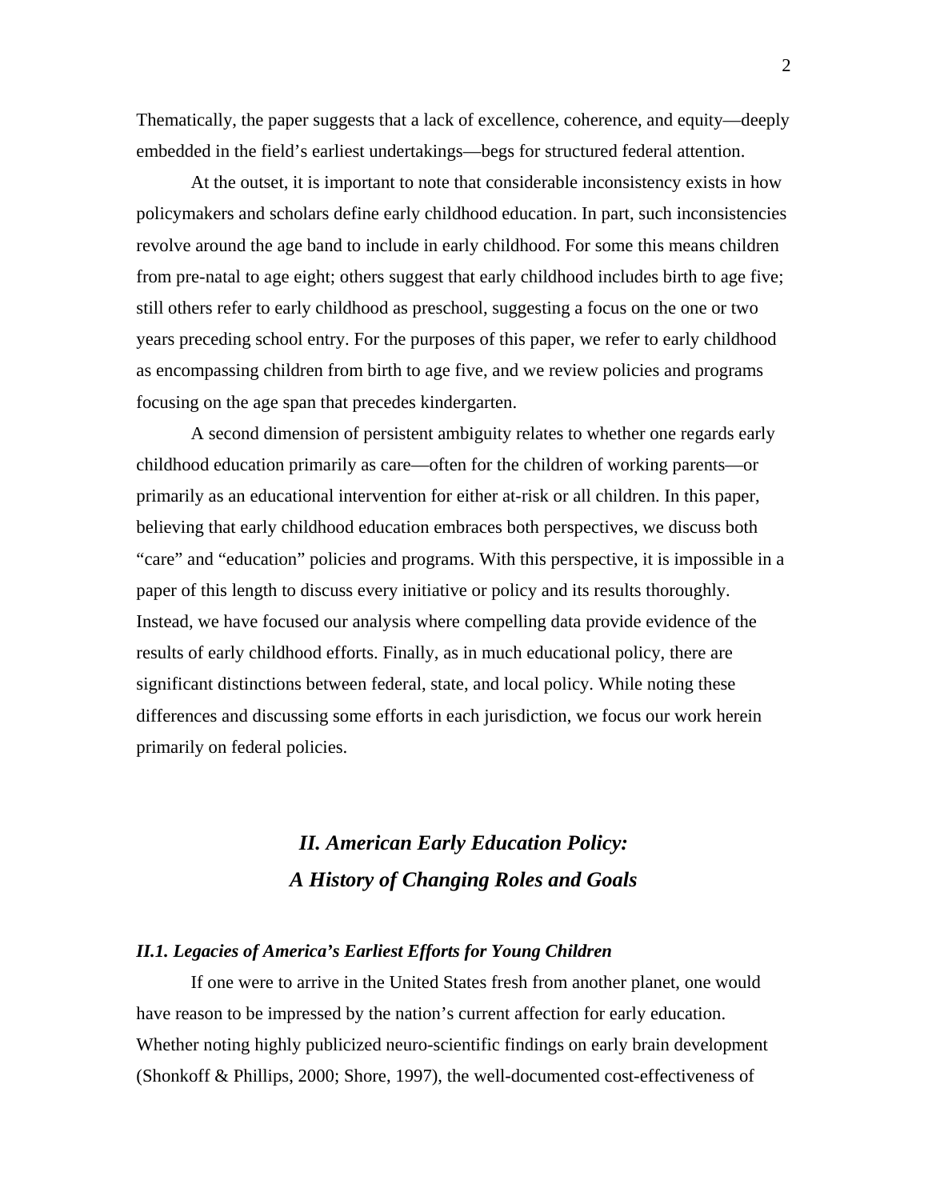Thematically, the paper suggests that a lack of excellence, coherence, and equity—deeply embedded in the field's earliest undertakings—begs for structured federal attention.

At the outset, it is important to note that considerable inconsistency exists in how policymakers and scholars define early childhood education. In part, such inconsistencies revolve around the age band to include in early childhood. For some this means children from pre-natal to age eight; others suggest that early childhood includes birth to age five; still others refer to early childhood as preschool, suggesting a focus on the one or two years preceding school entry. For the purposes of this paper, we refer to early childhood as encompassing children from birth to age five, and we review policies and programs focusing on the age span that precedes kindergarten.

A second dimension of persistent ambiguity relates to whether one regards early childhood education primarily as care—often for the children of working parents—or primarily as an educational intervention for either at-risk or all children. In this paper, believing that early childhood education embraces both perspectives, we discuss both "care" and "education" policies and programs. With this perspective, it is impossible in a paper of this length to discuss every initiative or policy and its results thoroughly. Instead, we have focused our analysis where compelling data provide evidence of the results of early childhood efforts. Finally, as in much educational policy, there are significant distinctions between federal, state, and local policy. While noting these differences and discussing some efforts in each jurisdiction, we focus our work herein primarily on federal policies.

## *II. American Early Education Policy: A History of Changing Roles and Goals*

### *II.1. Legacies of America's Earliest Efforts for Young Children*

If one were to arrive in the United States fresh from another planet, one would have reason to be impressed by the nation's current affection for early education. Whether noting highly publicized neuro-scientific findings on early brain development (Shonkoff & Phillips, 2000; Shore, 1997), the well-documented cost-effectiveness of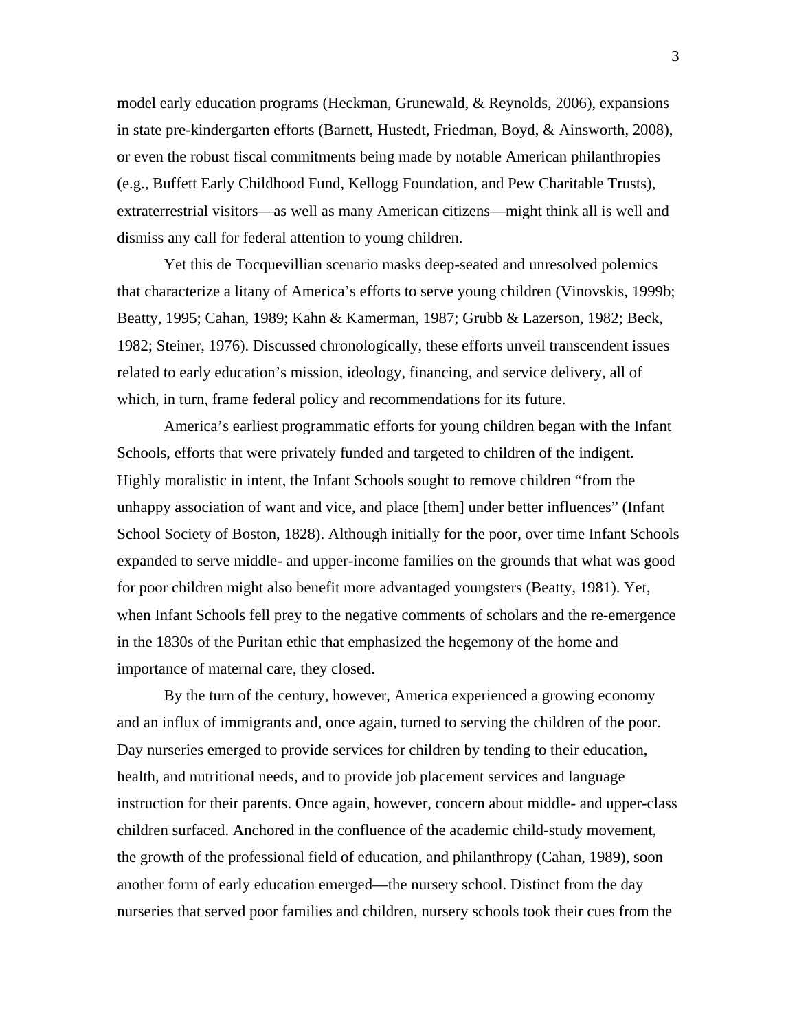model early education programs (Heckman, Grunewald, & Reynolds, 2006), expansions in state pre-kindergarten efforts (Barnett, Hustedt, Friedman, Boyd, & Ainsworth, 2008), or even the robust fiscal commitments being made by notable American philanthropies (e.g., Buffett Early Childhood Fund, Kellogg Foundation, and Pew Charitable Trusts), extraterrestrial visitors—as well as many American citizens—might think all is well and dismiss any call for federal attention to young children.

Yet this de Tocquevillian scenario masks deep-seated and unresolved polemics that characterize a litany of America's efforts to serve young children (Vinovskis, 1999b; Beatty, 1995; Cahan, 1989; Kahn & Kamerman, 1987; Grubb & Lazerson, 1982; Beck, 1982; Steiner, 1976). Discussed chronologically, these efforts unveil transcendent issues related to early education's mission, ideology, financing, and service delivery, all of which, in turn, frame federal policy and recommendations for its future.

America's earliest programmatic efforts for young children began with the Infant Schools, efforts that were privately funded and targeted to children of the indigent. Highly moralistic in intent, the Infant Schools sought to remove children "from the unhappy association of want and vice, and place [them] under better influences" (Infant School Society of Boston, 1828). Although initially for the poor, over time Infant Schools expanded to serve middle- and upper-income families on the grounds that what was good for poor children might also benefit more advantaged youngsters (Beatty, 1981). Yet, when Infant Schools fell prey to the negative comments of scholars and the re-emergence in the 1830s of the Puritan ethic that emphasized the hegemony of the home and importance of maternal care, they closed.

By the turn of the century, however, America experienced a growing economy and an influx of immigrants and, once again, turned to serving the children of the poor. Day nurseries emerged to provide services for children by tending to their education, health, and nutritional needs, and to provide job placement services and language instruction for their parents. Once again, however, concern about middle- and upper-class children surfaced. Anchored in the confluence of the academic child-study movement, the growth of the professional field of education, and philanthropy (Cahan, 1989), soon another form of early education emerged—the nursery school. Distinct from the day nurseries that served poor families and children, nursery schools took their cues from the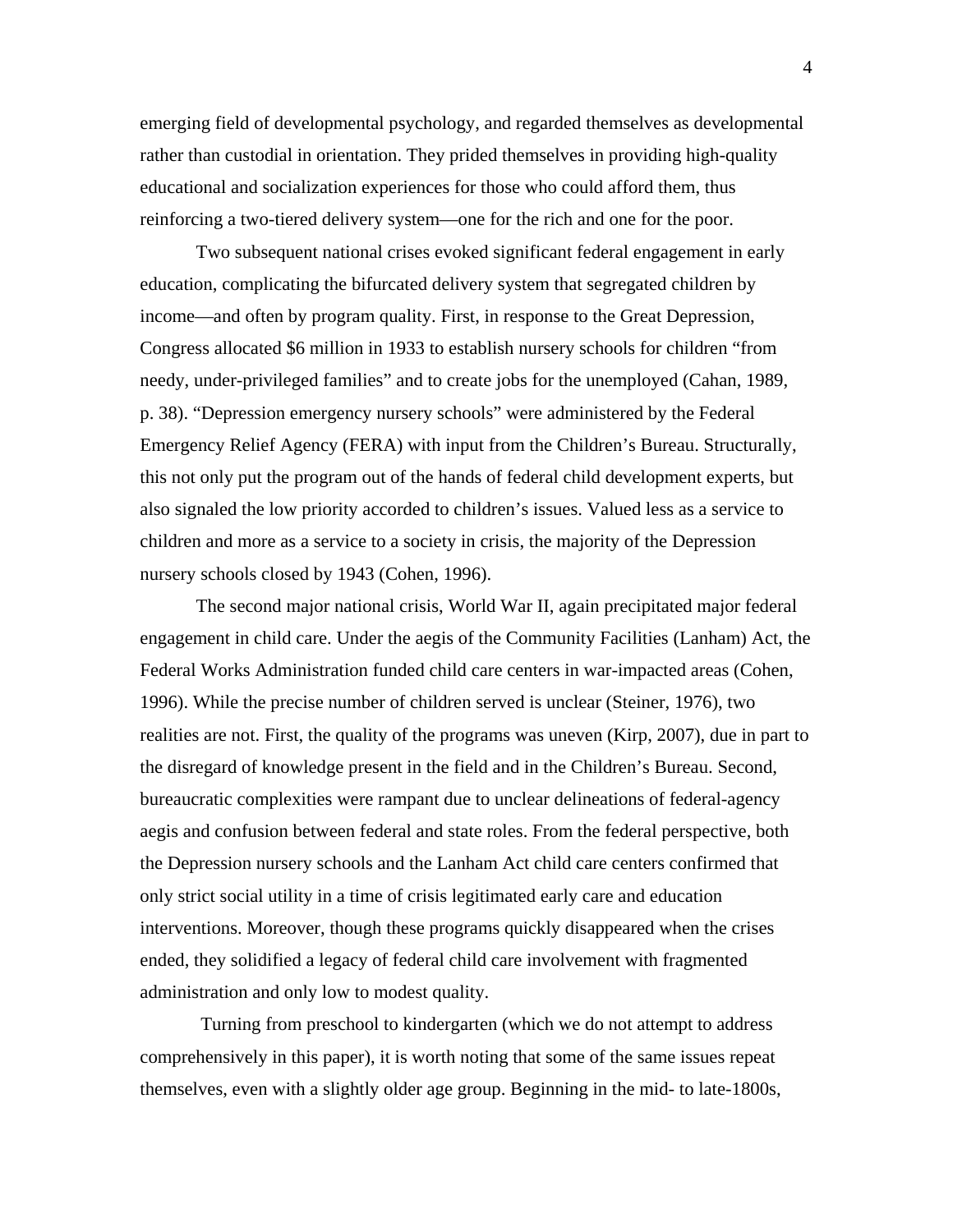emerging field of developmental psychology, and regarded themselves as developmental rather than custodial in orientation. They prided themselves in providing high-quality educational and socialization experiences for those who could afford them, thus reinforcing a two-tiered delivery system—one for the rich and one for the poor.

Two subsequent national crises evoked significant federal engagement in early education, complicating the bifurcated delivery system that segregated children by income—and often by program quality. First, in response to the Great Depression, Congress allocated $6 million in 1933 to establish nursery schools for children "from needy, under-privileged families" and to create jobs for the unemployed (Cahan, 1989, p. 38). "Depression emergency nursery schools" were administered by the Federal Emergency Relief Agency (FERA) with input from the Children's Bureau. Structurally, this not only put the program out of the hands of federal child development experts, but also signaled the low priority accorded to children's issues. Valued less as a service to children and more as a service to a society in crisis, the majority of the Depression nursery schools closed by 1943 (Cohen, 1996).

The second major national crisis, World War II, again precipitated major federal engagement in child care. Under the aegis of the Community Facilities (Lanham) Act, the Federal Works Administration funded child care centers in war-impacted areas (Cohen, 1996). While the precise number of children served is unclear (Steiner, 1976), two realities are not. First, the quality of the programs was uneven (Kirp, 2007), due in part to the disregard of knowledge present in the field and in the Children's Bureau. Second, bureaucratic complexities were rampant due to unclear delineations of federal-agency aegis and confusion between federal and state roles. From the federal perspective, both the Depression nursery schools and the Lanham Act child care centers confirmed that only strict social utility in a time of crisis legitimated early care and education interventions. Moreover, though these programs quickly disappeared when the crises ended, they solidified a legacy of federal child care involvement with fragmented administration and only low to modest quality.

Turning from preschool to kindergarten (which we do not attempt to address comprehensively in this paper), it is worth noting that some of the same issues repeat themselves, even with a slightly older age group. Beginning in the mid- to late-1800s,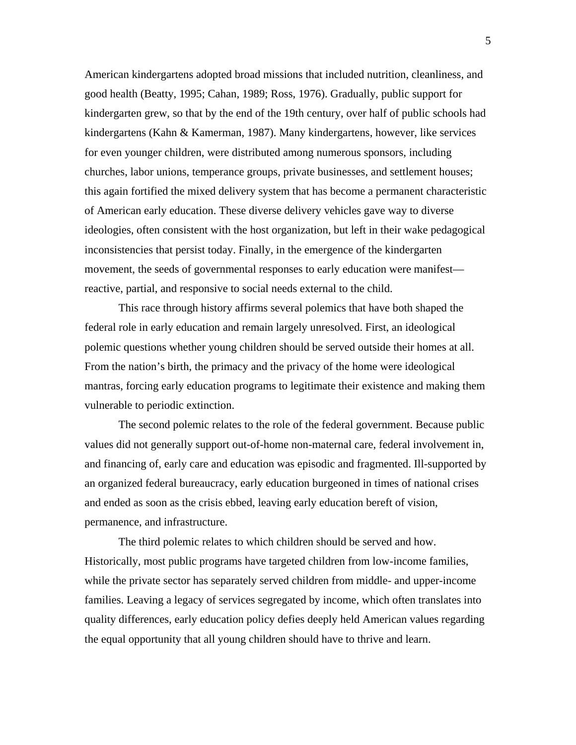American kindergartens adopted broad missions that included nutrition, cleanliness, and good health (Beatty, 1995; Cahan, 1989; Ross, 1976). Gradually, public support for kindergarten grew, so that by the end of the 19th century, over half of public schools had kindergartens (Kahn & Kamerman, 1987). Many kindergartens, however, like services for even younger children, were distributed among numerous sponsors, including churches, labor unions, temperance groups, private businesses, and settlement houses; this again fortified the mixed delivery system that has become a permanent characteristic of American early education. These diverse delivery vehicles gave way to diverse ideologies, often consistent with the host organization, but left in their wake pedagogical inconsistencies that persist today. Finally, in the emergence of the kindergarten movement, the seeds of governmental responses to early education were manifest—reactive, partial, and responsive to social needs external to the child.

This race through history affirms several polemics that have both shaped the federal role in early education and remain largely unresolved. First, an ideological polemic questions whether young children should be served outside their homes at all. From the nation's birth, the primacy and the privacy of the home were ideological mantras, forcing early education programs to legitimate their existence and making them vulnerable to periodic extinction.

The second polemic relates to the role of the federal government. Because public values did not generally support out-of-home non-maternal care, federal involvement in, and financing of, early care and education was episodic and fragmented. Ill-supported by an organized federal bureaucracy, early education burgeoned in times of national crises and ended as soon as the crisis ebbed, leaving early education bereft of vision, permanence, and infrastructure.

The third polemic relates to which children should be served and how. Historically, most public programs have targeted children from low-income families, while the private sector has separately served children from middle- and upper-income families. Leaving a legacy of services segregated by income, which often translates into quality differences, early education policy defies deeply held American values regarding the equal opportunity that all young children should have to thrive and learn.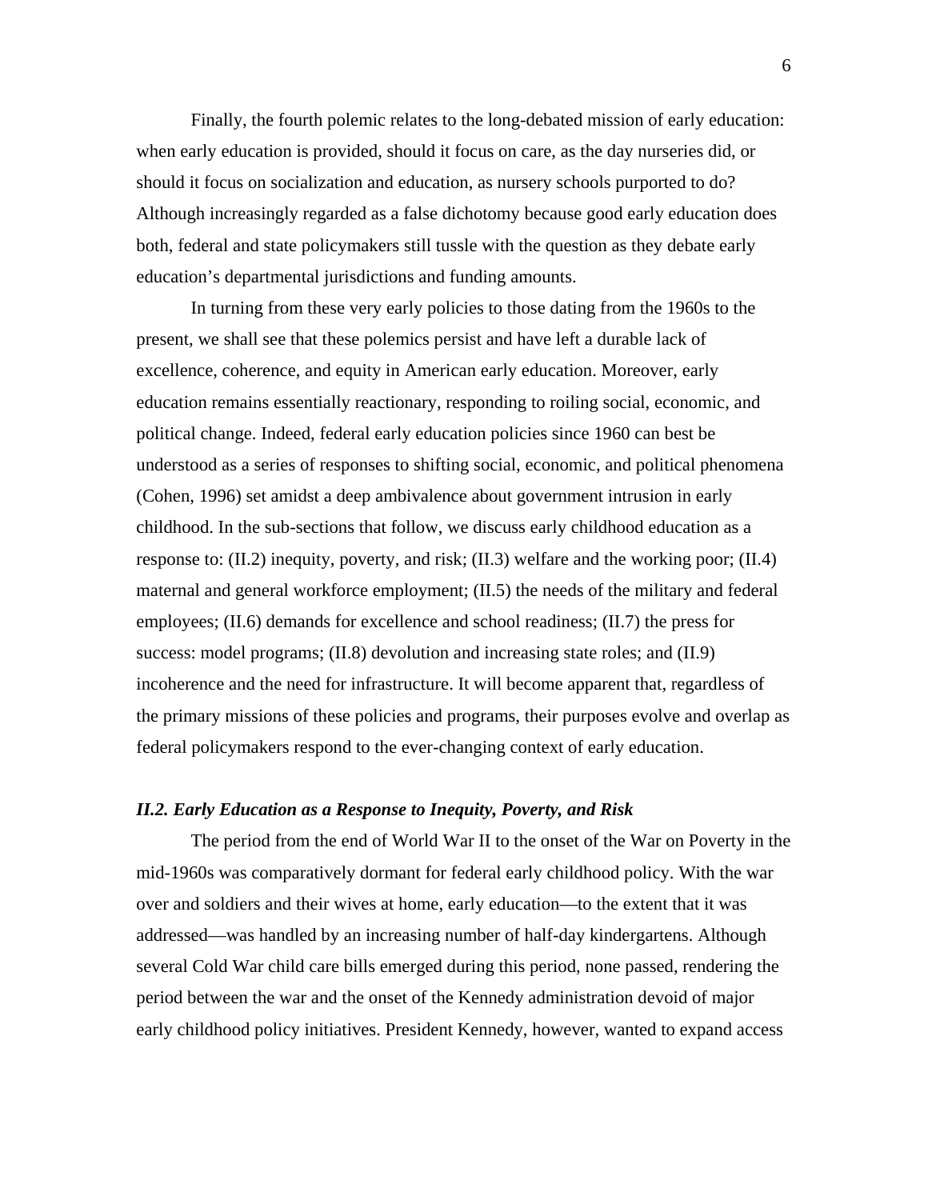Finally, the fourth polemic relates to the long-debated mission of early education: when early education is provided, should it focus on care, as the day nurseries did, or should it focus on socialization and education, as nursery schools purported to do? Although increasingly regarded as a false dichotomy because good early education does both, federal and state policymakers still tussle with the question as they debate early education's departmental jurisdictions and funding amounts.

In turning from these very early policies to those dating from the 1960s to the present, we shall see that these polemics persist and have left a durable lack of excellence, coherence, and equity in American early education. Moreover, early education remains essentially reactionary, responding to roiling social, economic, and political change. Indeed, federal early education policies since 1960 can best be understood as a series of responses to shifting social, economic, and political phenomena (Cohen, 1996) set amidst a deep ambivalence about government intrusion in early childhood. In the sub-sections that follow, we discuss early childhood education as a response to: (II.2) inequity, poverty, and risk; (II.3) welfare and the working poor; (II.4) maternal and general workforce employment; (II.5) the needs of the military and federal employees; (II.6) demands for excellence and school readiness; (II.7) the press for success: model programs; (II.8) devolution and increasing state roles; and (II.9) incoherence and the need for infrastructure. It will become apparent that, regardless of the primary missions of these policies and programs, their purposes evolve and overlap as federal policymakers respond to the ever-changing context of early education.

### *II.2. Early Education as a Response to Inequity, Poverty, and Risk*

The period from the end of World War II to the onset of the War on Poverty in the mid-1960s was comparatively dormant for federal early childhood policy. With the war over and soldiers and their wives at home, early education—to the extent that it was addressed—was handled by an increasing number of half-day kindergartens. Although several Cold War child care bills emerged during this period, none passed, rendering the period between the war and the onset of the Kennedy administration devoid of major early childhood policy initiatives. President Kennedy, however, wanted to expand access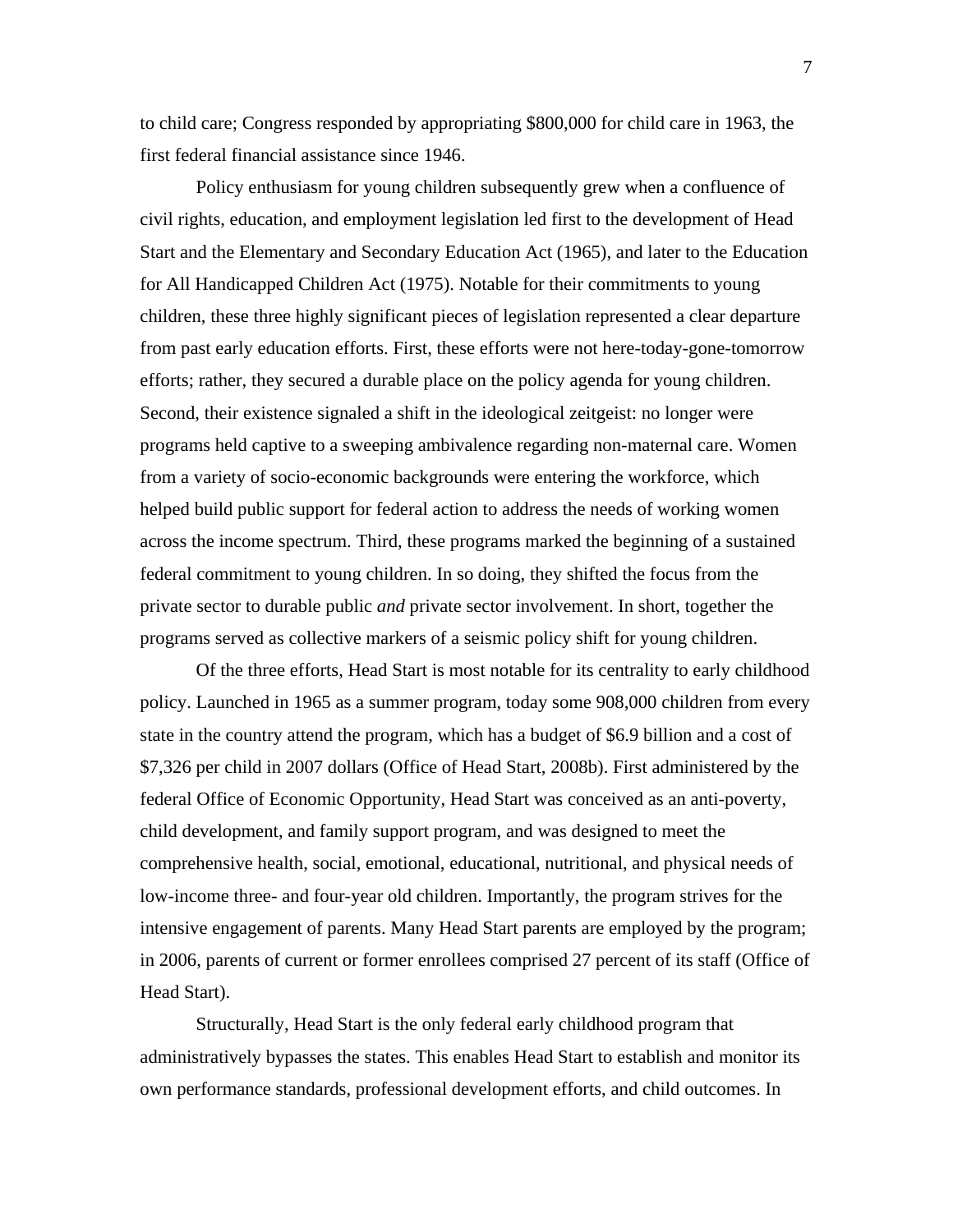to child care; Congress responded by appropriating $800,000 for child care in 1963, the first federal financial assistance since 1946.

Policy enthusiasm for young children subsequently grew when a confluence of civil rights, education, and employment legislation led first to the development of Head Start and the Elementary and Secondary Education Act (1965), and later to the Education for All Handicapped Children Act (1975). Notable for their commitments to young children, these three highly significant pieces of legislation represented a clear departure from past early education efforts. First, these efforts were not here-today-gone-tomorrow efforts; rather, they secured a durable place on the policy agenda for young children. Second, their existence signaled a shift in the ideological zeitgeist: no longer were programs held captive to a sweeping ambivalence regarding non-maternal care. Women from a variety of socio-economic backgrounds were entering the workforce, which helped build public support for federal action to address the needs of working women across the income spectrum. Third, these programs marked the beginning of a sustained federal commitment to young children. In so doing, they shifted the focus from the private sector to durable public *and* private sector involvement. In short, together the programs served as collective markers of a seismic policy shift for young children.

Of the three efforts, Head Start is most notable for its centrality to early childhood policy. Launched in 1965 as a summer program, today some 908,000 children from every state in the country attend the program, which has a budget of $6.9 billion and a cost of $7,326 per child in 2007 dollars (Office of Head Start, 2008b). First administered by the federal Office of Economic Opportunity, Head Start was conceived as an anti-poverty, child development, and family support program, and was designed to meet the comprehensive health, social, emotional, educational, nutritional, and physical needs of low-income three- and four-year old children. Importantly, the program strives for the intensive engagement of parents. Many Head Start parents are employed by the program; in 2006, parents of current or former enrollees comprised 27 percent of its staff (Office of Head Start).

Structurally, Head Start is the only federal early childhood program that administratively bypasses the states. This enables Head Start to establish and monitor its own performance standards, professional development efforts, and child outcomes. In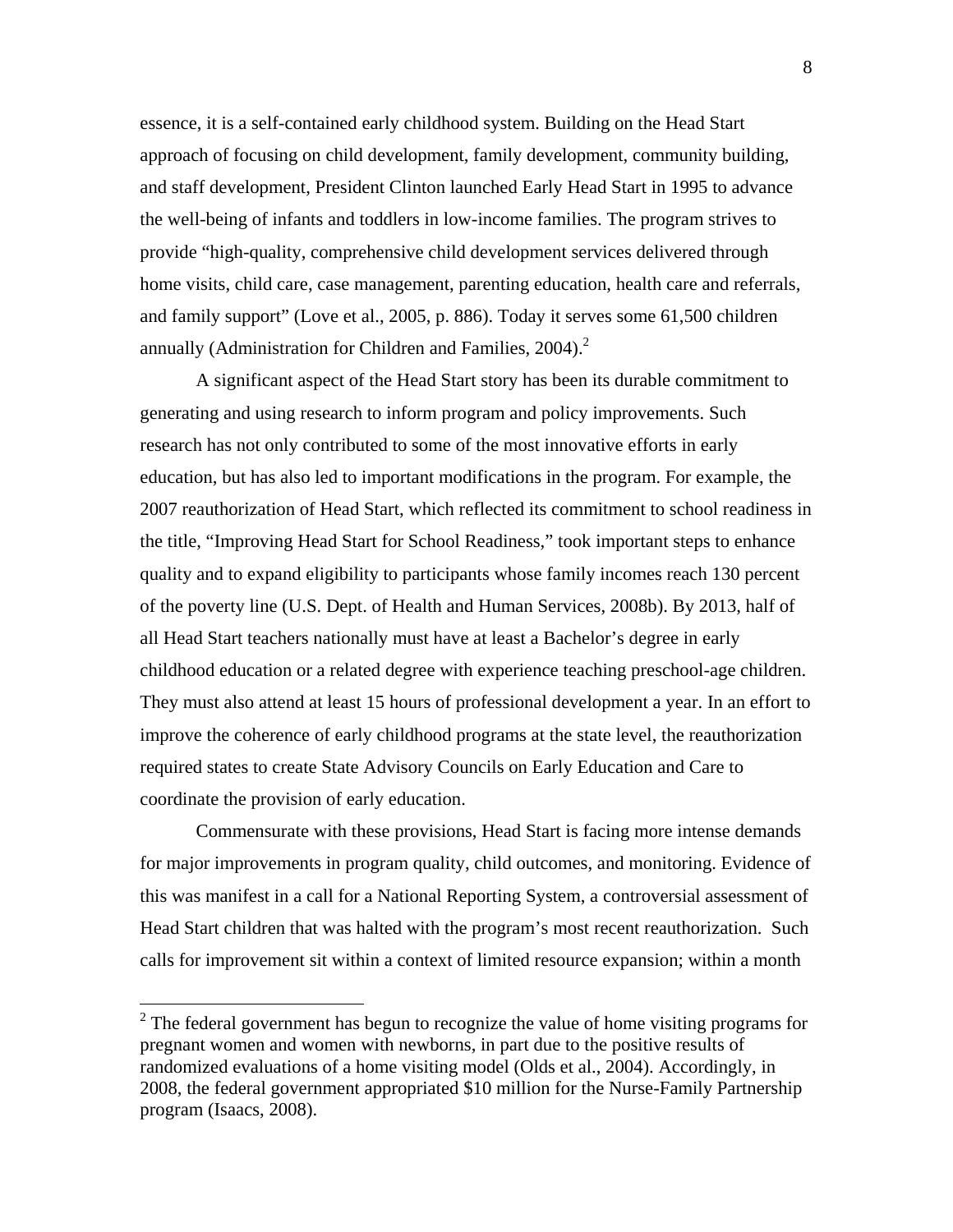essence, it is a self-contained early childhood system. Building on the Head Start approach of focusing on child development, family development, community building, and staff development, President Clinton launched Early Head Start in 1995 to advance the well-being of infants and toddlers in low-income families. The program strives to provide "high-quality, comprehensive child development services delivered through home visits, child care, case management, parenting education, health care and referrals, and family support" (Love et al., 2005, p. 886). Today it serves some 61,500 children annually (Administration for Children and Families, 2004).[2]

A significant aspect of the Head Start story has been its durable commitment to generating and using research to inform program and policy improvements. Such research has not only contributed to some of the most innovative efforts in early education, but has also led to important modifications in the program. For example, the 2007 reauthorization of Head Start, which reflected its commitment to school readiness in the title, "Improving Head Start for School Readiness," took important steps to enhance quality and to expand eligibility to participants whose family incomes reach 130 percent of the poverty line (U.S. Dept. of Health and Human Services, 2008b). By 2013, half of all Head Start teachers nationally must have at least a Bachelor's degree in early childhood education or a related degree with experience teaching preschool-age children. They must also attend at least 15 hours of professional development a year. In an effort to improve the coherence of early childhood programs at the state level, the reauthorization required states to create State Advisory Councils on Early Education and Care to coordinate the provision of early education.

Commensurate with these provisions, Head Start is facing more intense demands for major improvements in program quality, child outcomes, and monitoring. Evidence of this was manifest in a call for a National Reporting System, a controversial assessment of Head Start children that was halted with the program's most recent reauthorization. Such calls for improvement sit within a context of limited resource expansion; within a month

[2] The federal government has begun to recognize the value of home visiting programs for pregnant women and women with newborns, in part due to the positive results of randomized evaluations of a home visiting model (Olds et al., 2004). Accordingly, in 2008, the federal government appropriated $10 million for the Nurse-Family Partnership program (Isaacs, 2008).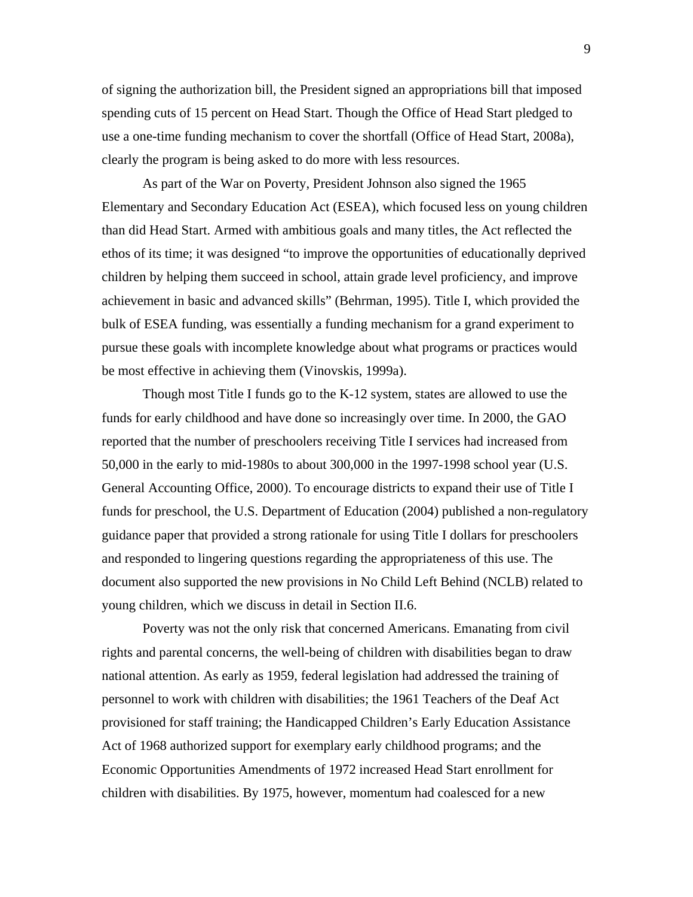of signing the authorization bill, the President signed an appropriations bill that imposed spending cuts of 15 percent on Head Start. Though the Office of Head Start pledged to use a one-time funding mechanism to cover the shortfall (Office of Head Start, 2008a), clearly the program is being asked to do more with less resources.

As part of the War on Poverty, President Johnson also signed the 1965 Elementary and Secondary Education Act (ESEA), which focused less on young children than did Head Start. Armed with ambitious goals and many titles, the Act reflected the ethos of its time; it was designed "to improve the opportunities of educationally deprived children by helping them succeed in school, attain grade level proficiency, and improve achievement in basic and advanced skills" (Behrman, 1995). Title I, which provided the bulk of ESEA funding, was essentially a funding mechanism for a grand experiment to pursue these goals with incomplete knowledge about what programs or practices would be most effective in achieving them (Vinovskis, 1999a).

Though most Title I funds go to the K-12 system, states are allowed to use the funds for early childhood and have done so increasingly over time. In 2000, the GAO reported that the number of preschoolers receiving Title I services had increased from 50,000 in the early to mid-1980s to about 300,000 in the 1997-1998 school year (U.S. General Accounting Office, 2000). To encourage districts to expand their use of Title I funds for preschool, the U.S. Department of Education (2004) published a non-regulatory guidance paper that provided a strong rationale for using Title I dollars for preschoolers and responded to lingering questions regarding the appropriateness of this use. The document also supported the new provisions in No Child Left Behind (NCLB) related to young children, which we discuss in detail in Section II.6.

Poverty was not the only risk that concerned Americans. Emanating from civil rights and parental concerns, the well-being of children with disabilities began to draw national attention. As early as 1959, federal legislation had addressed the training of personnel to work with children with disabilities; the 1961 Teachers of the Deaf Act provisioned for staff training; the Handicapped Children's Early Education Assistance Act of 1968 authorized support for exemplary early childhood programs; and the Economic Opportunities Amendments of 1972 increased Head Start enrollment for children with disabilities. By 1975, however, momentum had coalesced for a new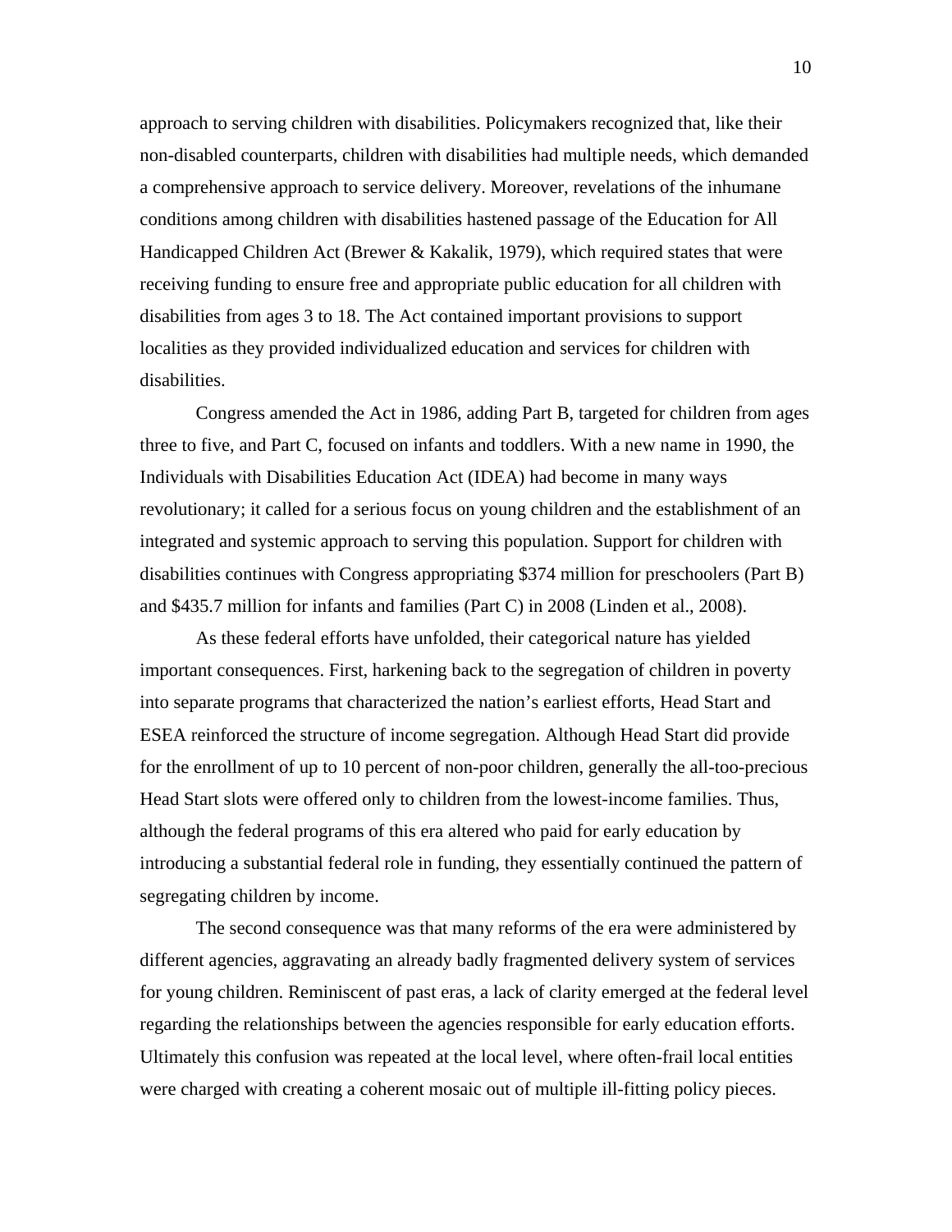approach to serving children with disabilities. Policymakers recognized that, like their non-disabled counterparts, children with disabilities had multiple needs, which demanded a comprehensive approach to service delivery. Moreover, revelations of the inhumane conditions among children with disabilities hastened passage of the Education for All Handicapped Children Act (Brewer & Kakalik, 1979), which required states that were receiving funding to ensure free and appropriate public education for all children with disabilities from ages 3 to 18. The Act contained important provisions to support localities as they provided individualized education and services for children with disabilities.

Congress amended the Act in 1986, adding Part B, targeted for children from ages three to five, and Part C, focused on infants and toddlers. With a new name in 1990, the Individuals with Disabilities Education Act (IDEA) had become in many ways revolutionary; it called for a serious focus on young children and the establishment of an integrated and systemic approach to serving this population. Support for children with disabilities continues with Congress appropriating $374 million for preschoolers (Part B) and $435.7 million for infants and families (Part C) in 2008 (Linden et al., 2008).

As these federal efforts have unfolded, their categorical nature has yielded important consequences. First, harkening back to the segregation of children in poverty into separate programs that characterized the nation's earliest efforts, Head Start and ESEA reinforced the structure of income segregation. Although Head Start did provide for the enrollment of up to 10 percent of non-poor children, generally the all-too-precious Head Start slots were offered only to children from the lowest-income families. Thus, although the federal programs of this era altered who paid for early education by introducing a substantial federal role in funding, they essentially continued the pattern of segregating children by income.

The second consequence was that many reforms of the era were administered by different agencies, aggravating an already badly fragmented delivery system of services for young children. Reminiscent of past eras, a lack of clarity emerged at the federal level regarding the relationships between the agencies responsible for early education efforts. Ultimately this confusion was repeated at the local level, where often-frail local entities were charged with creating a coherent mosaic out of multiple ill-fitting policy pieces.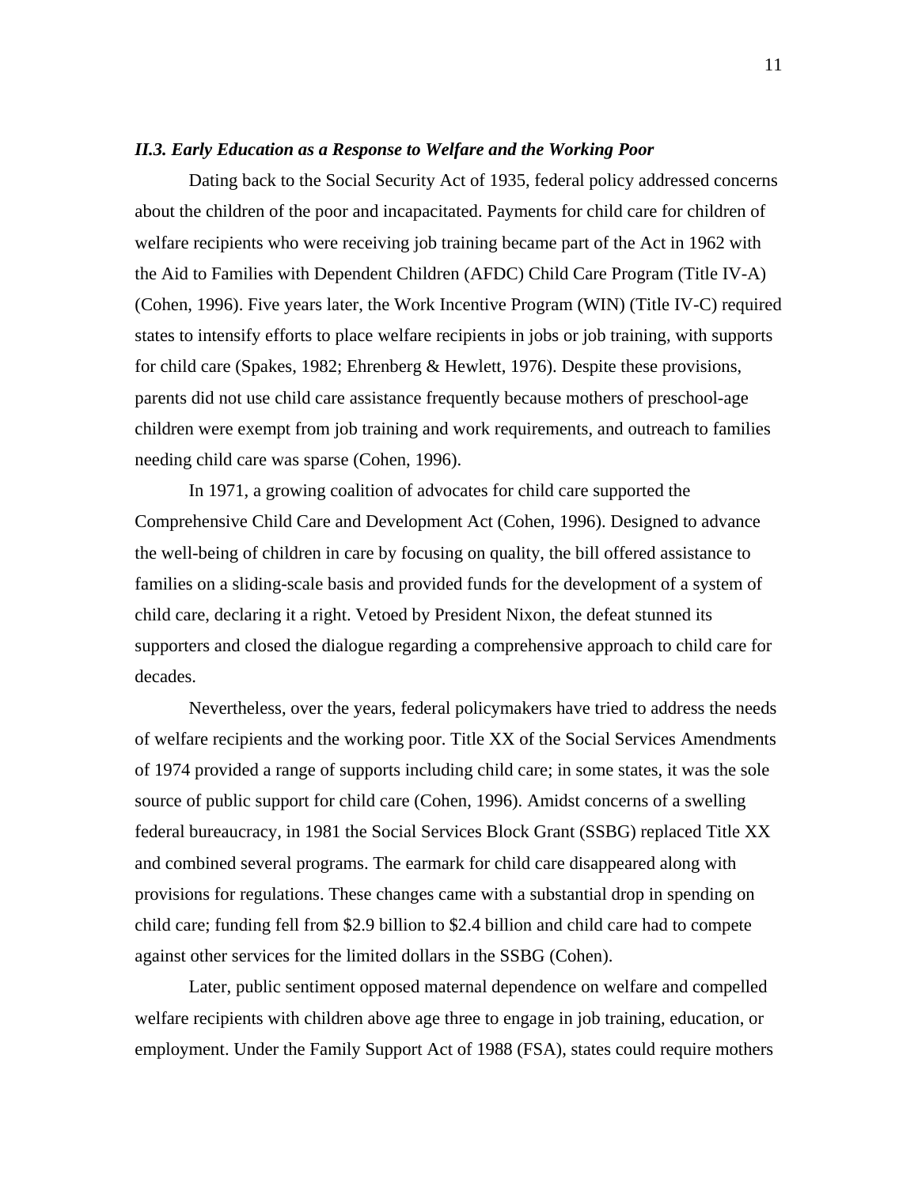### *II.3. Early Education as a Response to Welfare and the Working Poor*

Dating back to the Social Security Act of 1935, federal policy addressed concerns about the children of the poor and incapacitated. Payments for child care for children of welfare recipients who were receiving job training became part of the Act in 1962 with the Aid to Families with Dependent Children (AFDC) Child Care Program (Title IV-A) (Cohen, 1996). Five years later, the Work Incentive Program (WIN) (Title IV-C) required states to intensify efforts to place welfare recipients in jobs or job training, with supports for child care (Spakes, 1982; Ehrenberg & Hewlett, 1976). Despite these provisions, parents did not use child care assistance frequently because mothers of preschool-age children were exempt from job training and work requirements, and outreach to families needing child care was sparse (Cohen, 1996).

In 1971, a growing coalition of advocates for child care supported the Comprehensive Child Care and Development Act (Cohen, 1996). Designed to advance the well-being of children in care by focusing on quality, the bill offered assistance to families on a sliding-scale basis and provided funds for the development of a system of child care, declaring it a right. Vetoed by President Nixon, the defeat stunned its supporters and closed the dialogue regarding a comprehensive approach to child care for decades.

Nevertheless, over the years, federal policymakers have tried to address the needs of welfare recipients and the working poor. Title XX of the Social Services Amendments of 1974 provided a range of supports including child care; in some states, it was the sole source of public support for child care (Cohen, 1996). Amidst concerns of a swelling federal bureaucracy, in 1981 the Social Services Block Grant (SSBG) replaced Title XX and combined several programs. The earmark for child care disappeared along with provisions for regulations. These changes came with a substantial drop in spending on child care; funding fell from $2.9 billion to $2.4 billion and child care had to compete against other services for the limited dollars in the SSBG (Cohen).

Later, public sentiment opposed maternal dependence on welfare and compelled welfare recipients with children above age three to engage in job training, education, or employment. Under the Family Support Act of 1988 (FSA), states could require mothers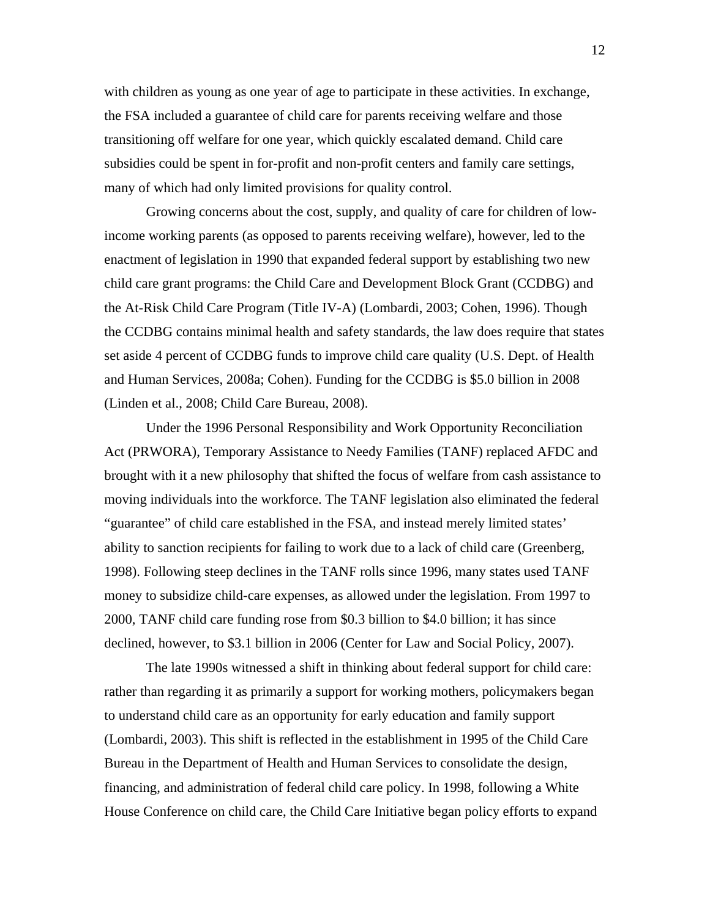with children as young as one year of age to participate in these activities. In exchange, the FSA included a guarantee of child care for parents receiving welfare and those transitioning off welfare for one year, which quickly escalated demand. Child care subsidies could be spent in for-profit and non-profit centers and family care settings, many of which had only limited provisions for quality control.

Growing concerns about the cost, supply, and quality of care for children of low-income working parents (as opposed to parents receiving welfare), however, led to the enactment of legislation in 1990 that expanded federal support by establishing two new child care grant programs: the Child Care and Development Block Grant (CCDBG) and the At-Risk Child Care Program (Title IV-A) (Lombardi, 2003; Cohen, 1996). Though the CCDBG contains minimal health and safety standards, the law does require that states set aside 4 percent of CCDBG funds to improve child care quality (U.S. Dept. of Health and Human Services, 2008a; Cohen). Funding for the CCDBG is $5.0 billion in 2008 (Linden et al., 2008; Child Care Bureau, 2008).

Under the 1996 Personal Responsibility and Work Opportunity Reconciliation Act (PRWORA), Temporary Assistance to Needy Families (TANF) replaced AFDC and brought with it a new philosophy that shifted the focus of welfare from cash assistance to moving individuals into the workforce. The TANF legislation also eliminated the federal "guarantee" of child care established in the FSA, and instead merely limited states' ability to sanction recipients for failing to work due to a lack of child care (Greenberg, 1998). Following steep declines in the TANF rolls since 1996, many states used TANF money to subsidize child-care expenses, as allowed under the legislation. From 1997 to 2000, TANF child care funding rose from $0.3 billion to $4.0 billion; it has since declined, however, to $3.1 billion in 2006 (Center for Law and Social Policy, 2007).

The late 1990s witnessed a shift in thinking about federal support for child care: rather than regarding it as primarily a support for working mothers, policymakers began to understand child care as an opportunity for early education and family support (Lombardi, 2003). This shift is reflected in the establishment in 1995 of the Child Care Bureau in the Department of Health and Human Services to consolidate the design, financing, and administration of federal child care policy. In 1998, following a White House Conference on child care, the Child Care Initiative began policy efforts to expand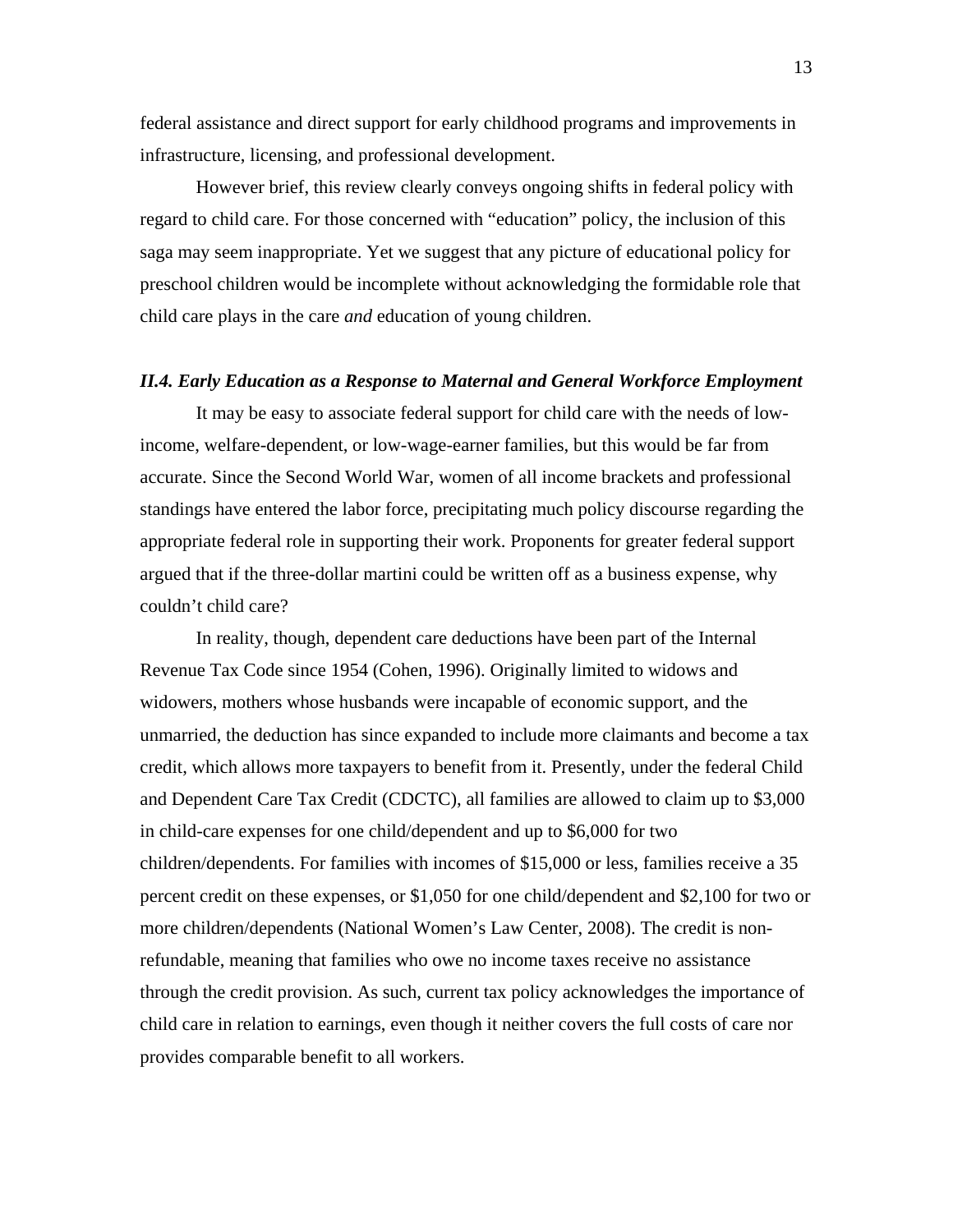federal assistance and direct support for early childhood programs and improvements in infrastructure, licensing, and professional development.

However brief, this review clearly conveys ongoing shifts in federal policy with regard to child care. For those concerned with "education" policy, the inclusion of this saga may seem inappropriate. Yet we suggest that any picture of educational policy for preschool children would be incomplete without acknowledging the formidable role that child care plays in the care *and* education of young children.

### *II.4. Early Education as a Response to Maternal and General Workforce Employment*

It may be easy to associate federal support for child care with the needs of low-income, welfare-dependent, or low-wage-earner families, but this would be far from accurate. Since the Second World War, women of all income brackets and professional standings have entered the labor force, precipitating much policy discourse regarding the appropriate federal role in supporting their work. Proponents for greater federal support argued that if the three-dollar martini could be written off as a business expense, why couldn't child care?

In reality, though, dependent care deductions have been part of the Internal Revenue Tax Code since 1954 (Cohen, 1996). Originally limited to widows and widowers, mothers whose husbands were incapable of economic support, and the unmarried, the deduction has since expanded to include more claimants and become a tax credit, which allows more taxpayers to benefit from it. Presently, under the federal Child and Dependent Care Tax Credit (CDCTC), all families are allowed to claim up to $3,000 in child-care expenses for one child/dependent and up to $6,000 for two children/dependents. For families with incomes of $15,000 or less, families receive a 35 percent credit on these expenses, or $1,050 for one child/dependent and $2,100 for two or more children/dependents (National Women's Law Center, 2008). The credit is non-refundable, meaning that families who owe no income taxes receive no assistance through the credit provision. As such, current tax policy acknowledges the importance of child care in relation to earnings, even though it neither covers the full costs of care nor provides comparable benefit to all workers.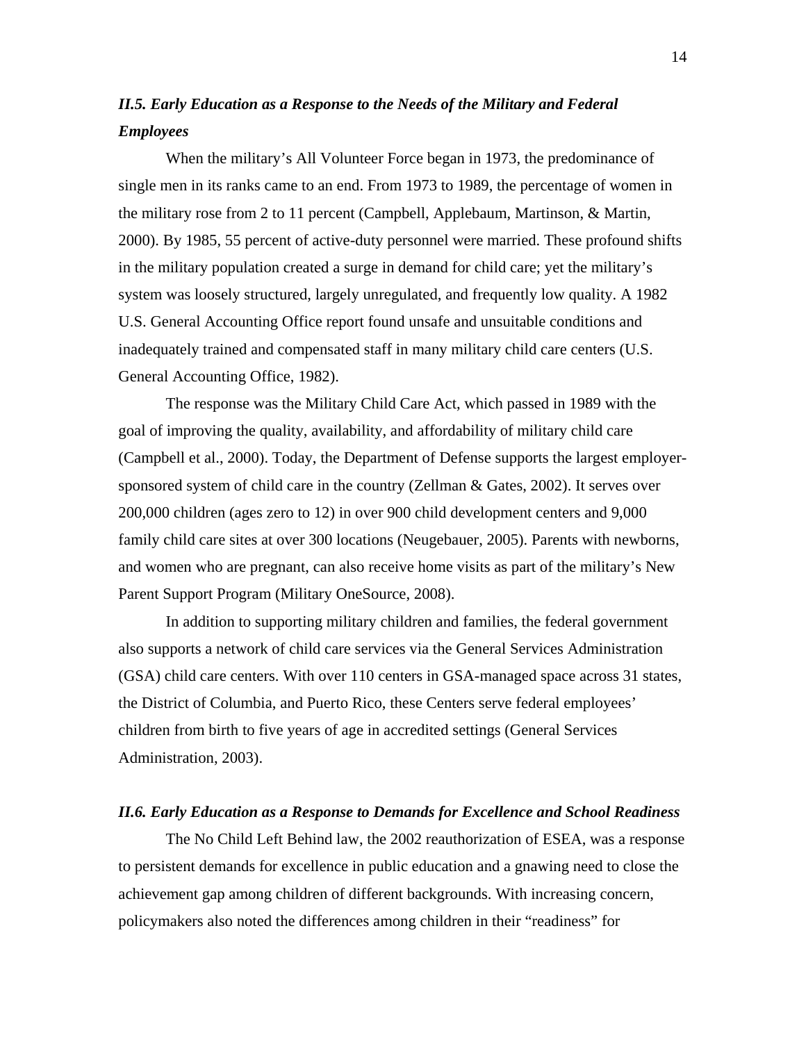### *II.5. Early Education as a Response to the Needs of the Military and Federal Employees*

When the military's All Volunteer Force began in 1973, the predominance of single men in its ranks came to an end. From 1973 to 1989, the percentage of women in the military rose from 2 to 11 percent (Campbell, Applebaum, Martinson, & Martin, 2000). By 1985, 55 percent of active-duty personnel were married. These profound shifts in the military population created a surge in demand for child care; yet the military's system was loosely structured, largely unregulated, and frequently low quality. A 1982 U.S. General Accounting Office report found unsafe and unsuitable conditions and inadequately trained and compensated staff in many military child care centers (U.S. General Accounting Office, 1982).

The response was the Military Child Care Act, which passed in 1989 with the goal of improving the quality, availability, and affordability of military child care (Campbell et al., 2000). Today, the Department of Defense supports the largest employer-sponsored system of child care in the country (Zellman & Gates, 2002). It serves over 200,000 children (ages zero to 12) in over 900 child development centers and 9,000 family child care sites at over 300 locations (Neugebauer, 2005). Parents with newborns, and women who are pregnant, can also receive home visits as part of the military's New Parent Support Program (Military OneSource, 2008).

In addition to supporting military children and families, the federal government also supports a network of child care services via the General Services Administration (GSA) child care centers. With over 110 centers in GSA-managed space across 31 states, the District of Columbia, and Puerto Rico, these Centers serve federal employees' children from birth to five years of age in accredited settings (General Services Administration, 2003).

### *II.6. Early Education as a Response to Demands for Excellence and School Readiness*

The No Child Left Behind law, the 2002 reauthorization of ESEA, was a response to persistent demands for excellence in public education and a gnawing need to close the achievement gap among children of different backgrounds. With increasing concern, policymakers also noted the differences among children in their "readiness" for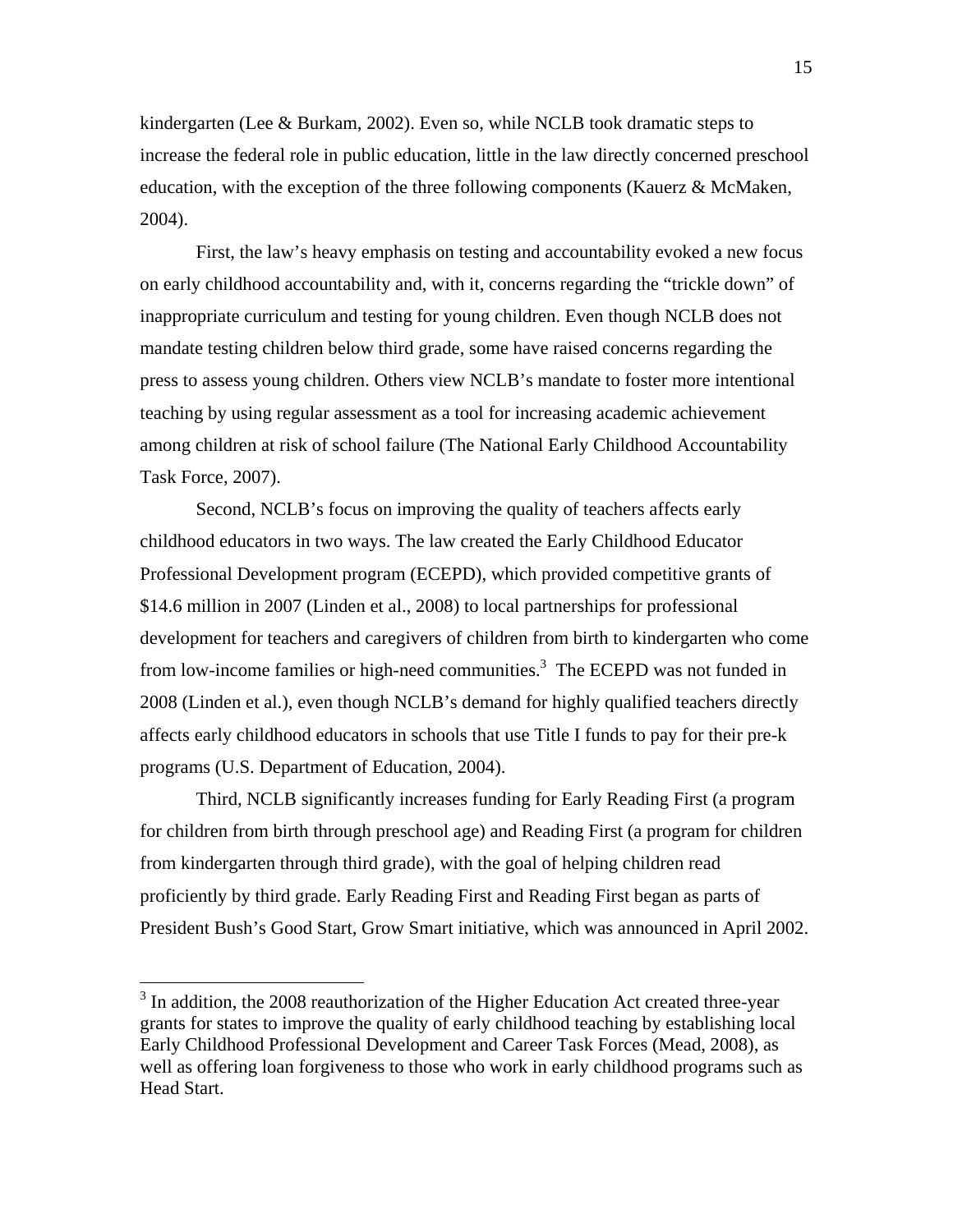kindergarten (Lee & Burkam, 2002). Even so, while NCLB took dramatic steps to increase the federal role in public education, little in the law directly concerned preschool education, with the exception of the three following components (Kauerz & McMaken, 2004).

First, the law's heavy emphasis on testing and accountability evoked a new focus on early childhood accountability and, with it, concerns regarding the "trickle down" of inappropriate curriculum and testing for young children. Even though NCLB does not mandate testing children below third grade, some have raised concerns regarding the press to assess young children. Others view NCLB's mandate to foster more intentional teaching by using regular assessment as a tool for increasing academic achievement among children at risk of school failure (The National Early Childhood Accountability Task Force, 2007).

Second, NCLB's focus on improving the quality of teachers affects early childhood educators in two ways. The law created the Early Childhood Educator Professional Development program (ECEPD), which provided competitive grants of $14.6 million in 2007 (Linden et al., 2008) to local partnerships for professional development for teachers and caregivers of children from birth to kindergarten who come from low-income families or high-need communities.[3] The ECEPD was not funded in 2008 (Linden et al.), even though NCLB's demand for highly qualified teachers directly affects early childhood educators in schools that use Title I funds to pay for their pre-k programs (U.S. Department of Education, 2004).

Third, NCLB significantly increases funding for Early Reading First (a program for children from birth through preschool age) and Reading First (a program for children from kindergarten through third grade), with the goal of helping children read proficiently by third grade. Early Reading First and Reading First began as parts of President Bush's Good Start, Grow Smart initiative, which was announced in April 2002.

---

[3] In addition, the 2008 reauthorization of the Higher Education Act created three-year grants for states to improve the quality of early childhood teaching by establishing local Early Childhood Professional Development and Career Task Forces (Mead, 2008), as well as offering loan forgiveness to those who work in early childhood programs such as Head Start.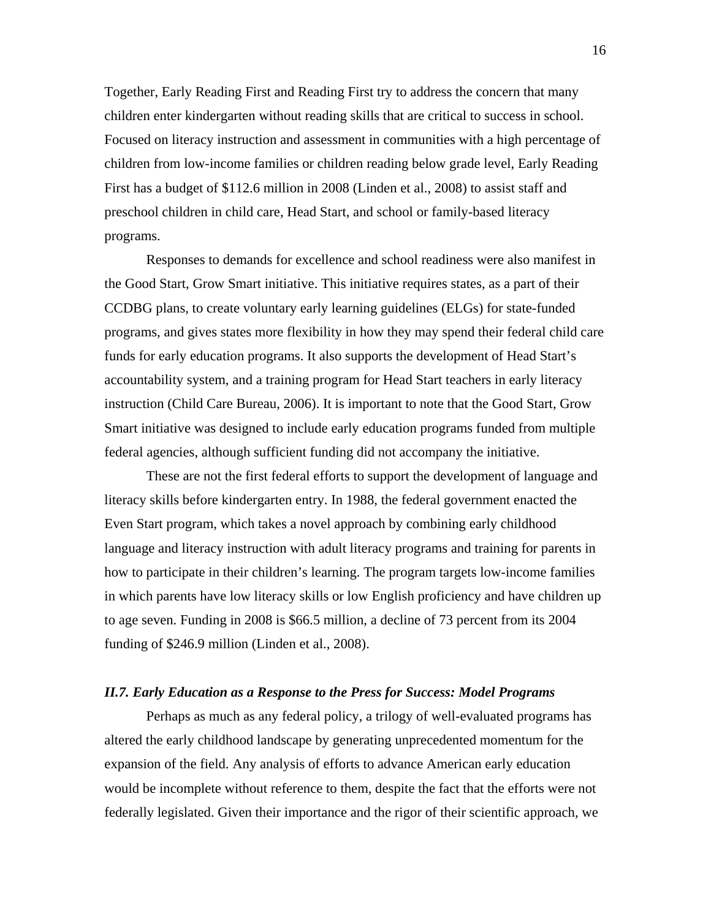Together, Early Reading First and Reading First try to address the concern that many children enter kindergarten without reading skills that are critical to success in school. Focused on literacy instruction and assessment in communities with a high percentage of children from low-income families or children reading below grade level, Early Reading First has a budget of $112.6 million in 2008 (Linden et al., 2008) to assist staff and preschool children in child care, Head Start, and school or family-based literacy programs.

Responses to demands for excellence and school readiness were also manifest in the Good Start, Grow Smart initiative. This initiative requires states, as a part of their CCDBG plans, to create voluntary early learning guidelines (ELGs) for state-funded programs, and gives states more flexibility in how they may spend their federal child care funds for early education programs. It also supports the development of Head Start's accountability system, and a training program for Head Start teachers in early literacy instruction (Child Care Bureau, 2006). It is important to note that the Good Start, Grow Smart initiative was designed to include early education programs funded from multiple federal agencies, although sufficient funding did not accompany the initiative.

These are not the first federal efforts to support the development of language and literacy skills before kindergarten entry. In 1988, the federal government enacted the Even Start program, which takes a novel approach by combining early childhood language and literacy instruction with adult literacy programs and training for parents in how to participate in their children's learning. The program targets low-income families in which parents have low literacy skills or low English proficiency and have children up to age seven. Funding in 2008 is $66.5 million, a decline of 73 percent from its 2004 funding of $246.9 million (Linden et al., 2008).

### *II.7. Early Education as a Response to the Press for Success: Model Programs*

Perhaps as much as any federal policy, a trilogy of well-evaluated programs has altered the early childhood landscape by generating unprecedented momentum for the expansion of the field. Any analysis of efforts to advance American early education would be incomplete without reference to them, despite the fact that the efforts were not federally legislated. Given their importance and the rigor of their scientific approach, we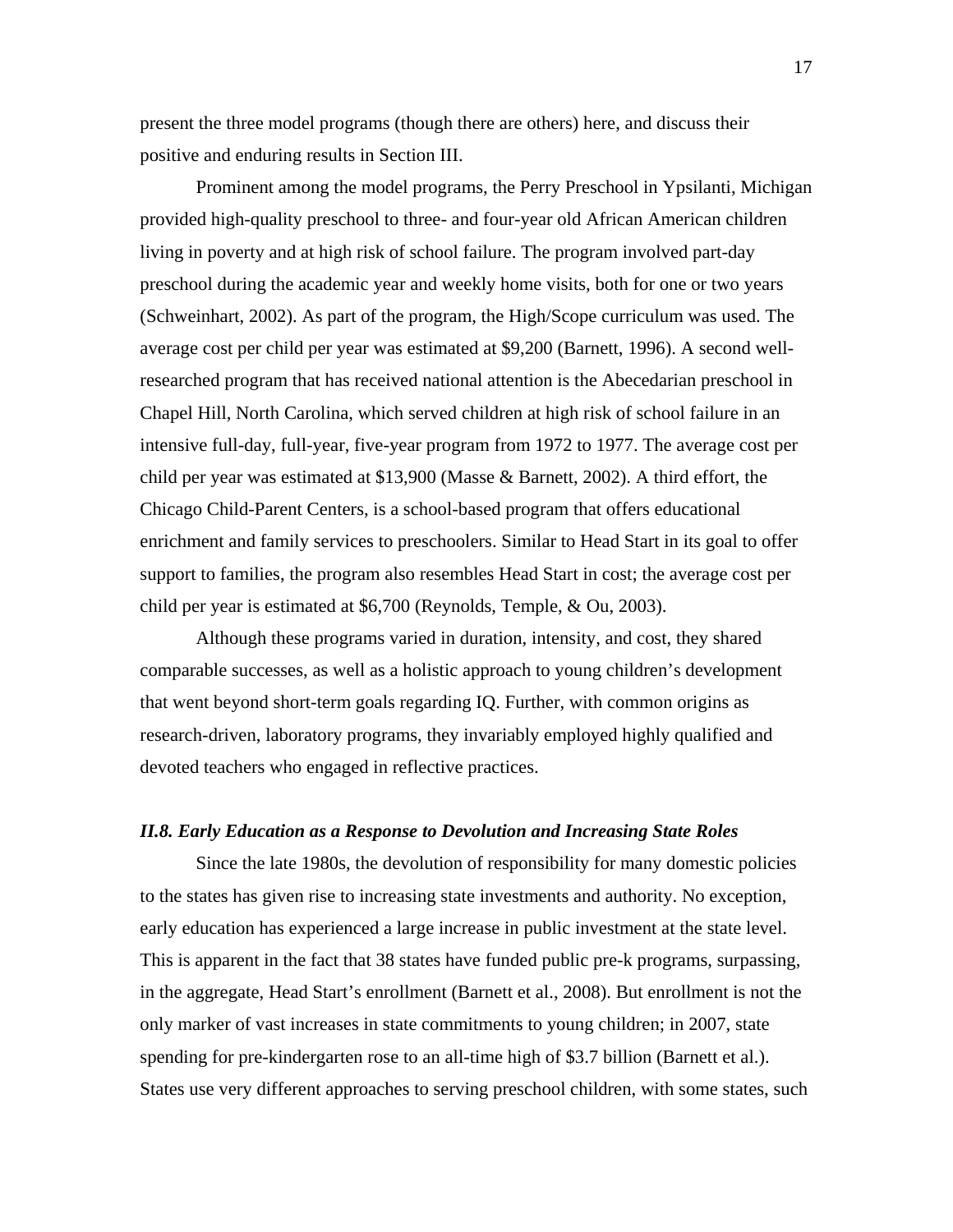present the three model programs (though there are others) here, and discuss their positive and enduring results in Section III.

Prominent among the model programs, the Perry Preschool in Ypsilanti, Michigan provided high-quality preschool to three- and four-year old African American children living in poverty and at high risk of school failure. The program involved part-day preschool during the academic year and weekly home visits, both for one or two years (Schweinhart, 2002). As part of the program, the High/Scope curriculum was used. The average cost per child per year was estimated at $9,200 (Barnett, 1996). A second well-researched program that has received national attention is the Abecedarian preschool in Chapel Hill, North Carolina, which served children at high risk of school failure in an intensive full-day, full-year, five-year program from 1972 to 1977. The average cost per child per year was estimated at $13,900 (Masse & Barnett, 2002). A third effort, the Chicago Child-Parent Centers, is a school-based program that offers educational enrichment and family services to preschoolers. Similar to Head Start in its goal to offer support to families, the program also resembles Head Start in cost; the average cost per child per year is estimated at $6,700 (Reynolds, Temple, & Ou, 2003).

Although these programs varied in duration, intensity, and cost, they shared comparable successes, as well as a holistic approach to young children's development that went beyond short-term goals regarding IQ. Further, with common origins as research-driven, laboratory programs, they invariably employed highly qualified and devoted teachers who engaged in reflective practices.

### *II.8. Early Education as a Response to Devolution and Increasing State Roles*

Since the late 1980s, the devolution of responsibility for many domestic policies to the states has given rise to increasing state investments and authority. No exception, early education has experienced a large increase in public investment at the state level. This is apparent in the fact that 38 states have funded public pre-k programs, surpassing, in the aggregate, Head Start's enrollment (Barnett et al., 2008). But enrollment is not the only marker of vast increases in state commitments to young children; in 2007, state spending for pre-kindergarten rose to an all-time high of $3.7 billion (Barnett et al.). States use very different approaches to serving preschool children, with some states, such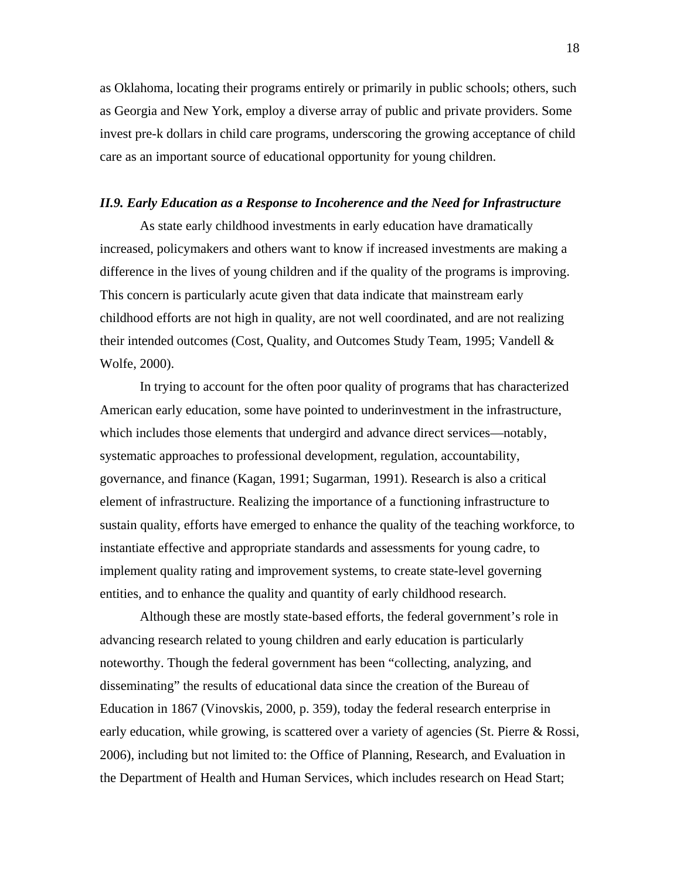as Oklahoma, locating their programs entirely or primarily in public schools; others, such as Georgia and New York, employ a diverse array of public and private providers. Some invest pre-k dollars in child care programs, underscoring the growing acceptance of child care as an important source of educational opportunity for young children.

### *II.9. Early Education as a Response to Incoherence and the Need for Infrastructure*

As state early childhood investments in early education have dramatically increased, policymakers and others want to know if increased investments are making a difference in the lives of young children and if the quality of the programs is improving. This concern is particularly acute given that data indicate that mainstream early childhood efforts are not high in quality, are not well coordinated, and are not realizing their intended outcomes (Cost, Quality, and Outcomes Study Team, 1995; Vandell & Wolfe, 2000).

In trying to account for the often poor quality of programs that has characterized American early education, some have pointed to underinvestment in the infrastructure, which includes those elements that undergird and advance direct services—notably, systematic approaches to professional development, regulation, accountability, governance, and finance (Kagan, 1991; Sugarman, 1991). Research is also a critical element of infrastructure. Realizing the importance of a functioning infrastructure to sustain quality, efforts have emerged to enhance the quality of the teaching workforce, to instantiate effective and appropriate standards and assessments for young cadre, to implement quality rating and improvement systems, to create state-level governing entities, and to enhance the quality and quantity of early childhood research.

Although these are mostly state-based efforts, the federal government's role in advancing research related to young children and early education is particularly noteworthy. Though the federal government has been "collecting, analyzing, and disseminating" the results of educational data since the creation of the Bureau of Education in 1867 (Vinovskis, 2000, p. 359), today the federal research enterprise in early education, while growing, is scattered over a variety of agencies (St. Pierre & Rossi, 2006), including but not limited to: the Office of Planning, Research, and Evaluation in the Department of Health and Human Services, which includes research on Head Start;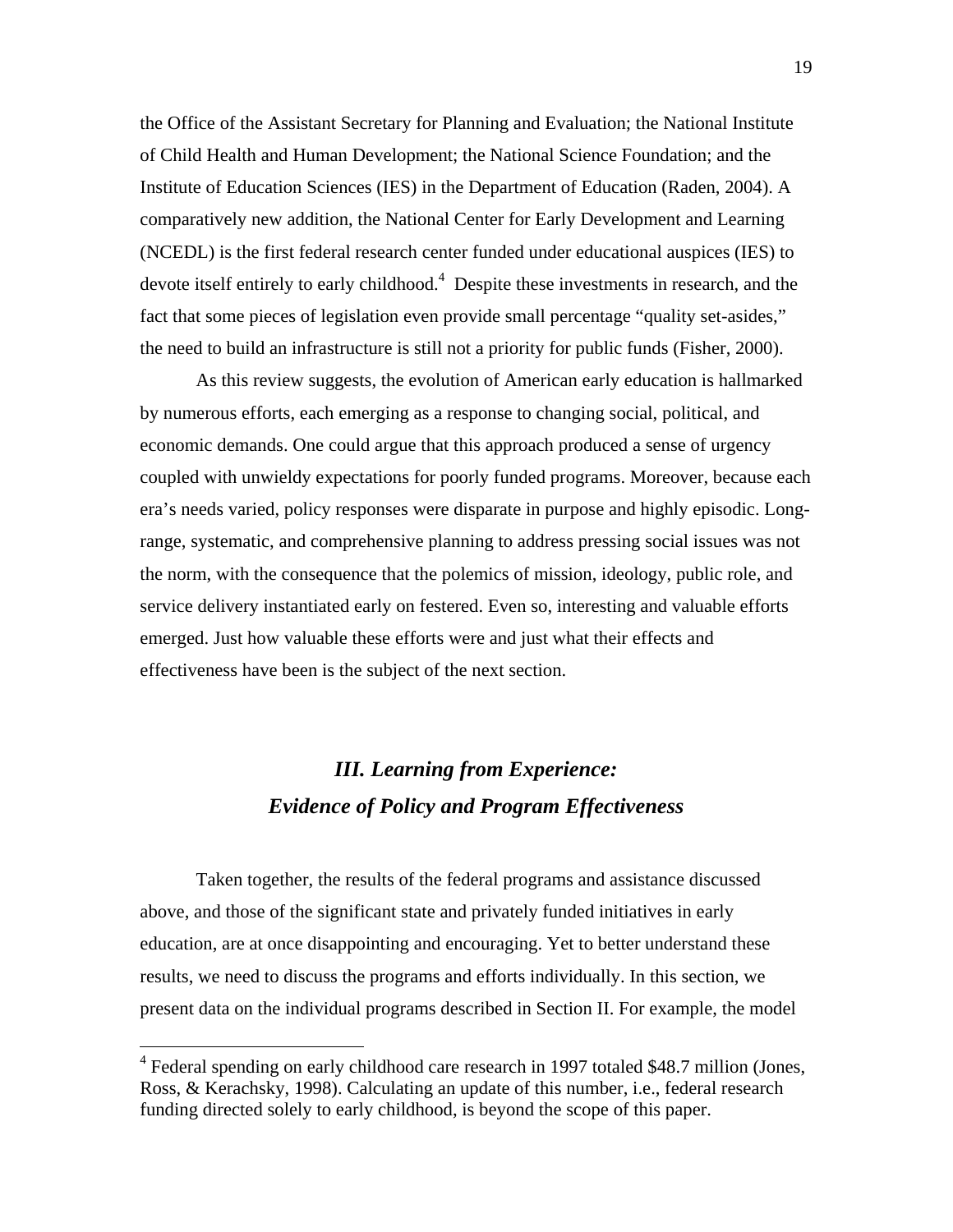the Office of the Assistant Secretary for Planning and Evaluation; the National Institute of Child Health and Human Development; the National Science Foundation; and the Institute of Education Sciences (IES) in the Department of Education (Raden, 2004). A comparatively new addition, the National Center for Early Development and Learning (NCEDL) is the first federal research center funded under educational auspices (IES) to devote itself entirely to early childhood.[4] Despite these investments in research, and the fact that some pieces of legislation even provide small percentage "quality set-asides," the need to build an infrastructure is still not a priority for public funds (Fisher, 2000).

As this review suggests, the evolution of American early education is hallmarked by numerous efforts, each emerging as a response to changing social, political, and economic demands. One could argue that this approach produced a sense of urgency coupled with unwieldy expectations for poorly funded programs. Moreover, because each era's needs varied, policy responses were disparate in purpose and highly episodic. Long-range, systematic, and comprehensive planning to address pressing social issues was not the norm, with the consequence that the polemics of mission, ideology, public role, and service delivery instantiated early on festered. Even so, interesting and valuable efforts emerged. Just how valuable these efforts were and just what their effects and effectiveness have been is the subject of the next section.

## *III. Learning from Experience: Evidence of Policy and Program Effectiveness*

Taken together, the results of the federal programs and assistance discussed above, and those of the significant state and privately funded initiatives in early education, are at once disappointing and encouraging. Yet to better understand these results, we need to discuss the programs and efforts individually. In this section, we present data on the individual programs described in Section II. For example, the model

[4] Federal spending on early childhood care research in 1997 totaled $48.7 million (Jones, Ross, & Kerachsky, 1998). Calculating an update of this number, i.e., federal research funding directed solely to early childhood, is beyond the scope of this paper.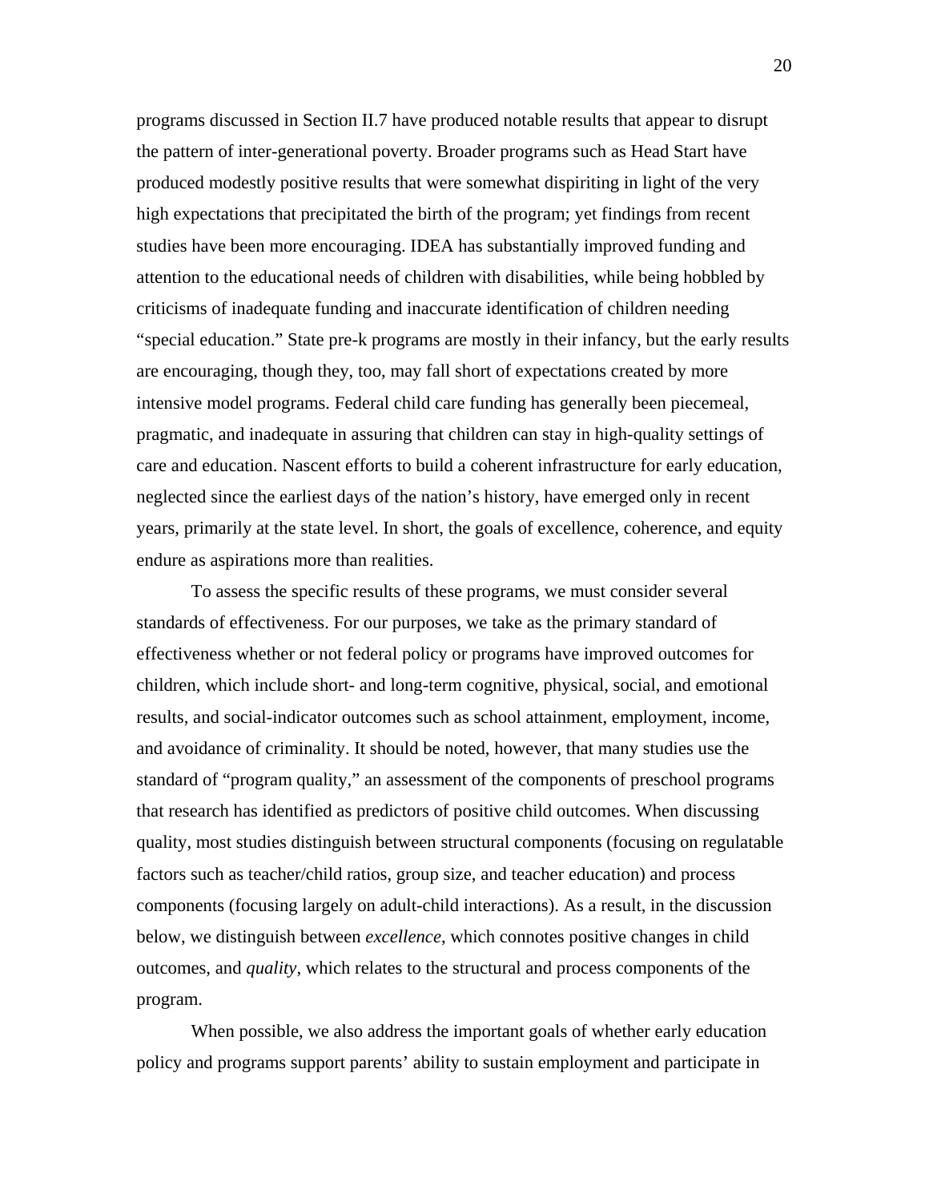programs discussed in Section II.7 have produced notable results that appear to disrupt the pattern of inter-generational poverty. Broader programs such as Head Start have produced modestly positive results that were somewhat dispiriting in light of the very high expectations that precipitated the birth of the program; yet findings from recent studies have been more encouraging. IDEA has substantially improved funding and attention to the educational needs of children with disabilities, while being hobbled by criticisms of inadequate funding and inaccurate identification of children needing "special education." State pre-k programs are mostly in their infancy, but the early results are encouraging, though they, too, may fall short of expectations created by more intensive model programs. Federal child care funding has generally been piecemeal, pragmatic, and inadequate in assuring that children can stay in high-quality settings of care and education. Nascent efforts to build a coherent infrastructure for early education, neglected since the earliest days of the nation's history, have emerged only in recent years, primarily at the state level. In short, the goals of excellence, coherence, and equity endure as aspirations more than realities.

To assess the specific results of these programs, we must consider several standards of effectiveness. For our purposes, we take as the primary standard of effectiveness whether or not federal policy or programs have improved outcomes for children, which include short- and long-term cognitive, physical, social, and emotional results, and social-indicator outcomes such as school attainment, employment, income, and avoidance of criminality. It should be noted, however, that many studies use the standard of "program quality," an assessment of the components of preschool programs that research has identified as predictors of positive child outcomes. When discussing quality, most studies distinguish between structural components (focusing on regulatable factors such as teacher/child ratios, group size, and teacher education) and process components (focusing largely on adult-child interactions). As a result, in the discussion below, we distinguish between *excellence*, which connotes positive changes in child outcomes, and *quality*, which relates to the structural and process components of the program.

When possible, we also address the important goals of whether early education policy and programs support parents' ability to sustain employment and participate in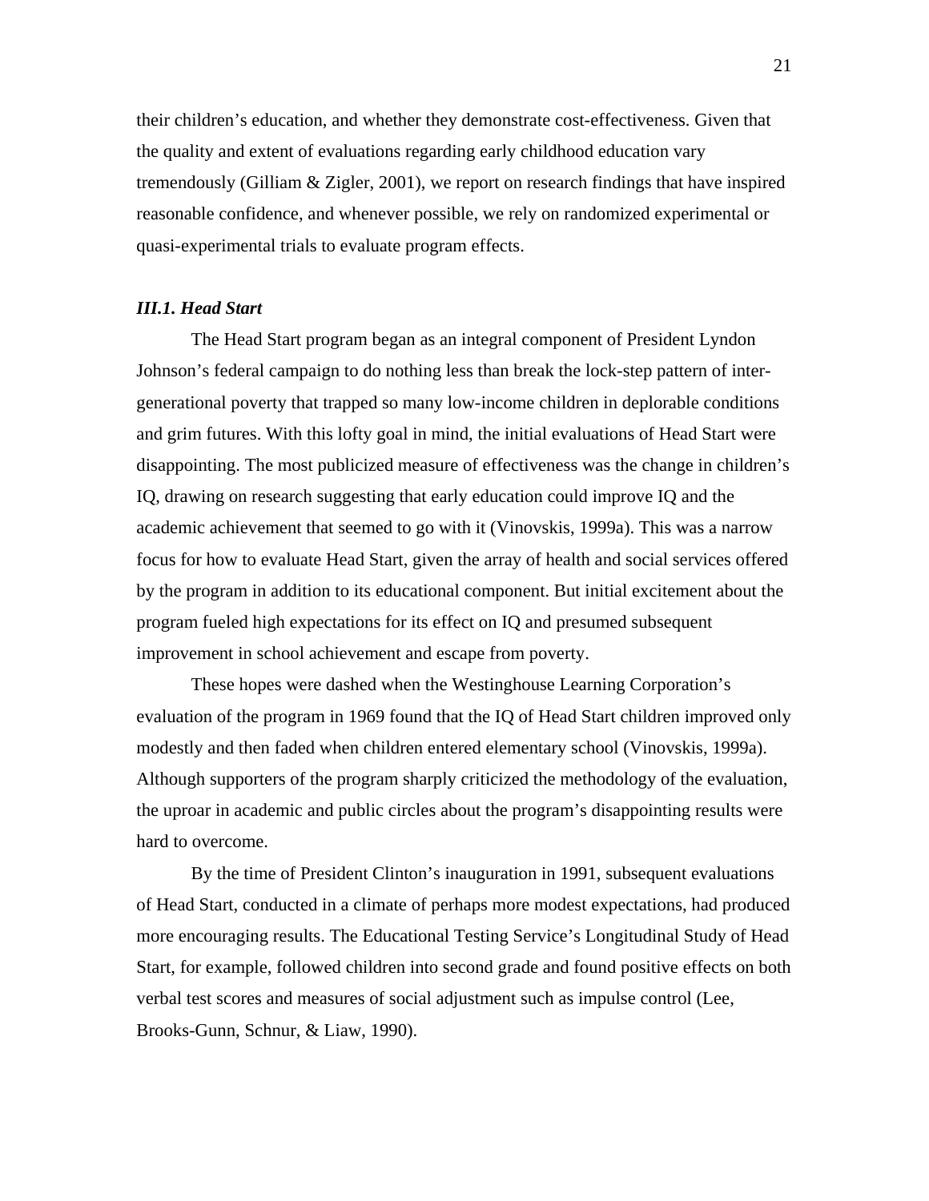their children's education, and whether they demonstrate cost-effectiveness. Given that the quality and extent of evaluations regarding early childhood education vary tremendously (Gilliam & Zigler, 2001), we report on research findings that have inspired reasonable confidence, and whenever possible, we rely on randomized experimental or quasi-experimental trials to evaluate program effects.

### *III.1. Head Start*

The Head Start program began as an integral component of President Lyndon Johnson's federal campaign to do nothing less than break the lock-step pattern of inter-generational poverty that trapped so many low-income children in deplorable conditions and grim futures. With this lofty goal in mind, the initial evaluations of Head Start were disappointing. The most publicized measure of effectiveness was the change in children's IQ, drawing on research suggesting that early education could improve IQ and the academic achievement that seemed to go with it (Vinovskis, 1999a). This was a narrow focus for how to evaluate Head Start, given the array of health and social services offered by the program in addition to its educational component. But initial excitement about the program fueled high expectations for its effect on IQ and presumed subsequent improvement in school achievement and escape from poverty.

These hopes were dashed when the Westinghouse Learning Corporation's evaluation of the program in 1969 found that the IQ of Head Start children improved only modestly and then faded when children entered elementary school (Vinovskis, 1999a). Although supporters of the program sharply criticized the methodology of the evaluation, the uproar in academic and public circles about the program's disappointing results were hard to overcome.

By the time of President Clinton's inauguration in 1991, subsequent evaluations of Head Start, conducted in a climate of perhaps more modest expectations, had produced more encouraging results. The Educational Testing Service's Longitudinal Study of Head Start, for example, followed children into second grade and found positive effects on both verbal test scores and measures of social adjustment such as impulse control (Lee, Brooks-Gunn, Schnur, & Liaw, 1990).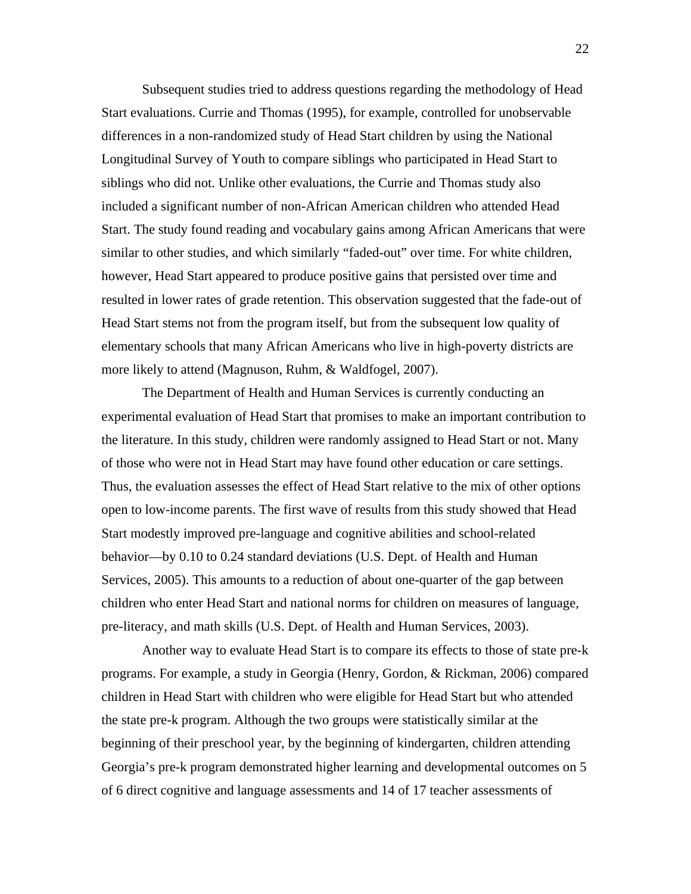Subsequent studies tried to address questions regarding the methodology of Head Start evaluations. Currie and Thomas (1995), for example, controlled for unobservable differences in a non-randomized study of Head Start children by using the National Longitudinal Survey of Youth to compare siblings who participated in Head Start to siblings who did not. Unlike other evaluations, the Currie and Thomas study also included a significant number of non-African American children who attended Head Start. The study found reading and vocabulary gains among African Americans that were similar to other studies, and which similarly "faded-out" over time. For white children, however, Head Start appeared to produce positive gains that persisted over time and resulted in lower rates of grade retention. This observation suggested that the fade-out of Head Start stems not from the program itself, but from the subsequent low quality of elementary schools that many African Americans who live in high-poverty districts are more likely to attend (Magnuson, Ruhm, & Waldfogel, 2007).

The Department of Health and Human Services is currently conducting an experimental evaluation of Head Start that promises to make an important contribution to the literature. In this study, children were randomly assigned to Head Start or not. Many of those who were not in Head Start may have found other education or care settings. Thus, the evaluation assesses the effect of Head Start relative to the mix of other options open to low-income parents. The first wave of results from this study showed that Head Start modestly improved pre-language and cognitive abilities and school-related behavior—by 0.10 to 0.24 standard deviations (U.S. Dept. of Health and Human Services, 2005). This amounts to a reduction of about one-quarter of the gap between children who enter Head Start and national norms for children on measures of language, pre-literacy, and math skills (U.S. Dept. of Health and Human Services, 2003).

Another way to evaluate Head Start is to compare its effects to those of state pre-k programs. For example, a study in Georgia (Henry, Gordon, & Rickman, 2006) compared children in Head Start with children who were eligible for Head Start but who attended the state pre-k program. Although the two groups were statistically similar at the beginning of their preschool year, by the beginning of kindergarten, children attending Georgia's pre-k program demonstrated higher learning and developmental outcomes on 5 of 6 direct cognitive and language assessments and 14 of 17 teacher assessments of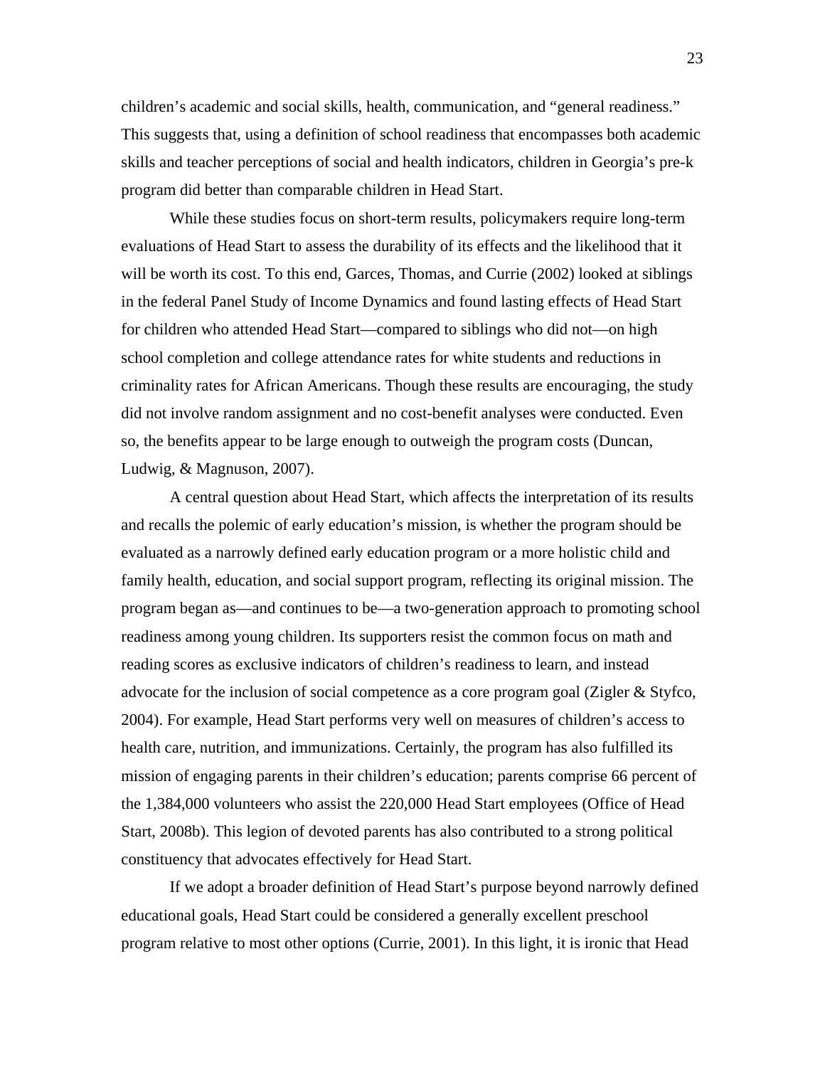children's academic and social skills, health, communication, and "general readiness." This suggests that, using a definition of school readiness that encompasses both academic skills and teacher perceptions of social and health indicators, children in Georgia's pre-k program did better than comparable children in Head Start.

While these studies focus on short-term results, policymakers require long-term evaluations of Head Start to assess the durability of its effects and the likelihood that it will be worth its cost. To this end, Garces, Thomas, and Currie (2002) looked at siblings in the federal Panel Study of Income Dynamics and found lasting effects of Head Start for children who attended Head Start—compared to siblings who did not—on high school completion and college attendance rates for white students and reductions in criminality rates for African Americans. Though these results are encouraging, the study did not involve random assignment and no cost-benefit analyses were conducted. Even so, the benefits appear to be large enough to outweigh the program costs (Duncan, Ludwig, & Magnuson, 2007).

A central question about Head Start, which affects the interpretation of its results and recalls the polemic of early education's mission, is whether the program should be evaluated as a narrowly defined early education program or a more holistic child and family health, education, and social support program, reflecting its original mission. The program began as—and continues to be—a two-generation approach to promoting school readiness among young children. Its supporters resist the common focus on math and reading scores as exclusive indicators of children's readiness to learn, and instead advocate for the inclusion of social competence as a core program goal (Zigler & Styfco, 2004). For example, Head Start performs very well on measures of children's access to health care, nutrition, and immunizations. Certainly, the program has also fulfilled its mission of engaging parents in their children's education; parents comprise 66 percent of the 1,384,000 volunteers who assist the 220,000 Head Start employees (Office of Head Start, 2008b). This legion of devoted parents has also contributed to a strong political constituency that advocates effectively for Head Start.

If we adopt a broader definition of Head Start's purpose beyond narrowly defined educational goals, Head Start could be considered a generally excellent preschool program relative to most other options (Currie, 2001). In this light, it is ironic that Head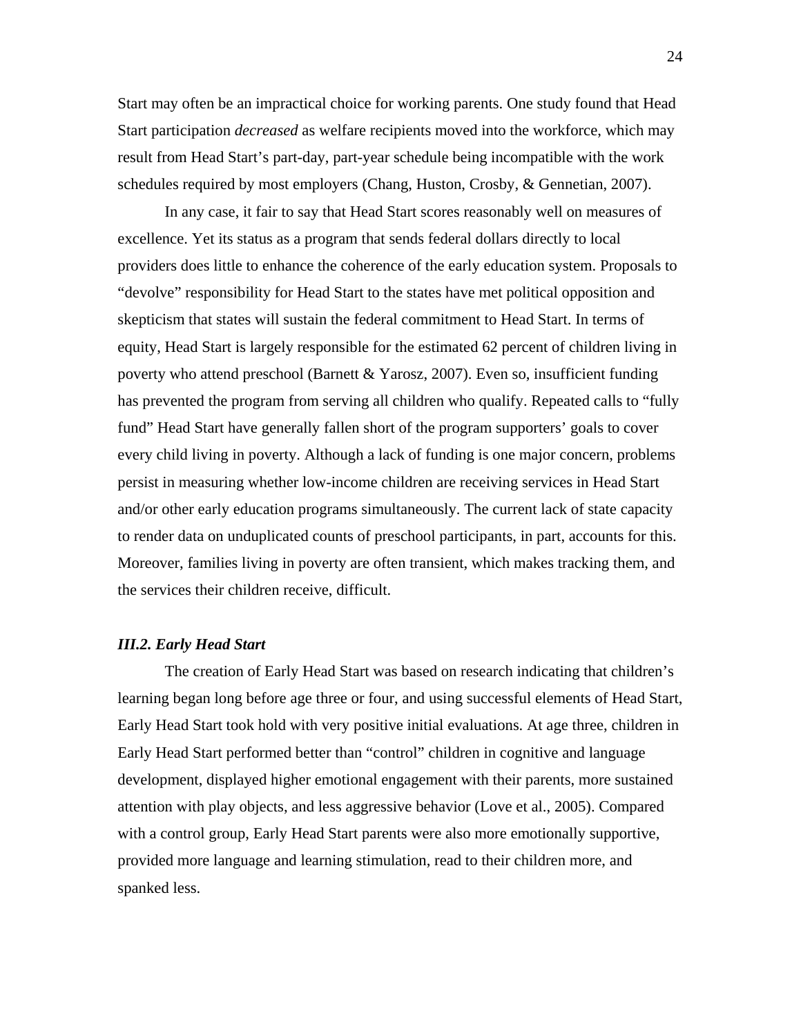Start may often be an impractical choice for working parents. One study found that Head Start participation *decreased* as welfare recipients moved into the workforce, which may result from Head Start's part-day, part-year schedule being incompatible with the work schedules required by most employers (Chang, Huston, Crosby, & Gennetian, 2007).

In any case, it fair to say that Head Start scores reasonably well on measures of excellence. Yet its status as a program that sends federal dollars directly to local providers does little to enhance the coherence of the early education system. Proposals to "devolve" responsibility for Head Start to the states have met political opposition and skepticism that states will sustain the federal commitment to Head Start. In terms of equity, Head Start is largely responsible for the estimated 62 percent of children living in poverty who attend preschool (Barnett & Yarosz, 2007). Even so, insufficient funding has prevented the program from serving all children who qualify. Repeated calls to "fully fund" Head Start have generally fallen short of the program supporters' goals to cover every child living in poverty. Although a lack of funding is one major concern, problems persist in measuring whether low-income children are receiving services in Head Start and/or other early education programs simultaneously. The current lack of state capacity to render data on unduplicated counts of preschool participants, in part, accounts for this. Moreover, families living in poverty are often transient, which makes tracking them, and the services their children receive, difficult.

### *III.2. Early Head Start*

The creation of Early Head Start was based on research indicating that children's learning began long before age three or four, and using successful elements of Head Start, Early Head Start took hold with very positive initial evaluations. At age three, children in Early Head Start performed better than "control" children in cognitive and language development, displayed higher emotional engagement with their parents, more sustained attention with play objects, and less aggressive behavior (Love et al., 2005). Compared with a control group, Early Head Start parents were also more emotionally supportive, provided more language and learning stimulation, read to their children more, and spanked less.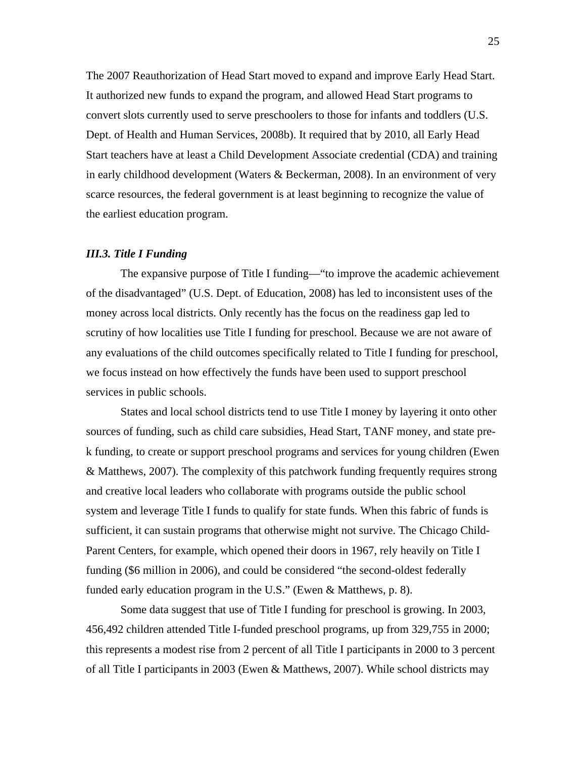The 2007 Reauthorization of Head Start moved to expand and improve Early Head Start. It authorized new funds to expand the program, and allowed Head Start programs to convert slots currently used to serve preschoolers to those for infants and toddlers (U.S. Dept. of Health and Human Services, 2008b). It required that by 2010, all Early Head Start teachers have at least a Child Development Associate credential (CDA) and training in early childhood development (Waters & Beckerman, 2008). In an environment of very scarce resources, the federal government is at least beginning to recognize the value of the earliest education program.

### *III.3. Title I Funding*

The expansive purpose of Title I funding—"to improve the academic achievement of the disadvantaged" (U.S. Dept. of Education, 2008) has led to inconsistent uses of the money across local districts. Only recently has the focus on the readiness gap led to scrutiny of how localities use Title I funding for preschool. Because we are not aware of any evaluations of the child outcomes specifically related to Title I funding for preschool, we focus instead on how effectively the funds have been used to support preschool services in public schools.

States and local school districts tend to use Title I money by layering it onto other sources of funding, such as child care subsidies, Head Start, TANF money, and state pre-k funding, to create or support preschool programs and services for young children (Ewen & Matthews, 2007). The complexity of this patchwork funding frequently requires strong and creative local leaders who collaborate with programs outside the public school system and leverage Title I funds to qualify for state funds. When this fabric of funds is sufficient, it can sustain programs that otherwise might not survive. The Chicago Child-Parent Centers, for example, which opened their doors in 1967, rely heavily on Title I funding ($6 million in 2006), and could be considered "the second-oldest federally funded early education program in the U.S." (Ewen & Matthews, p. 8).

Some data suggest that use of Title I funding for preschool is growing. In 2003, 456,492 children attended Title I-funded preschool programs, up from 329,755 in 2000; this represents a modest rise from 2 percent of all Title I participants in 2000 to 3 percent of all Title I participants in 2003 (Ewen & Matthews, 2007). While school districts may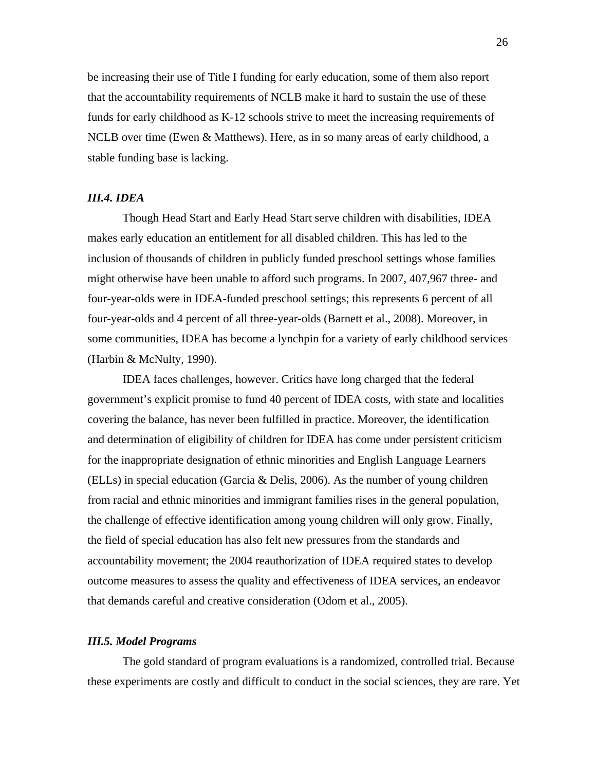be increasing their use of Title I funding for early education, some of them also report that the accountability requirements of NCLB make it hard to sustain the use of these funds for early childhood as K-12 schools strive to meet the increasing requirements of NCLB over time (Ewen & Matthews). Here, as in so many areas of early childhood, a stable funding base is lacking.

### *III.4. IDEA*

Though Head Start and Early Head Start serve children with disabilities, IDEA makes early education an entitlement for all disabled children. This has led to the inclusion of thousands of children in publicly funded preschool settings whose families might otherwise have been unable to afford such programs. In 2007, 407,967 three- and four-year-olds were in IDEA-funded preschool settings; this represents 6 percent of all four-year-olds and 4 percent of all three-year-olds (Barnett et al., 2008). Moreover, in some communities, IDEA has become a lynchpin for a variety of early childhood services (Harbin & McNulty, 1990).

IDEA faces challenges, however. Critics have long charged that the federal government's explicit promise to fund 40 percent of IDEA costs, with state and localities covering the balance, has never been fulfilled in practice. Moreover, the identification and determination of eligibility of children for IDEA has come under persistent criticism for the inappropriate designation of ethnic minorities and English Language Learners (ELLs) in special education (Garcia & Delis, 2006). As the number of young children from racial and ethnic minorities and immigrant families rises in the general population, the challenge of effective identification among young children will only grow. Finally, the field of special education has also felt new pressures from the standards and accountability movement; the 2004 reauthorization of IDEA required states to develop outcome measures to assess the quality and effectiveness of IDEA services, an endeavor that demands careful and creative consideration (Odom et al., 2005).

### *III.5. Model Programs*

The gold standard of program evaluations is a randomized, controlled trial. Because these experiments are costly and difficult to conduct in the social sciences, they are rare. Yet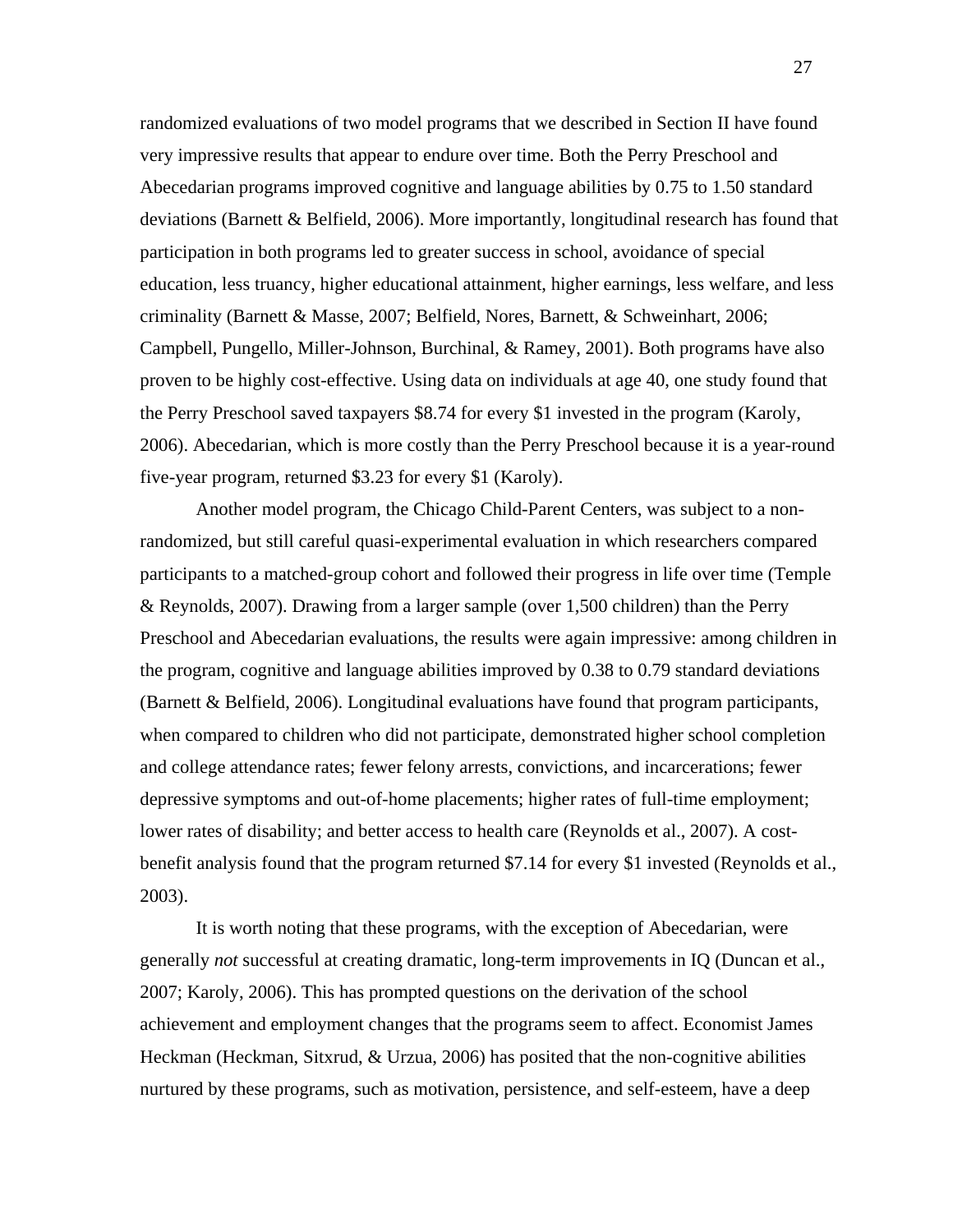randomized evaluations of two model programs that we described in Section II have found very impressive results that appear to endure over time. Both the Perry Preschool and Abecedarian programs improved cognitive and language abilities by 0.75 to 1.50 standard deviations (Barnett & Belfield, 2006). More importantly, longitudinal research has found that participation in both programs led to greater success in school, avoidance of special education, less truancy, higher educational attainment, higher earnings, less welfare, and less criminality (Barnett & Masse, 2007; Belfield, Nores, Barnett, & Schweinhart, 2006; Campbell, Pungello, Miller-Johnson, Burchinal, & Ramey, 2001). Both programs have also proven to be highly cost-effective. Using data on individuals at age 40, one study found that the Perry Preschool saved taxpayers $8.74 for every $1 invested in the program (Karoly, 2006). Abecedarian, which is more costly than the Perry Preschool because it is a year-round five-year program, returned $3.23 for every $1 (Karoly).

Another model program, the Chicago Child-Parent Centers, was subject to a non-randomized, but still careful quasi-experimental evaluation in which researchers compared participants to a matched-group cohort and followed their progress in life over time (Temple & Reynolds, 2007). Drawing from a larger sample (over 1,500 children) than the Perry Preschool and Abecedarian evaluations, the results were again impressive: among children in the program, cognitive and language abilities improved by 0.38 to 0.79 standard deviations (Barnett & Belfield, 2006). Longitudinal evaluations have found that program participants, when compared to children who did not participate, demonstrated higher school completion and college attendance rates; fewer felony arrests, convictions, and incarcerations; fewer depressive symptoms and out-of-home placements; higher rates of full-time employment; lower rates of disability; and better access to health care (Reynolds et al., 2007). A cost-benefit analysis found that the program returned $7.14 for every $1 invested (Reynolds et al., 2003).

It is worth noting that these programs, with the exception of Abecedarian, were generally *not* successful at creating dramatic, long-term improvements in IQ (Duncan et al., 2007; Karoly, 2006). This has prompted questions on the derivation of the school achievement and employment changes that the programs seem to affect. Economist James Heckman (Heckman, Sitxrud, & Urzua, 2006) has posited that the non-cognitive abilities nurtured by these programs, such as motivation, persistence, and self-esteem, have a deep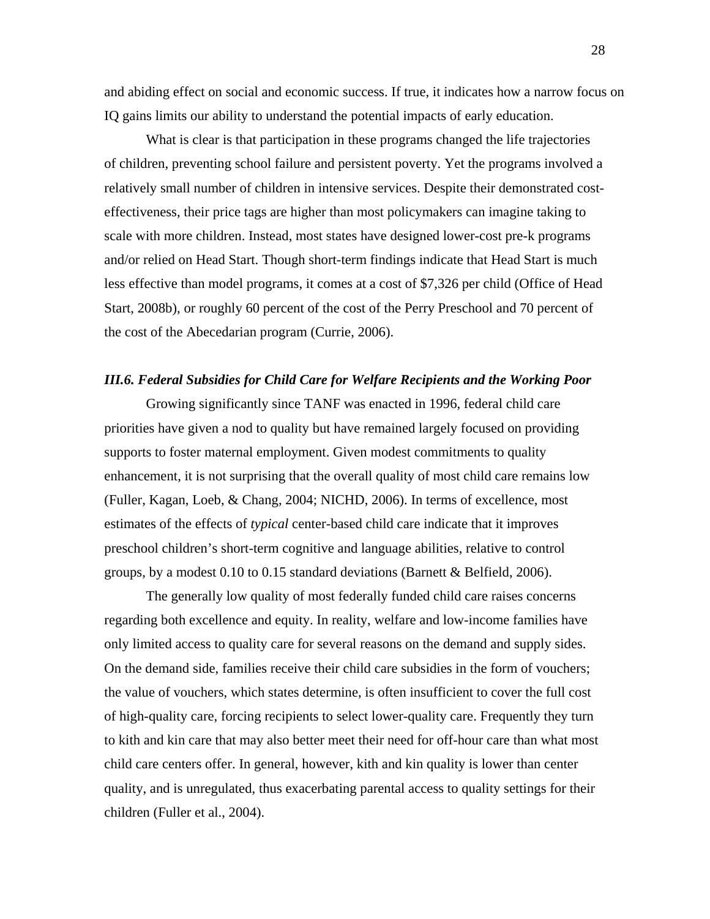and abiding effect on social and economic success. If true, it indicates how a narrow focus on IQ gains limits our ability to understand the potential impacts of early education.

What is clear is that participation in these programs changed the life trajectories of children, preventing school failure and persistent poverty. Yet the programs involved a relatively small number of children in intensive services. Despite their demonstrated cost-effectiveness, their price tags are higher than most policymakers can imagine taking to scale with more children. Instead, most states have designed lower-cost pre-k programs and/or relied on Head Start. Though short-term findings indicate that Head Start is much less effective than model programs, it comes at a cost of $7,326 per child (Office of Head Start, 2008b), or roughly 60 percent of the cost of the Perry Preschool and 70 percent of the cost of the Abecedarian program (Currie, 2006).

### *III.6. Federal Subsidies for Child Care for Welfare Recipients and the Working Poor*

Growing significantly since TANF was enacted in 1996, federal child care priorities have given a nod to quality but have remained largely focused on providing supports to foster maternal employment. Given modest commitments to quality enhancement, it is not surprising that the overall quality of most child care remains low (Fuller, Kagan, Loeb, & Chang, 2004; NICHD, 2006). In terms of excellence, most estimates of the effects of *typical* center-based child care indicate that it improves preschool children's short-term cognitive and language abilities, relative to control groups, by a modest 0.10 to 0.15 standard deviations (Barnett & Belfield, 2006).

The generally low quality of most federally funded child care raises concerns regarding both excellence and equity. In reality, welfare and low-income families have only limited access to quality care for several reasons on the demand and supply sides. On the demand side, families receive their child care subsidies in the form of vouchers; the value of vouchers, which states determine, is often insufficient to cover the full cost of high-quality care, forcing recipients to select lower-quality care. Frequently they turn to kith and kin care that may also better meet their need for off-hour care than what most child care centers offer. In general, however, kith and kin quality is lower than center quality, and is unregulated, thus exacerbating parental access to quality settings for their children (Fuller et al., 2004).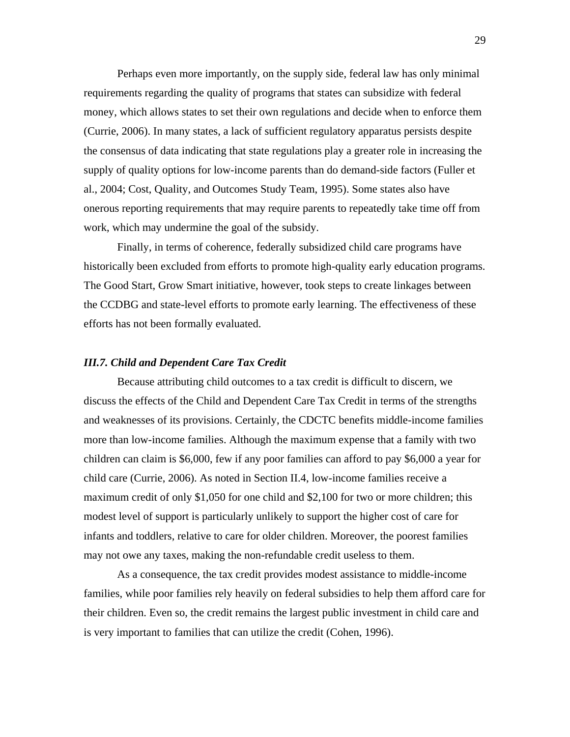Perhaps even more importantly, on the supply side, federal law has only minimal requirements regarding the quality of programs that states can subsidize with federal money, which allows states to set their own regulations and decide when to enforce them (Currie, 2006). In many states, a lack of sufficient regulatory apparatus persists despite the consensus of data indicating that state regulations play a greater role in increasing the supply of quality options for low-income parents than do demand-side factors (Fuller et al., 2004; Cost, Quality, and Outcomes Study Team, 1995). Some states also have onerous reporting requirements that may require parents to repeatedly take time off from work, which may undermine the goal of the subsidy.

Finally, in terms of coherence, federally subsidized child care programs have historically been excluded from efforts to promote high-quality early education programs. The Good Start, Grow Smart initiative, however, took steps to create linkages between the CCDBG and state-level efforts to promote early learning. The effectiveness of these efforts has not been formally evaluated.

### *III.7. Child and Dependent Care Tax Credit*

Because attributing child outcomes to a tax credit is difficult to discern, we discuss the effects of the Child and Dependent Care Tax Credit in terms of the strengths and weaknesses of its provisions. Certainly, the CDCTC benefits middle-income families more than low-income families. Although the maximum expense that a family with two children can claim is $6,000, few if any poor families can afford to pay $6,000 a year for child care (Currie, 2006). As noted in Section II.4, low-income families receive a maximum credit of only $1,050 for one child and $2,100 for two or more children; this modest level of support is particularly unlikely to support the higher cost of care for infants and toddlers, relative to care for older children. Moreover, the poorest families may not owe any taxes, making the non-refundable credit useless to them.

As a consequence, the tax credit provides modest assistance to middle-income families, while poor families rely heavily on federal subsidies to help them afford care for their children. Even so, the credit remains the largest public investment in child care and is very important to families that can utilize the credit (Cohen, 1996).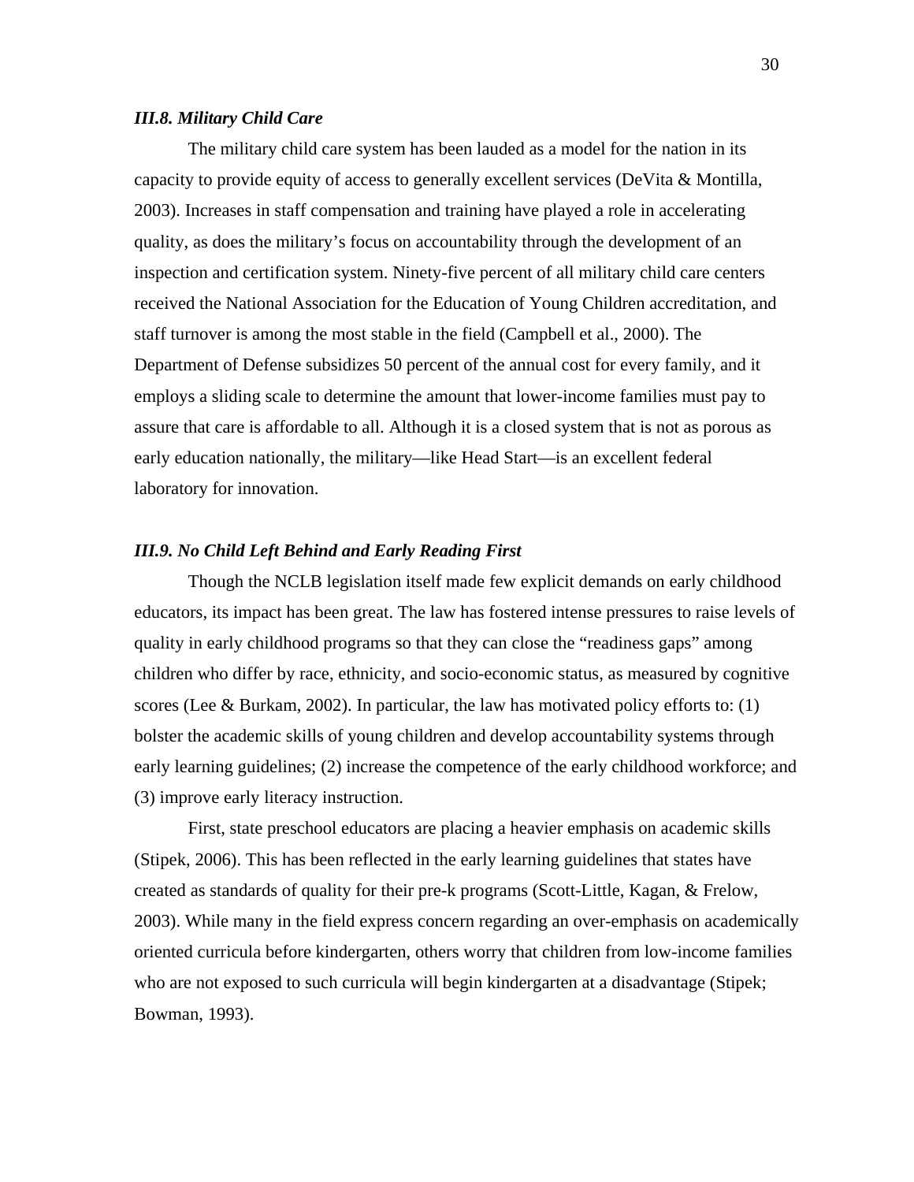### *III.8. Military Child Care*

The military child care system has been lauded as a model for the nation in its capacity to provide equity of access to generally excellent services (DeVita & Montilla, 2003). Increases in staff compensation and training have played a role in accelerating quality, as does the military's focus on accountability through the development of an inspection and certification system. Ninety-five percent of all military child care centers received the National Association for the Education of Young Children accreditation, and staff turnover is among the most stable in the field (Campbell et al., 2000). The Department of Defense subsidizes 50 percent of the annual cost for every family, and it employs a sliding scale to determine the amount that lower-income families must pay to assure that care is affordable to all. Although it is a closed system that is not as porous as early education nationally, the military—like Head Start—is an excellent federal laboratory for innovation.

### *III.9. No Child Left Behind and Early Reading First*

Though the NCLB legislation itself made few explicit demands on early childhood educators, its impact has been great. The law has fostered intense pressures to raise levels of quality in early childhood programs so that they can close the "readiness gaps" among children who differ by race, ethnicity, and socio-economic status, as measured by cognitive scores (Lee & Burkam, 2002). In particular, the law has motivated policy efforts to: (1) bolster the academic skills of young children and develop accountability systems through early learning guidelines; (2) increase the competence of the early childhood workforce; and (3) improve early literacy instruction.

First, state preschool educators are placing a heavier emphasis on academic skills (Stipek, 2006). This has been reflected in the early learning guidelines that states have created as standards of quality for their pre-k programs (Scott-Little, Kagan, & Frelow, 2003). While many in the field express concern regarding an over-emphasis on academically oriented curricula before kindergarten, others worry that children from low-income families who are not exposed to such curricula will begin kindergarten at a disadvantage (Stipek; Bowman, 1993).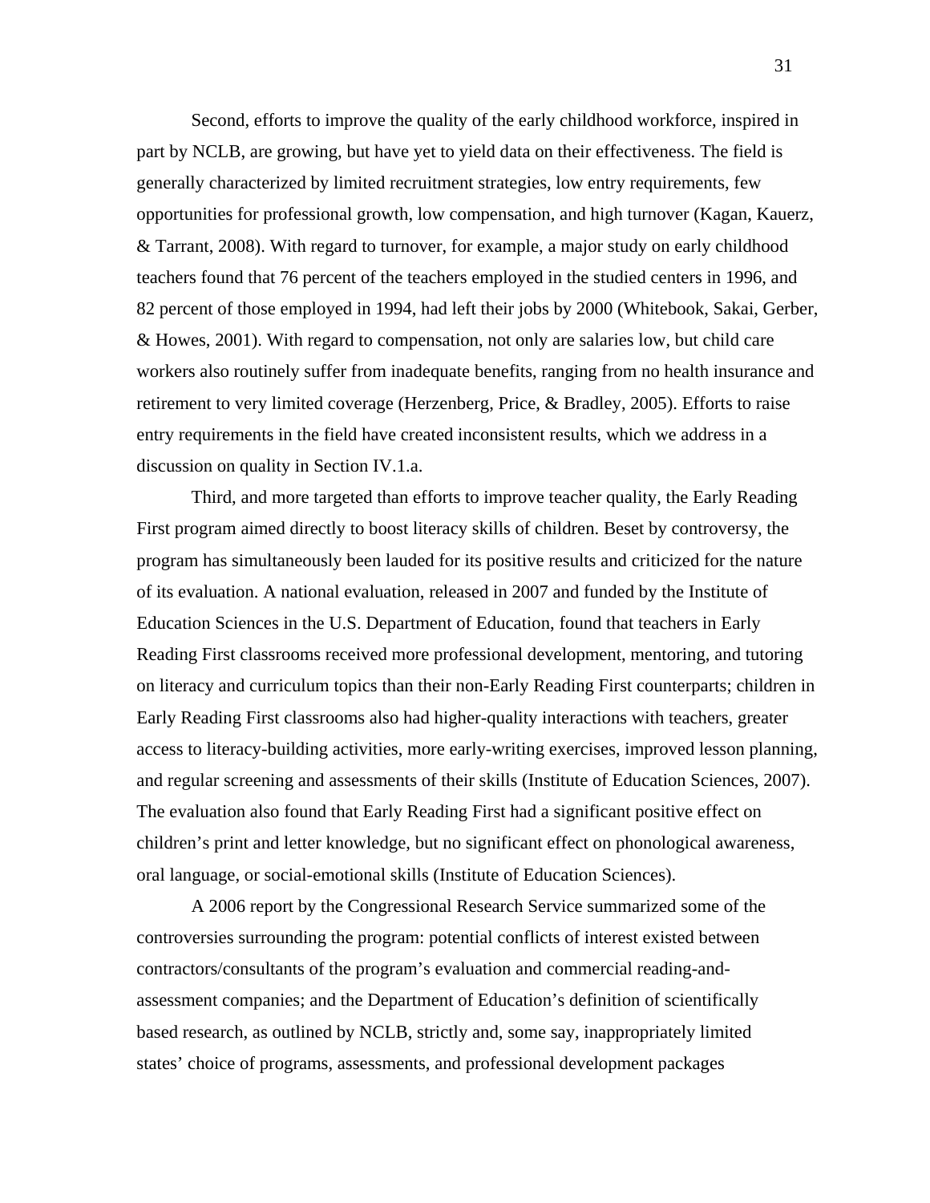Second, efforts to improve the quality of the early childhood workforce, inspired in part by NCLB, are growing, but have yet to yield data on their effectiveness. The field is generally characterized by limited recruitment strategies, low entry requirements, few opportunities for professional growth, low compensation, and high turnover (Kagan, Kauerz, & Tarrant, 2008). With regard to turnover, for example, a major study on early childhood teachers found that 76 percent of the teachers employed in the studied centers in 1996, and 82 percent of those employed in 1994, had left their jobs by 2000 (Whitebook, Sakai, Gerber, & Howes, 2001). With regard to compensation, not only are salaries low, but child care workers also routinely suffer from inadequate benefits, ranging from no health insurance and retirement to very limited coverage (Herzenberg, Price, & Bradley, 2005). Efforts to raise entry requirements in the field have created inconsistent results, which we address in a discussion on quality in Section IV.1.a.

Third, and more targeted than efforts to improve teacher quality, the Early Reading First program aimed directly to boost literacy skills of children. Beset by controversy, the program has simultaneously been lauded for its positive results and criticized for the nature of its evaluation. A national evaluation, released in 2007 and funded by the Institute of Education Sciences in the U.S. Department of Education, found that teachers in Early Reading First classrooms received more professional development, mentoring, and tutoring on literacy and curriculum topics than their non-Early Reading First counterparts; children in Early Reading First classrooms also had higher-quality interactions with teachers, greater access to literacy-building activities, more early-writing exercises, improved lesson planning, and regular screening and assessments of their skills (Institute of Education Sciences, 2007). The evaluation also found that Early Reading First had a significant positive effect on children's print and letter knowledge, but no significant effect on phonological awareness, oral language, or social-emotional skills (Institute of Education Sciences).

A 2006 report by the Congressional Research Service summarized some of the controversies surrounding the program: potential conflicts of interest existed between contractors/consultants of the program's evaluation and commercial reading-and-assessment companies; and the Department of Education's definition of scientifically based research, as outlined by NCLB, strictly and, some say, inappropriately limited states' choice of programs, assessments, and professional development packages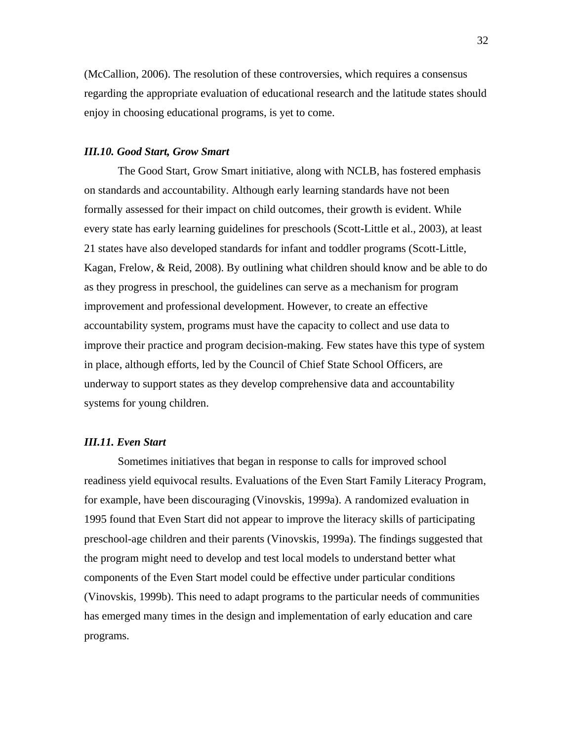(McCallion, 2006). The resolution of these controversies, which requires a consensus regarding the appropriate evaluation of educational research and the latitude states should enjoy in choosing educational programs, is yet to come.

### ***III.10. Good Start, Grow Smart***

The Good Start, Grow Smart initiative, along with NCLB, has fostered emphasis on standards and accountability. Although early learning standards have not been formally assessed for their impact on child outcomes, their growth is evident. While every state has early learning guidelines for preschools (Scott-Little et al., 2003), at least 21 states have also developed standards for infant and toddler programs (Scott-Little, Kagan, Frelow, & Reid, 2008). By outlining what children should know and be able to do as they progress in preschool, the guidelines can serve as a mechanism for program improvement and professional development. However, to create an effective accountability system, programs must have the capacity to collect and use data to improve their practice and program decision-making. Few states have this type of system in place, although efforts, led by the Council of Chief State School Officers, are underway to support states as they develop comprehensive data and accountability systems for young children.

### ***III.11. Even Start***

Sometimes initiatives that began in response to calls for improved school readiness yield equivocal results. Evaluations of the Even Start Family Literacy Program, for example, have been discouraging (Vinovskis, 1999a). A randomized evaluation in 1995 found that Even Start did not appear to improve the literacy skills of participating preschool-age children and their parents (Vinovskis, 1999a). The findings suggested that the program might need to develop and test local models to understand better what components of the Even Start model could be effective under particular conditions (Vinovskis, 1999b). This need to adapt programs to the particular needs of communities has emerged many times in the design and implementation of early education and care programs.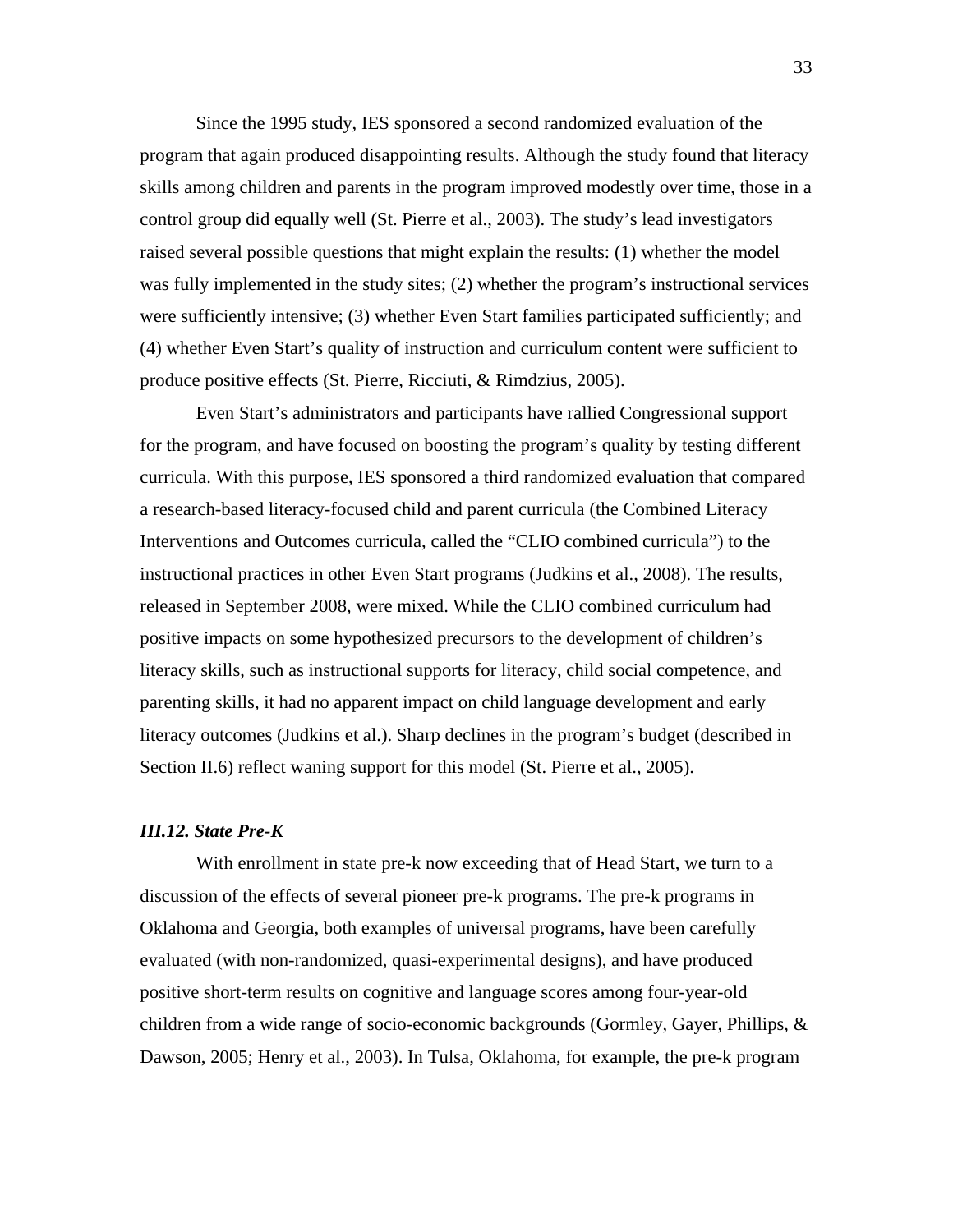Since the 1995 study, IES sponsored a second randomized evaluation of the program that again produced disappointing results. Although the study found that literacy skills among children and parents in the program improved modestly over time, those in a control group did equally well (St. Pierre et al., 2003). The study's lead investigators raised several possible questions that might explain the results: (1) whether the model was fully implemented in the study sites; (2) whether the program's instructional services were sufficiently intensive; (3) whether Even Start families participated sufficiently; and (4) whether Even Start's quality of instruction and curriculum content were sufficient to produce positive effects (St. Pierre, Ricciuti, & Rimdzius, 2005).

Even Start's administrators and participants have rallied Congressional support for the program, and have focused on boosting the program's quality by testing different curricula. With this purpose, IES sponsored a third randomized evaluation that compared a research-based literacy-focused child and parent curricula (the Combined Literacy Interventions and Outcomes curricula, called the "CLIO combined curricula") to the instructional practices in other Even Start programs (Judkins et al., 2008). The results, released in September 2008, were mixed. While the CLIO combined curriculum had positive impacts on some hypothesized precursors to the development of children's literacy skills, such as instructional supports for literacy, child social competence, and parenting skills, it had no apparent impact on child language development and early literacy outcomes (Judkins et al.). Sharp declines in the program's budget (described in Section II.6) reflect waning support for this model (St. Pierre et al., 2005).

### *III.12. State Pre-K*

With enrollment in state pre-k now exceeding that of Head Start, we turn to a discussion of the effects of several pioneer pre-k programs. The pre-k programs in Oklahoma and Georgia, both examples of universal programs, have been carefully evaluated (with non-randomized, quasi-experimental designs), and have produced positive short-term results on cognitive and language scores among four-year-old children from a wide range of socio-economic backgrounds (Gormley, Gayer, Phillips, & Dawson, 2005; Henry et al., 2003). In Tulsa, Oklahoma, for example, the pre-k program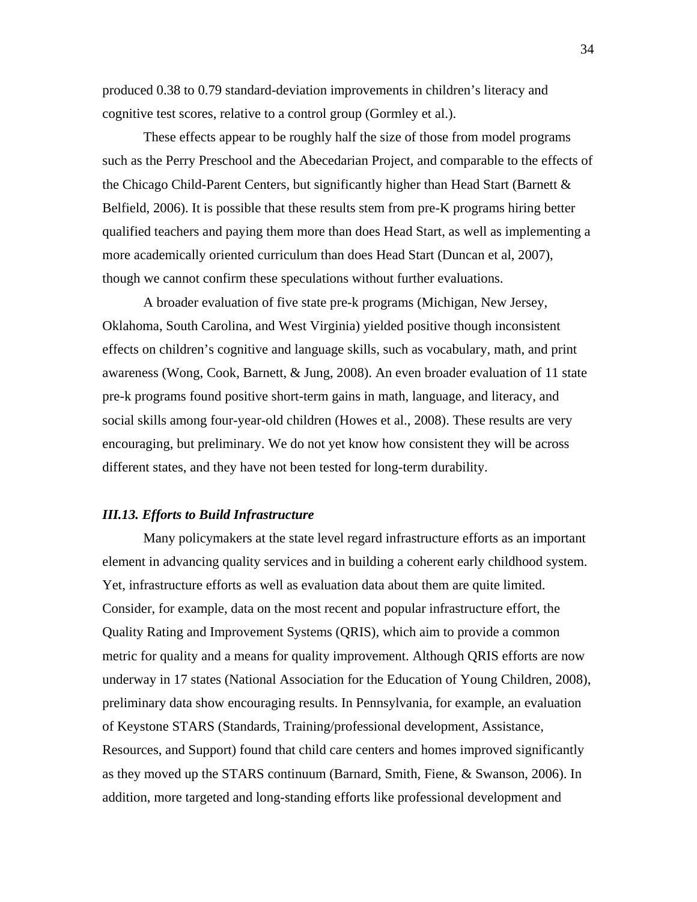produced 0.38 to 0.79 standard-deviation improvements in children's literacy and cognitive test scores, relative to a control group (Gormley et al.).

These effects appear to be roughly half the size of those from model programs such as the Perry Preschool and the Abecedarian Project, and comparable to the effects of the Chicago Child-Parent Centers, but significantly higher than Head Start (Barnett & Belfield, 2006). It is possible that these results stem from pre-K programs hiring better qualified teachers and paying them more than does Head Start, as well as implementing a more academically oriented curriculum than does Head Start (Duncan et al, 2007), though we cannot confirm these speculations without further evaluations.

A broader evaluation of five state pre-k programs (Michigan, New Jersey, Oklahoma, South Carolina, and West Virginia) yielded positive though inconsistent effects on children's cognitive and language skills, such as vocabulary, math, and print awareness (Wong, Cook, Barnett, & Jung, 2008). An even broader evaluation of 11 state pre-k programs found positive short-term gains in math, language, and literacy, and social skills among four-year-old children (Howes et al., 2008). These results are very encouraging, but preliminary. We do not yet know how consistent they will be across different states, and they have not been tested for long-term durability.

### *III.13. Efforts to Build Infrastructure*

Many policymakers at the state level regard infrastructure efforts as an important element in advancing quality services and in building a coherent early childhood system. Yet, infrastructure efforts as well as evaluation data about them are quite limited. Consider, for example, data on the most recent and popular infrastructure effort, the Quality Rating and Improvement Systems (QRIS), which aim to provide a common metric for quality and a means for quality improvement. Although QRIS efforts are now underway in 17 states (National Association for the Education of Young Children, 2008), preliminary data show encouraging results. In Pennsylvania, for example, an evaluation of Keystone STARS (Standards, Training/professional development, Assistance, Resources, and Support) found that child care centers and homes improved significantly as they moved up the STARS continuum (Barnard, Smith, Fiene, & Swanson, 2006). In addition, more targeted and long-standing efforts like professional development and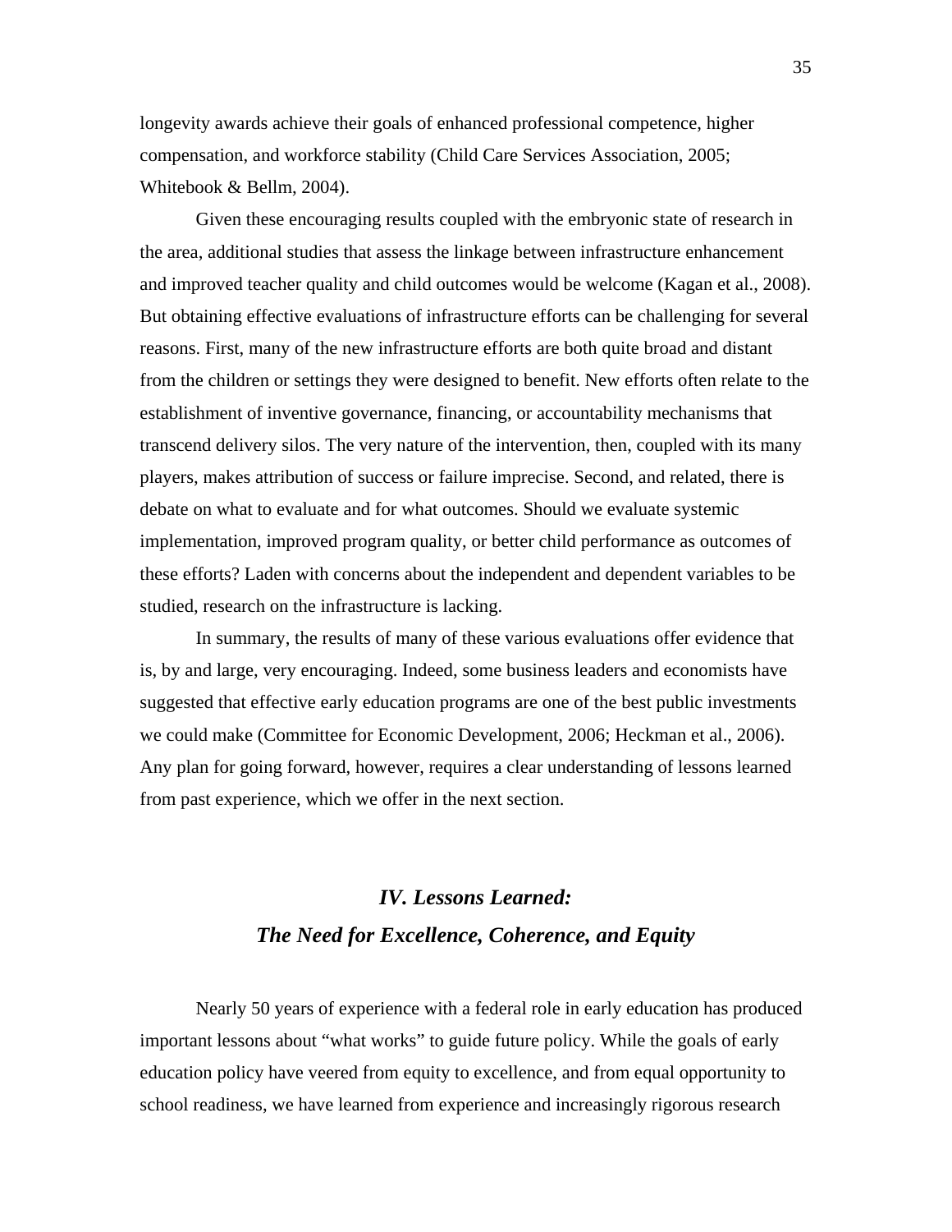longevity awards achieve their goals of enhanced professional competence, higher compensation, and workforce stability (Child Care Services Association, 2005; Whitebook & Bellm, 2004).

Given these encouraging results coupled with the embryonic state of research in the area, additional studies that assess the linkage between infrastructure enhancement and improved teacher quality and child outcomes would be welcome (Kagan et al., 2008). But obtaining effective evaluations of infrastructure efforts can be challenging for several reasons. First, many of the new infrastructure efforts are both quite broad and distant from the children or settings they were designed to benefit. New efforts often relate to the establishment of inventive governance, financing, or accountability mechanisms that transcend delivery silos. The very nature of the intervention, then, coupled with its many players, makes attribution of success or failure imprecise. Second, and related, there is debate on what to evaluate and for what outcomes. Should we evaluate systemic implementation, improved program quality, or better child performance as outcomes of these efforts? Laden with concerns about the independent and dependent variables to be studied, research on the infrastructure is lacking.

In summary, the results of many of these various evaluations offer evidence that is, by and large, very encouraging. Indeed, some business leaders and economists have suggested that effective early education programs are one of the best public investments we could make (Committee for Economic Development, 2006; Heckman et al., 2006). Any plan for going forward, however, requires a clear understanding of lessons learned from past experience, which we offer in the next section.

## *IV. Lessons Learned: The Need for Excellence, Coherence, and Equity*

Nearly 50 years of experience with a federal role in early education has produced important lessons about "what works" to guide future policy. While the goals of early education policy have veered from equity to excellence, and from equal opportunity to school readiness, we have learned from experience and increasingly rigorous research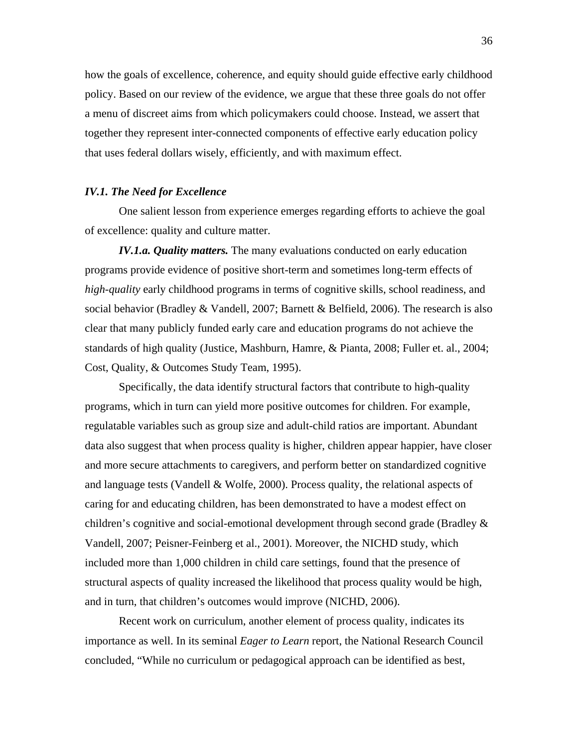how the goals of excellence, coherence, and equity should guide effective early childhood policy. Based on our review of the evidence, we argue that these three goals do not offer a menu of discreet aims from which policymakers could choose. Instead, we assert that together they represent inter-connected components of effective early education policy that uses federal dollars wisely, efficiently, and with maximum effect.

### *IV.1. The Need for Excellence*

One salient lesson from experience emerges regarding efforts to achieve the goal of excellence: quality and culture matter.

***IV.1.a. Quality matters.*** The many evaluations conducted on early education programs provide evidence of positive short-term and sometimes long-term effects of *high-quality* early childhood programs in terms of cognitive skills, school readiness, and social behavior (Bradley & Vandell, 2007; Barnett & Belfield, 2006). The research is also clear that many publicly funded early care and education programs do not achieve the standards of high quality (Justice, Mashburn, Hamre, & Pianta, 2008; Fuller et. al., 2004; Cost, Quality, & Outcomes Study Team, 1995).

Specifically, the data identify structural factors that contribute to high-quality programs, which in turn can yield more positive outcomes for children. For example, regulatable variables such as group size and adult-child ratios are important. Abundant data also suggest that when process quality is higher, children appear happier, have closer and more secure attachments to caregivers, and perform better on standardized cognitive and language tests (Vandell & Wolfe, 2000). Process quality, the relational aspects of caring for and educating children, has been demonstrated to have a modest effect on children's cognitive and social-emotional development through second grade (Bradley & Vandell, 2007; Peisner-Feinberg et al., 2001). Moreover, the NICHD study, which included more than 1,000 children in child care settings, found that the presence of structural aspects of quality increased the likelihood that process quality would be high, and in turn, that children's outcomes would improve (NICHD, 2006).

Recent work on curriculum, another element of process quality, indicates its importance as well. In its seminal *Eager to Learn* report, the National Research Council concluded, "While no curriculum or pedagogical approach can be identified as best,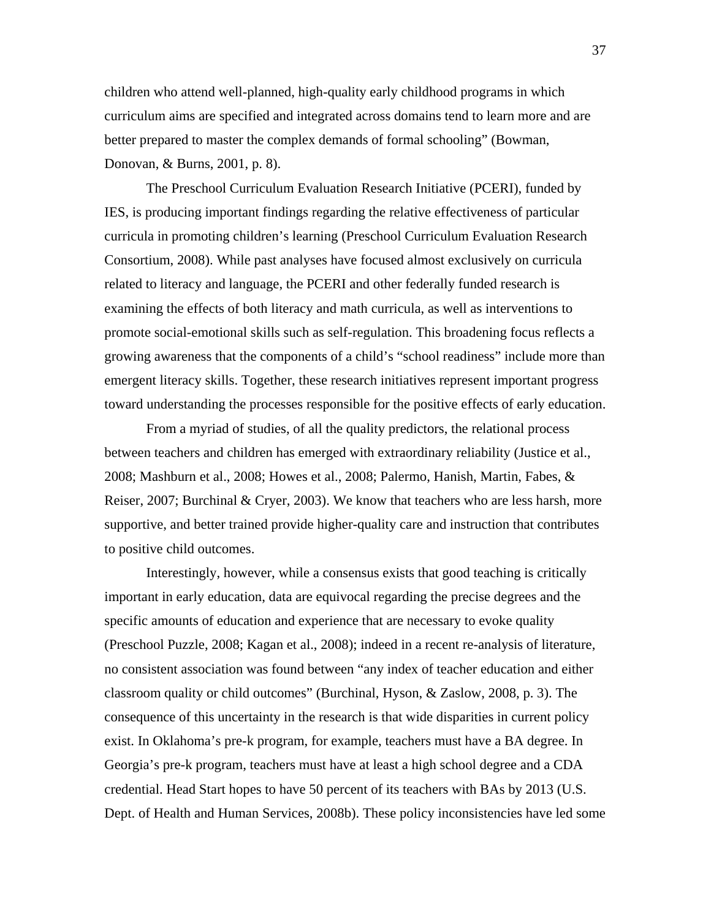children who attend well-planned, high-quality early childhood programs in which curriculum aims are specified and integrated across domains tend to learn more and are better prepared to master the complex demands of formal schooling" (Bowman, Donovan, & Burns, 2001, p. 8).

The Preschool Curriculum Evaluation Research Initiative (PCERI), funded by IES, is producing important findings regarding the relative effectiveness of particular curricula in promoting children's learning (Preschool Curriculum Evaluation Research Consortium, 2008). While past analyses have focused almost exclusively on curricula related to literacy and language, the PCERI and other federally funded research is examining the effects of both literacy and math curricula, as well as interventions to promote social-emotional skills such as self-regulation. This broadening focus reflects a growing awareness that the components of a child's "school readiness" include more than emergent literacy skills. Together, these research initiatives represent important progress toward understanding the processes responsible for the positive effects of early education.

From a myriad of studies, of all the quality predictors, the relational process between teachers and children has emerged with extraordinary reliability (Justice et al., 2008; Mashburn et al., 2008; Howes et al., 2008; Palermo, Hanish, Martin, Fabes, & Reiser, 2007; Burchinal & Cryer, 2003). We know that teachers who are less harsh, more supportive, and better trained provide higher-quality care and instruction that contributes to positive child outcomes.

Interestingly, however, while a consensus exists that good teaching is critically important in early education, data are equivocal regarding the precise degrees and the specific amounts of education and experience that are necessary to evoke quality (Preschool Puzzle, 2008; Kagan et al., 2008); indeed in a recent re-analysis of literature, no consistent association was found between "any index of teacher education and either classroom quality or child outcomes" (Burchinal, Hyson, & Zaslow, 2008, p. 3). The consequence of this uncertainty in the research is that wide disparities in current policy exist. In Oklahoma's pre-k program, for example, teachers must have a BA degree. In Georgia's pre-k program, teachers must have at least a high school degree and a CDA credential. Head Start hopes to have 50 percent of its teachers with BAs by 2013 (U.S. Dept. of Health and Human Services, 2008b). These policy inconsistencies have led some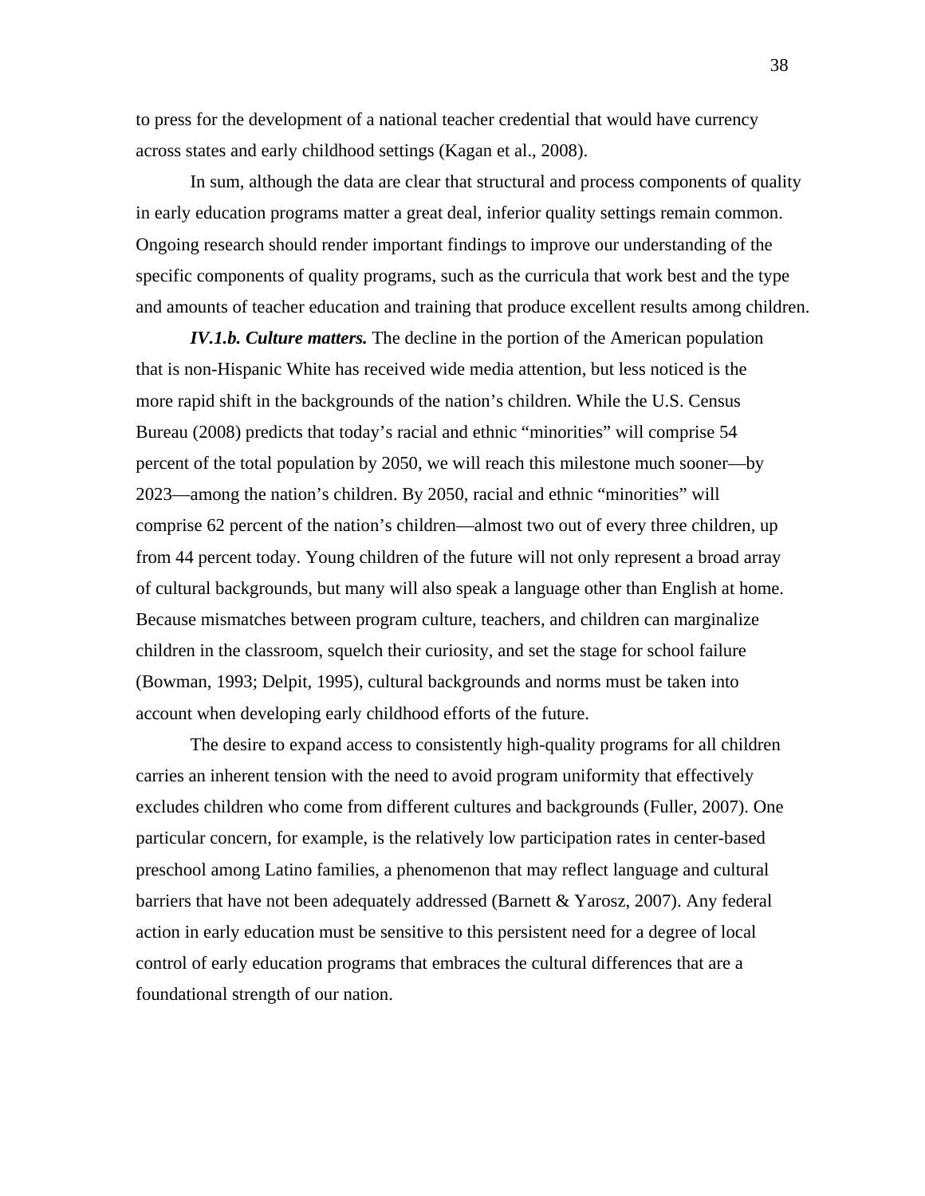to press for the development of a national teacher credential that would have currency across states and early childhood settings (Kagan et al., 2008).

In sum, although the data are clear that structural and process components of quality in early education programs matter a great deal, inferior quality settings remain common. Ongoing research should render important findings to improve our understanding of the specific components of quality programs, such as the curricula that work best and the type and amounts of teacher education and training that produce excellent results among children.

***IV.1.b. Culture matters.*** The decline in the portion of the American population that is non-Hispanic White has received wide media attention, but less noticed is the more rapid shift in the backgrounds of the nation's children. While the U.S. Census Bureau (2008) predicts that today's racial and ethnic "minorities" will comprise 54 percent of the total population by 2050, we will reach this milestone much sooner—by 2023—among the nation's children. By 2050, racial and ethnic "minorities" will comprise 62 percent of the nation's children—almost two out of every three children, up from 44 percent today. Young children of the future will not only represent a broad array of cultural backgrounds, but many will also speak a language other than English at home. Because mismatches between program culture, teachers, and children can marginalize children in the classroom, squelch their curiosity, and set the stage for school failure (Bowman, 1993; Delpit, 1995), cultural backgrounds and norms must be taken into account when developing early childhood efforts of the future.

The desire to expand access to consistently high-quality programs for all children carries an inherent tension with the need to avoid program uniformity that effectively excludes children who come from different cultures and backgrounds (Fuller, 2007). One particular concern, for example, is the relatively low participation rates in center-based preschool among Latino families, a phenomenon that may reflect language and cultural barriers that have not been adequately addressed (Barnett & Yarosz, 2007). Any federal action in early education must be sensitive to this persistent need for a degree of local control of early education programs that embraces the cultural differences that are a foundational strength of our nation.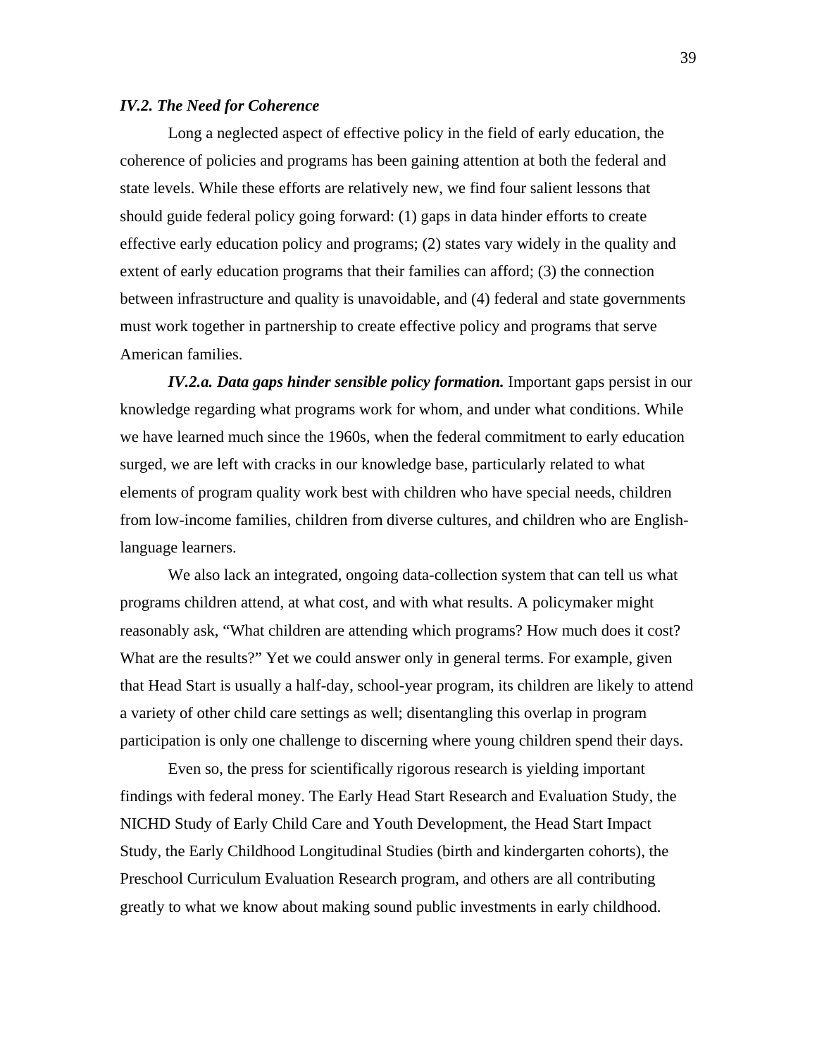### *IV.2. The Need for Coherence*

Long a neglected aspect of effective policy in the field of early education, the coherence of policies and programs has been gaining attention at both the federal and state levels. While these efforts are relatively new, we find four salient lessons that should guide federal policy going forward: (1) gaps in data hinder efforts to create effective early education policy and programs; (2) states vary widely in the quality and extent of early education programs that their families can afford; (3) the connection between infrastructure and quality is unavoidable, and (4) federal and state governments must work together in partnership to create effective policy and programs that serve American families.

***IV.2.a. Data gaps hinder sensible policy formation.*** Important gaps persist in our knowledge regarding what programs work for whom, and under what conditions. While we have learned much since the 1960s, when the federal commitment to early education surged, we are left with cracks in our knowledge base, particularly related to what elements of program quality work best with children who have special needs, children from low-income families, children from diverse cultures, and children who are English-language learners.

We also lack an integrated, ongoing data-collection system that can tell us what programs children attend, at what cost, and with what results. A policymaker might reasonably ask, "What children are attending which programs? How much does it cost? What are the results?" Yet we could answer only in general terms. For example, given that Head Start is usually a half-day, school-year program, its children are likely to attend a variety of other child care settings as well; disentangling this overlap in program participation is only one challenge to discerning where young children spend their days.

Even so, the press for scientifically rigorous research is yielding important findings with federal money. The Early Head Start Research and Evaluation Study, the NICHD Study of Early Child Care and Youth Development, the Head Start Impact Study, the Early Childhood Longitudinal Studies (birth and kindergarten cohorts), the Preschool Curriculum Evaluation Research program, and others are all contributing greatly to what we know about making sound public investments in early childhood.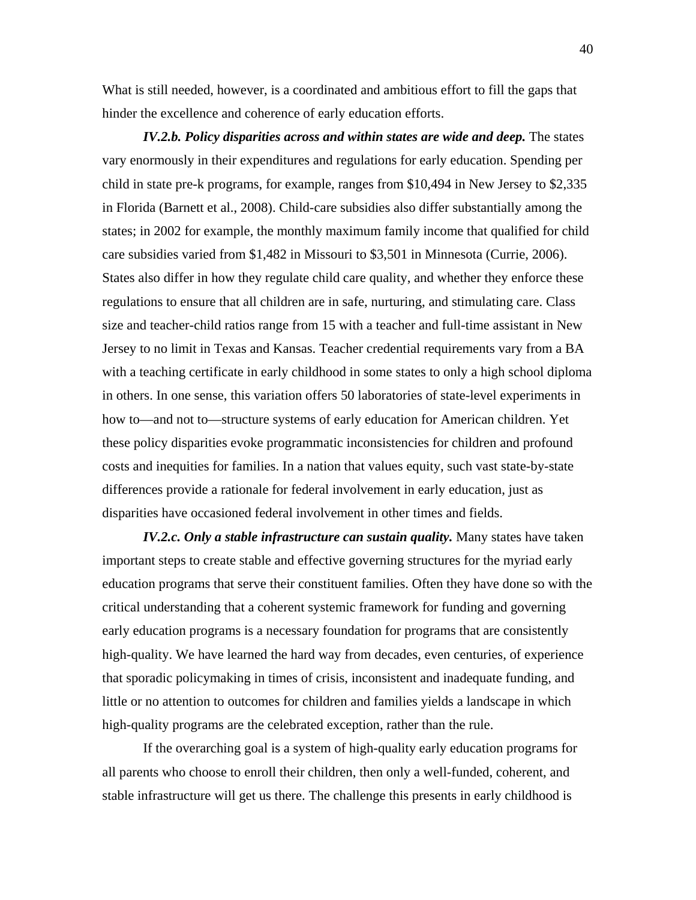What is still needed, however, is a coordinated and ambitious effort to fill the gaps that hinder the excellence and coherence of early education efforts.

***IV.2.b. Policy disparities across and within states are wide and deep.*** The states vary enormously in their expenditures and regulations for early education. Spending per child in state pre-k programs, for example, ranges from $10,494 in New Jersey to $2,335 in Florida (Barnett et al., 2008). Child-care subsidies also differ substantially among the states; in 2002 for example, the monthly maximum family income that qualified for child care subsidies varied from $1,482 in Missouri to $3,501 in Minnesota (Currie, 2006). States also differ in how they regulate child care quality, and whether they enforce these regulations to ensure that all children are in safe, nurturing, and stimulating care. Class size and teacher-child ratios range from 15 with a teacher and full-time assistant in New Jersey to no limit in Texas and Kansas. Teacher credential requirements vary from a BA with a teaching certificate in early childhood in some states to only a high school diploma in others. In one sense, this variation offers 50 laboratories of state-level experiments in how to—and not to—structure systems of early education for American children. Yet these policy disparities evoke programmatic inconsistencies for children and profound costs and inequities for families. In a nation that values equity, such vast state-by-state differences provide a rationale for federal involvement in early education, just as disparities have occasioned federal involvement in other times and fields.

***IV.2.c. Only a stable infrastructure can sustain quality.*** Many states have taken important steps to create stable and effective governing structures for the myriad early education programs that serve their constituent families. Often they have done so with the critical understanding that a coherent systemic framework for funding and governing early education programs is a necessary foundation for programs that are consistently high-quality. We have learned the hard way from decades, even centuries, of experience that sporadic policymaking in times of crisis, inconsistent and inadequate funding, and little or no attention to outcomes for children and families yields a landscape in which high-quality programs are the celebrated exception, rather than the rule.

If the overarching goal is a system of high-quality early education programs for all parents who choose to enroll their children, then only a well-funded, coherent, and stable infrastructure will get us there. The challenge this presents in early childhood is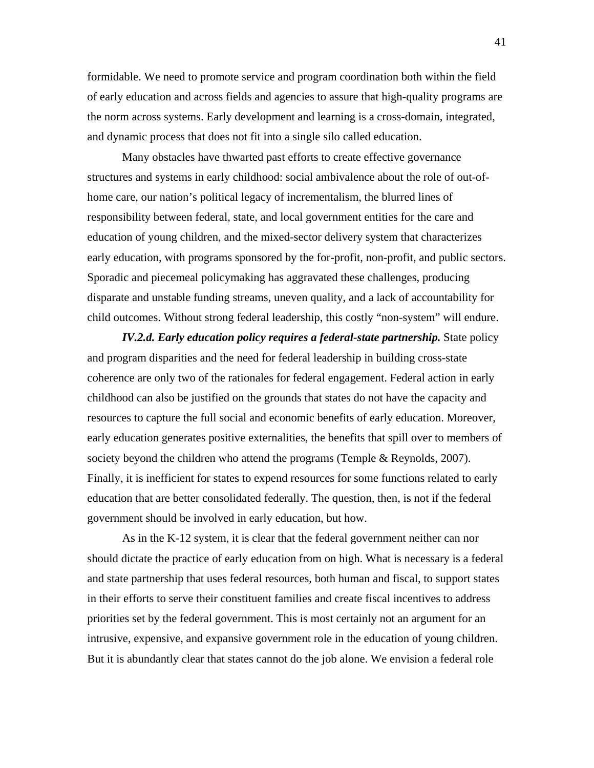formidable. We need to promote service and program coordination both within the field of early education and across fields and agencies to assure that high-quality programs are the norm across systems. Early development and learning is a cross-domain, integrated, and dynamic process that does not fit into a single silo called education.

Many obstacles have thwarted past efforts to create effective governance structures and systems in early childhood: social ambivalence about the role of out-of-home care, our nation's political legacy of incrementalism, the blurred lines of responsibility between federal, state, and local government entities for the care and education of young children, and the mixed-sector delivery system that characterizes early education, with programs sponsored by the for-profit, non-profit, and public sectors. Sporadic and piecemeal policymaking has aggravated these challenges, producing disparate and unstable funding streams, uneven quality, and a lack of accountability for child outcomes. Without strong federal leadership, this costly "non-system" will endure.

***IV.2.d. Early education policy requires a federal-state partnership.*** State policy and program disparities and the need for federal leadership in building cross-state coherence are only two of the rationales for federal engagement. Federal action in early childhood can also be justified on the grounds that states do not have the capacity and resources to capture the full social and economic benefits of early education. Moreover, early education generates positive externalities, the benefits that spill over to members of society beyond the children who attend the programs (Temple & Reynolds, 2007). Finally, it is inefficient for states to expend resources for some functions related to early education that are better consolidated federally. The question, then, is not if the federal government should be involved in early education, but how.

As in the K-12 system, it is clear that the federal government neither can nor should dictate the practice of early education from on high. What is necessary is a federal and state partnership that uses federal resources, both human and fiscal, to support states in their efforts to serve their constituent families and create fiscal incentives to address priorities set by the federal government. This is most certainly not an argument for an intrusive, expensive, and expansive government role in the education of young children. But it is abundantly clear that states cannot do the job alone. We envision a federal role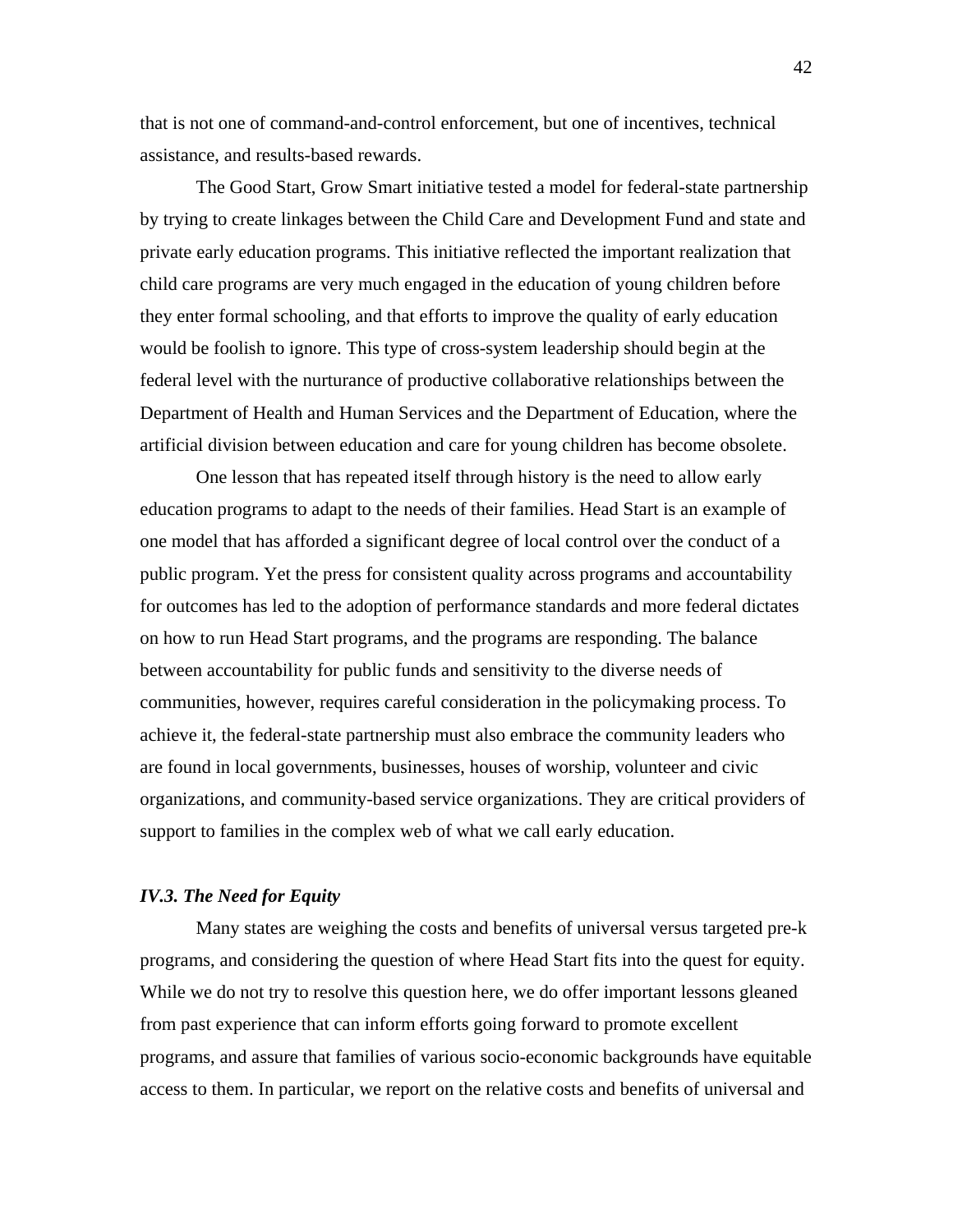that is not one of command-and-control enforcement, but one of incentives, technical assistance, and results-based rewards.

The Good Start, Grow Smart initiative tested a model for federal-state partnership by trying to create linkages between the Child Care and Development Fund and state and private early education programs. This initiative reflected the important realization that child care programs are very much engaged in the education of young children before they enter formal schooling, and that efforts to improve the quality of early education would be foolish to ignore. This type of cross-system leadership should begin at the federal level with the nurturance of productive collaborative relationships between the Department of Health and Human Services and the Department of Education, where the artificial division between education and care for young children has become obsolete.

One lesson that has repeated itself through history is the need to allow early education programs to adapt to the needs of their families. Head Start is an example of one model that has afforded a significant degree of local control over the conduct of a public program. Yet the press for consistent quality across programs and accountability for outcomes has led to the adoption of performance standards and more federal dictates on how to run Head Start programs, and the programs are responding. The balance between accountability for public funds and sensitivity to the diverse needs of communities, however, requires careful consideration in the policymaking process. To achieve it, the federal-state partnership must also embrace the community leaders who are found in local governments, businesses, houses of worship, volunteer and civic organizations, and community-based service organizations. They are critical providers of support to families in the complex web of what we call early education.

### *IV.3. The Need for Equity*

Many states are weighing the costs and benefits of universal versus targeted pre-k programs, and considering the question of where Head Start fits into the quest for equity. While we do not try to resolve this question here, we do offer important lessons gleaned from past experience that can inform efforts going forward to promote excellent programs, and assure that families of various socio-economic backgrounds have equitable access to them. In particular, we report on the relative costs and benefits of universal and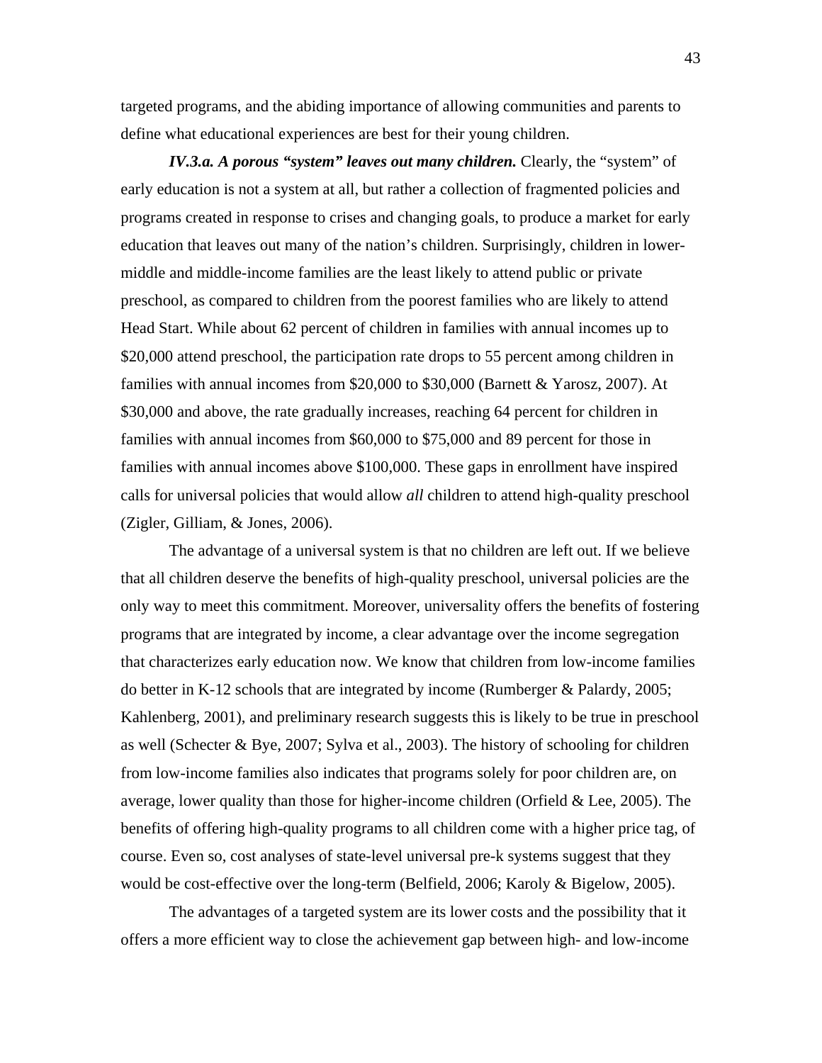targeted programs, and the abiding importance of allowing communities and parents to define what educational experiences are best for their young children.

***IV.3.a. A porous "system" leaves out many children.*** Clearly, the "system" of early education is not a system at all, but rather a collection of fragmented policies and programs created in response to crises and changing goals, to produce a market for early education that leaves out many of the nation's children. Surprisingly, children in lower-middle and middle-income families are the least likely to attend public or private preschool, as compared to children from the poorest families who are likely to attend Head Start. While about 62 percent of children in families with annual incomes up to $20,000 attend preschool, the participation rate drops to 55 percent among children in families with annual incomes from $20,000 to $30,000 (Barnett & Yarosz, 2007). At $30,000 and above, the rate gradually increases, reaching 64 percent for children in families with annual incomes from $60,000 to $75,000 and 89 percent for those in families with annual incomes above $100,000. These gaps in enrollment have inspired calls for universal policies that would allow *all* children to attend high-quality preschool (Zigler, Gilliam, & Jones, 2006).

The advantage of a universal system is that no children are left out. If we believe that all children deserve the benefits of high-quality preschool, universal policies are the only way to meet this commitment. Moreover, universality offers the benefits of fostering programs that are integrated by income, a clear advantage over the income segregation that characterizes early education now. We know that children from low-income families do better in K-12 schools that are integrated by income (Rumberger & Palardy, 2005; Kahlenberg, 2001), and preliminary research suggests this is likely to be true in preschool as well (Schecter & Bye, 2007; Sylva et al., 2003). The history of schooling for children from low-income families also indicates that programs solely for poor children are, on average, lower quality than those for higher-income children (Orfield & Lee, 2005). The benefits of offering high-quality programs to all children come with a higher price tag, of course. Even so, cost analyses of state-level universal pre-k systems suggest that they would be cost-effective over the long-term (Belfield, 2006; Karoly & Bigelow, 2005).

The advantages of a targeted system are its lower costs and the possibility that it offers a more efficient way to close the achievement gap between high- and low-income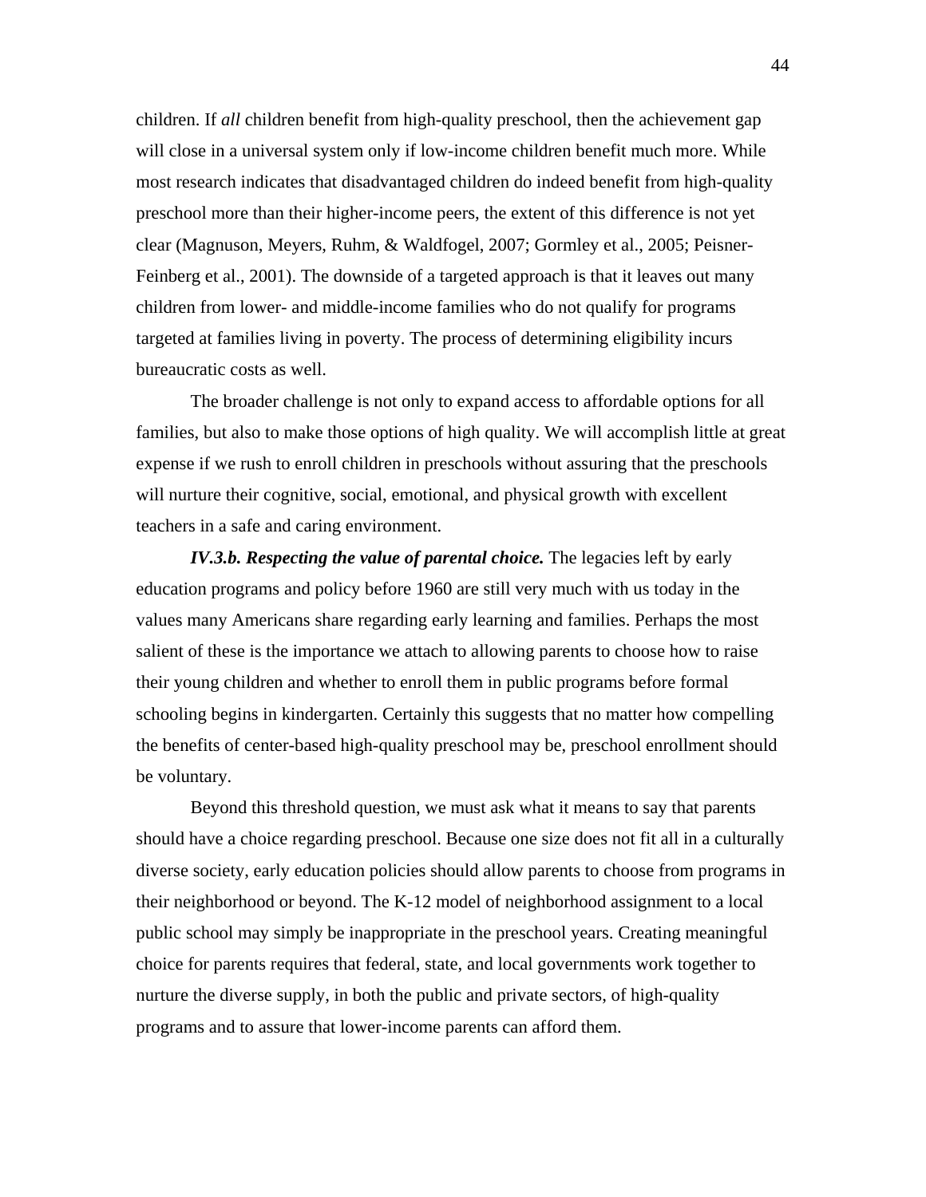children. If *all* children benefit from high-quality preschool, then the achievement gap will close in a universal system only if low-income children benefit much more. While most research indicates that disadvantaged children do indeed benefit from high-quality preschool more than their higher-income peers, the extent of this difference is not yet clear (Magnuson, Meyers, Ruhm, & Waldfogel, 2007; Gormley et al., 2005; Peisner-Feinberg et al., 2001). The downside of a targeted approach is that it leaves out many children from lower- and middle-income families who do not qualify for programs targeted at families living in poverty. The process of determining eligibility incurs bureaucratic costs as well.

The broader challenge is not only to expand access to affordable options for all families, but also to make those options of high quality. We will accomplish little at great expense if we rush to enroll children in preschools without assuring that the preschools will nurture their cognitive, social, emotional, and physical growth with excellent teachers in a safe and caring environment.

***IV.3.b. Respecting the value of parental choice.*** The legacies left by early education programs and policy before 1960 are still very much with us today in the values many Americans share regarding early learning and families. Perhaps the most salient of these is the importance we attach to allowing parents to choose how to raise their young children and whether to enroll them in public programs before formal schooling begins in kindergarten. Certainly this suggests that no matter how compelling the benefits of center-based high-quality preschool may be, preschool enrollment should be voluntary.

Beyond this threshold question, we must ask what it means to say that parents should have a choice regarding preschool. Because one size does not fit all in a culturally diverse society, early education policies should allow parents to choose from programs in their neighborhood or beyond. The K-12 model of neighborhood assignment to a local public school may simply be inappropriate in the preschool years. Creating meaningful choice for parents requires that federal, state, and local governments work together to nurture the diverse supply, in both the public and private sectors, of high-quality programs and to assure that lower-income parents can afford them.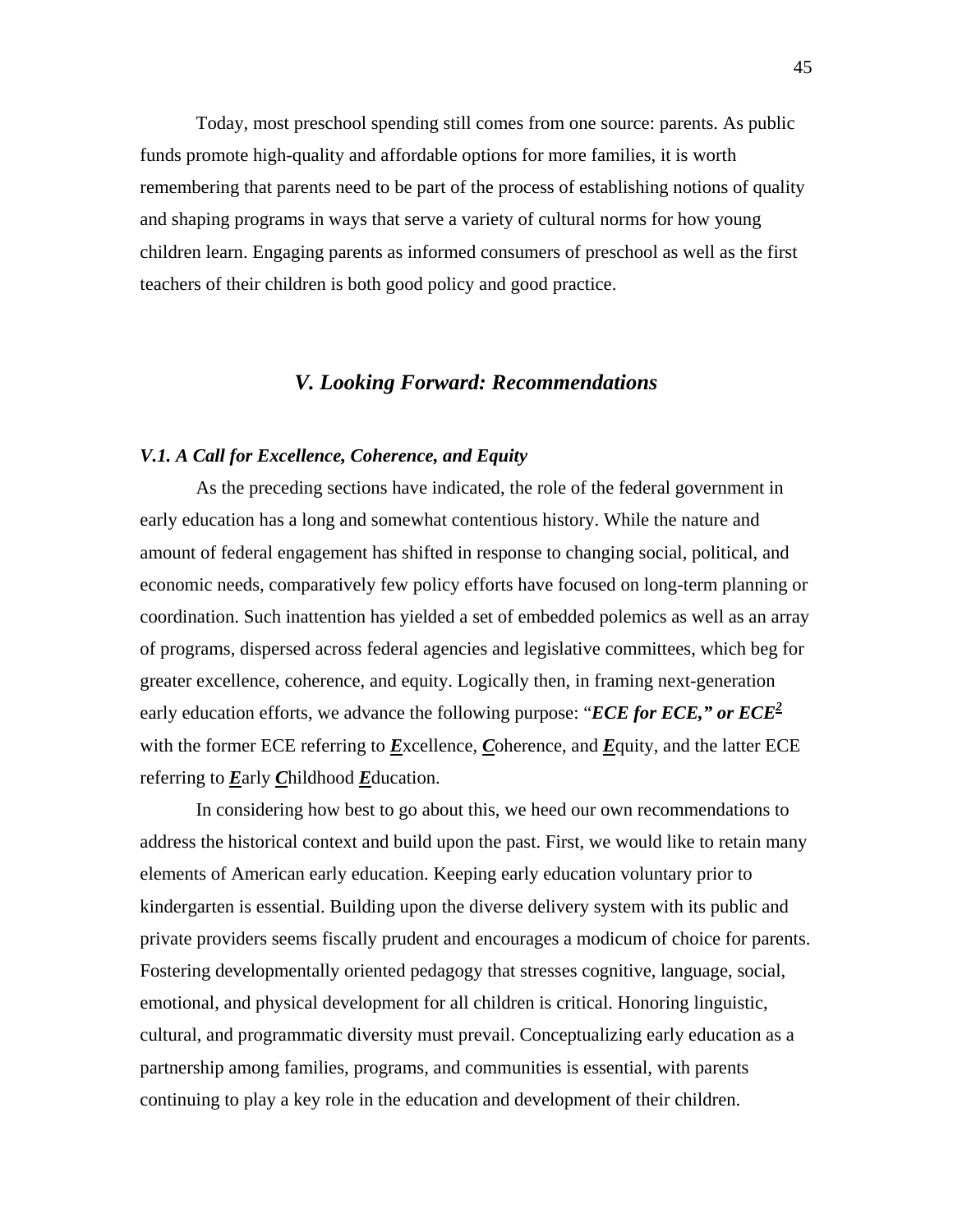Today, most preschool spending still comes from one source: parents. As public funds promote high-quality and affordable options for more families, it is worth remembering that parents need to be part of the process of establishing notions of quality and shaping programs in ways that serve a variety of cultural norms for how young children learn. Engaging parents as informed consumers of preschool as well as the first teachers of their children is both good policy and good practice.

## *V. Looking Forward: Recommendations*

### *V.1. A Call for Excellence, Coherence, and Equity*

As the preceding sections have indicated, the role of the federal government in early education has a long and somewhat contentious history. While the nature and amount of federal engagement has shifted in response to changing social, political, and economic needs, comparatively few policy efforts have focused on long-term planning or coordination. Such inattention has yielded a set of embedded polemics as well as an array of programs, dispersed across federal agencies and legislative committees, which beg for greater excellence, coherence, and equity. Logically then, in framing next-generation early education efforts, we advance the following purpose: "***ECE for ECE," or ECE$^2$*** with the former ECE referring to ***E***xcellence, ***C***oherence, and ***E***quity, and the latter ECE referring to ***E***arly ***C***hildhood ***E***ducation.

In considering how best to go about this, we heed our own recommendations to address the historical context and build upon the past. First, we would like to retain many elements of American early education. Keeping early education voluntary prior to kindergarten is essential. Building upon the diverse delivery system with its public and private providers seems fiscally prudent and encourages a modicum of choice for parents. Fostering developmentally oriented pedagogy that stresses cognitive, language, social, emotional, and physical development for all children is critical. Honoring linguistic, cultural, and programmatic diversity must prevail. Conceptualizing early education as a partnership among families, programs, and communities is essential, with parents continuing to play a key role in the education and development of their children.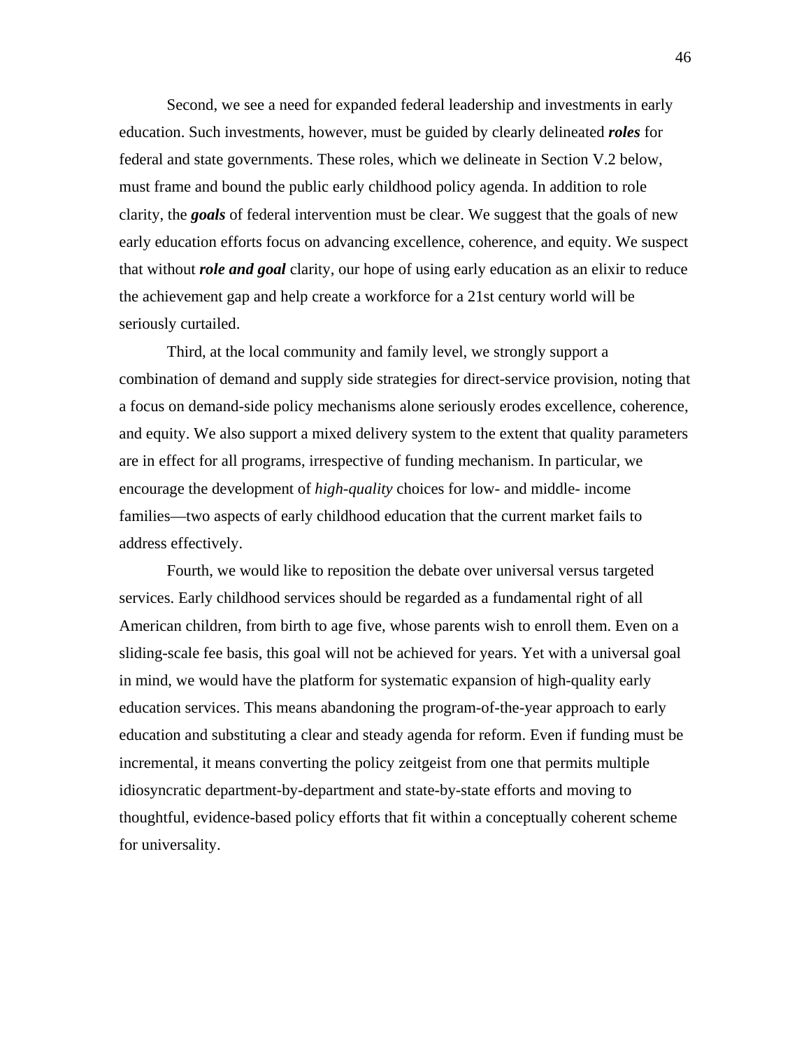Second, we see a need for expanded federal leadership and investments in early education. Such investments, however, must be guided by clearly delineated ***roles*** for federal and state governments. These roles, which we delineate in Section V.2 below, must frame and bound the public early childhood policy agenda. In addition to role clarity, the ***goals*** of federal intervention must be clear. We suggest that the goals of new early education efforts focus on advancing excellence, coherence, and equity. We suspect that without ***role and goal*** clarity, our hope of using early education as an elixir to reduce the achievement gap and help create a workforce for a 21st century world will be seriously curtailed.

Third, at the local community and family level, we strongly support a combination of demand and supply side strategies for direct-service provision, noting that a focus on demand-side policy mechanisms alone seriously erodes excellence, coherence, and equity. We also support a mixed delivery system to the extent that quality parameters are in effect for all programs, irrespective of funding mechanism. In particular, we encourage the development of *high-quality* choices for low- and middle- income families—two aspects of early childhood education that the current market fails to address effectively.

Fourth, we would like to reposition the debate over universal versus targeted services. Early childhood services should be regarded as a fundamental right of all American children, from birth to age five, whose parents wish to enroll them. Even on a sliding-scale fee basis, this goal will not be achieved for years. Yet with a universal goal in mind, we would have the platform for systematic expansion of high-quality early education services. This means abandoning the program-of-the-year approach to early education and substituting a clear and steady agenda for reform. Even if funding must be incremental, it means converting the policy zeitgeist from one that permits multiple idiosyncratic department-by-department and state-by-state efforts and moving to thoughtful, evidence-based policy efforts that fit within a conceptually coherent scheme for universality.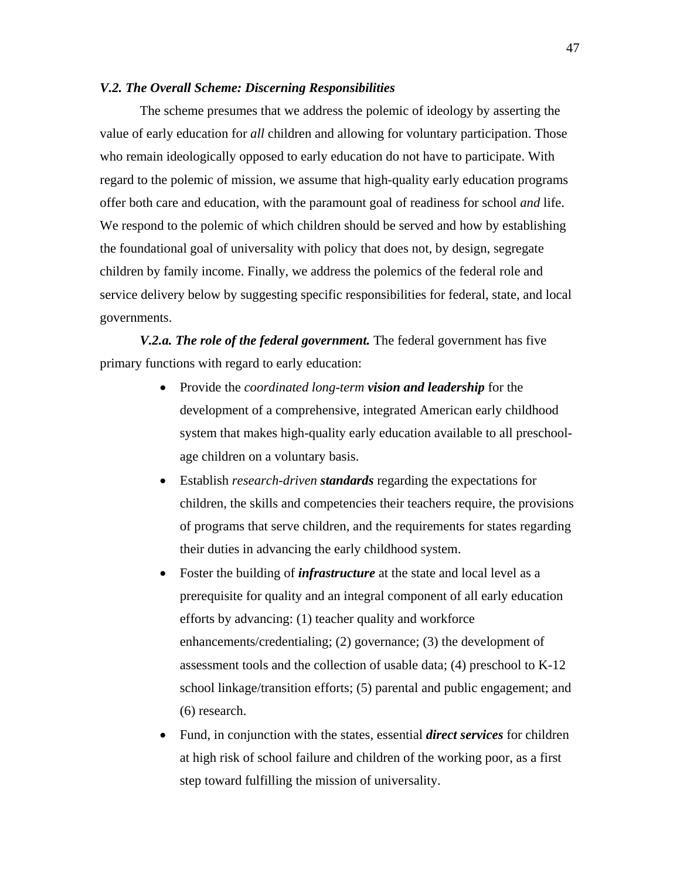### *V.2. The Overall Scheme: Discerning Responsibilities*

The scheme presumes that we address the polemic of ideology by asserting the value of early education for *all* children and allowing for voluntary participation. Those who remain ideologically opposed to early education do not have to participate. With regard to the polemic of mission, we assume that high-quality early education programs offer both care and education, with the paramount goal of readiness for school *and* life. We respond to the polemic of which children should be served and how by establishing the foundational goal of universality with policy that does not, by design, segregate children by family income. Finally, we address the polemics of the federal role and service delivery below by suggesting specific responsibilities for federal, state, and local governments.

***V.2.a. The role of the federal government.*** The federal government has five primary functions with regard to early education:

- Provide the *coordinated long-term* ***vision and leadership*** for the development of a comprehensive, integrated American early childhood system that makes high-quality early education available to all preschool-age children on a voluntary basis.
- Establish *research-driven* ***standards*** regarding the expectations for children, the skills and competencies their teachers require, the provisions of programs that serve children, and the requirements for states regarding their duties in advancing the early childhood system.
- Foster the building of ***infrastructure*** at the state and local level as a prerequisite for quality and an integral component of all early education efforts by advancing: (1) teacher quality and workforce enhancements/credentialing; (2) governance; (3) the development of assessment tools and the collection of usable data; (4) preschool to K-12 school linkage/transition efforts; (5) parental and public engagement; and (6) research.
- Fund, in conjunction with the states, essential ***direct services*** for children at high risk of school failure and children of the working poor, as a first step toward fulfilling the mission of universality.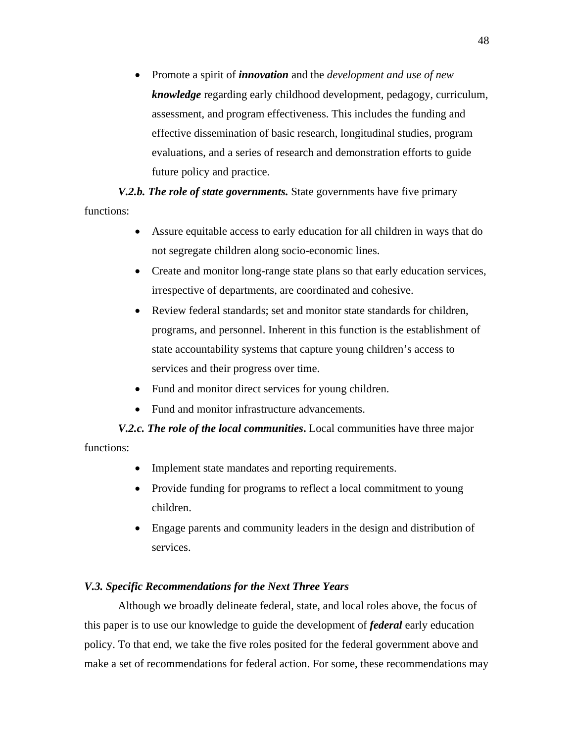- Promote a spirit of ***innovation*** and the *development and use of new **knowledge*** regarding early childhood development, pedagogy, curriculum, assessment, and program effectiveness. This includes the funding and effective dissemination of basic research, longitudinal studies, program evaluations, and a series of research and demonstration efforts to guide future policy and practice.

***V.2.b. The role of state governments.*** State governments have five primary functions:

- Assure equitable access to early education for all children in ways that do not segregate children along socio-economic lines.
- Create and monitor long-range state plans so that early education services, irrespective of departments, are coordinated and cohesive.
- Review federal standards; set and monitor state standards for children, programs, and personnel. Inherent in this function is the establishment of state accountability systems that capture young children's access to services and their progress over time.
- Fund and monitor direct services for young children.
- Fund and monitor infrastructure advancements.

***V.2.c. The role of the local communities*.** Local communities have three major functions:

- Implement state mandates and reporting requirements.
- Provide funding for programs to reflect a local commitment to young children.
- Engage parents and community leaders in the design and distribution of services.

### *V.3. Specific Recommendations for the Next Three Years*

Although we broadly delineate federal, state, and local roles above, the focus of this paper is to use our knowledge to guide the development of ***federal*** early education policy. To that end, we take the five roles posited for the federal government above and make a set of recommendations for federal action. For some, these recommendations may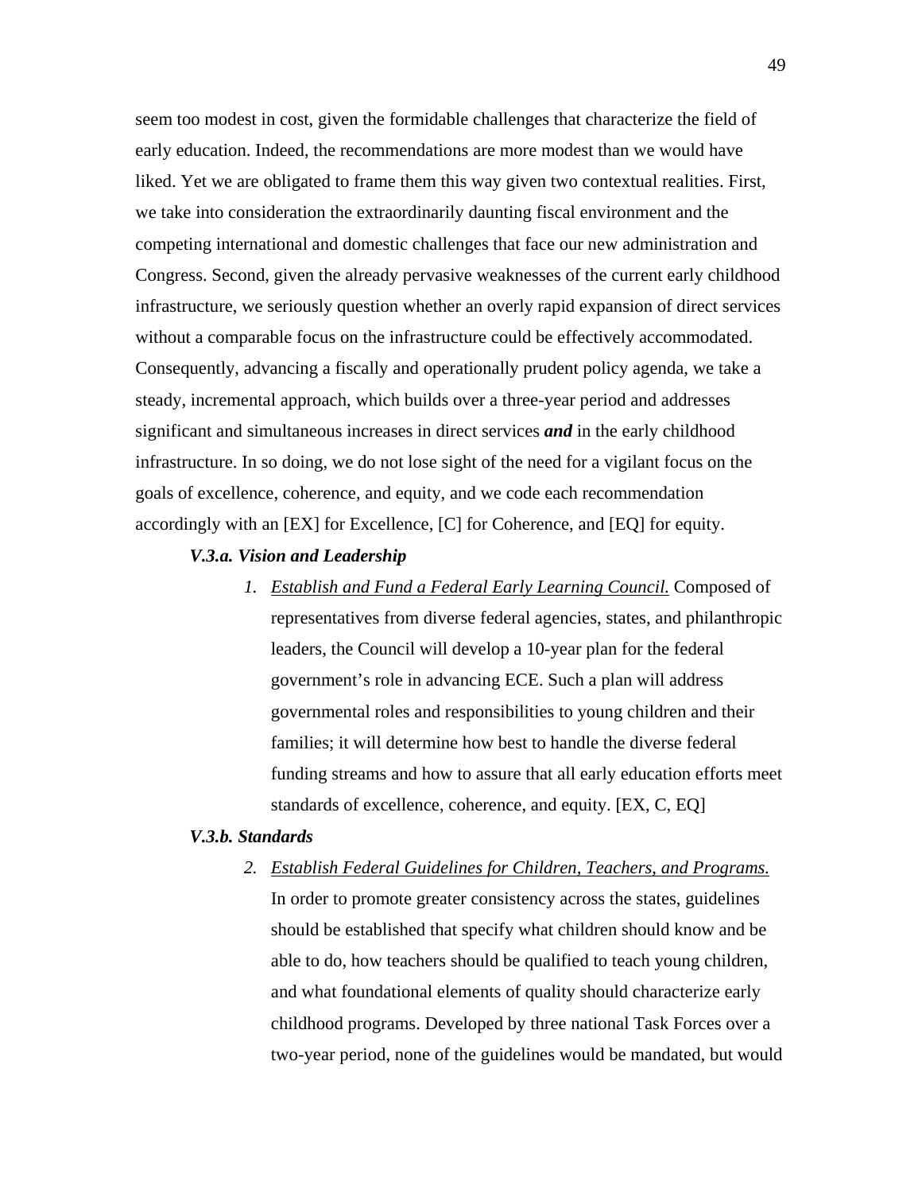seem too modest in cost, given the formidable challenges that characterize the field of early education. Indeed, the recommendations are more modest than we would have liked. Yet we are obligated to frame them this way given two contextual realities. First, we take into consideration the extraordinarily daunting fiscal environment and the competing international and domestic challenges that face our new administration and Congress. Second, given the already pervasive weaknesses of the current early childhood infrastructure, we seriously question whether an overly rapid expansion of direct services without a comparable focus on the infrastructure could be effectively accommodated. Consequently, advancing a fiscally and operationally prudent policy agenda, we take a steady, incremental approach, which builds over a three-year period and addresses significant and simultaneous increases in direct services ***and*** in the early childhood infrastructure. In so doing, we do not lose sight of the need for a vigilant focus on the goals of excellence, coherence, and equity, and we code each recommendation accordingly with an [EX] for Excellence, [C] for Coherence, and [EQ] for equity.

***V.3.a. Vision and Leadership***

1. *Establish and Fund a Federal Early Learning Council.* Composed of representatives from diverse federal agencies, states, and philanthropic leaders, the Council will develop a 10-year plan for the federal government's role in advancing ECE. Such a plan will address governmental roles and responsibilities to young children and their families; it will determine how best to handle the diverse federal funding streams and how to assure that all early education efforts meet standards of excellence, coherence, and equity. [EX, C, EQ]

***V.3.b. Standards***

2. *Establish Federal Guidelines for Children, Teachers, and Programs.* In order to promote greater consistency across the states, guidelines should be established that specify what children should know and be able to do, how teachers should be qualified to teach young children, and what foundational elements of quality should characterize early childhood programs. Developed by three national Task Forces over a two-year period, none of the guidelines would be mandated, but would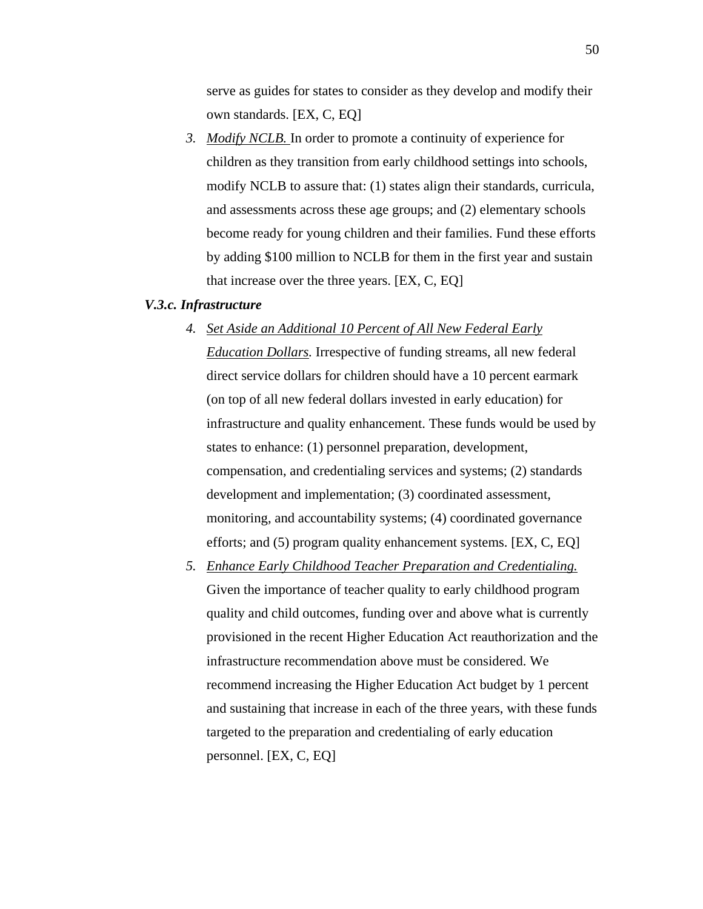serve as guides for states to consider as they develop and modify their own standards. [EX, C, EQ]

3. *Modify NCLB.* In order to promote a continuity of experience for children as they transition from early childhood settings into schools, modify NCLB to assure that: (1) states align their standards, curricula, and assessments across these age groups; and (2) elementary schools become ready for young children and their families. Fund these efforts by adding $100 million to NCLB for them in the first year and sustain that increase over the three years. [EX, C, EQ]

### *V.3.c. Infrastructure*

4. *Set Aside an Additional 10 Percent of All New Federal Early Education Dollars.* Irrespective of funding streams, all new federal direct service dollars for children should have a 10 percent earmark (on top of all new federal dollars invested in early education) for infrastructure and quality enhancement. These funds would be used by states to enhance: (1) personnel preparation, development, compensation, and credentialing services and systems; (2) standards development and implementation; (3) coordinated assessment, monitoring, and accountability systems; (4) coordinated governance efforts; and (5) program quality enhancement systems. [EX, C, EQ]

5. *Enhance Early Childhood Teacher Preparation and Credentialing.* Given the importance of teacher quality to early childhood program quality and child outcomes, funding over and above what is currently provisioned in the recent Higher Education Act reauthorization and the infrastructure recommendation above must be considered. We recommend increasing the Higher Education Act budget by 1 percent and sustaining that increase in each of the three years, with these funds targeted to the preparation and credentialing of early education personnel. [EX, C, EQ]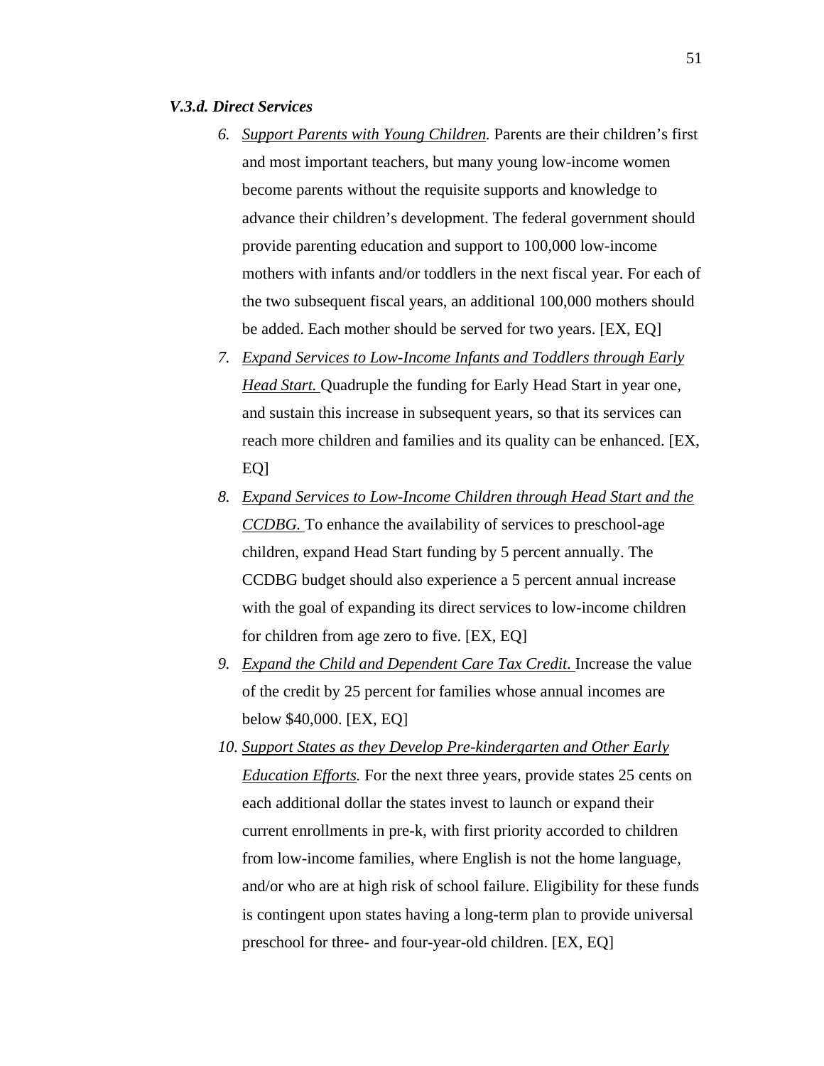***V.3.d. Direct Services***

6. *Support Parents with Young Children.* Parents are their children's first and most important teachers, but many young low-income women become parents without the requisite supports and knowledge to advance their children's development. The federal government should provide parenting education and support to 100,000 low-income mothers with infants and/or toddlers in the next fiscal year. For each of the two subsequent fiscal years, an additional 100,000 mothers should be added. Each mother should be served for two years. [EX, EQ]
7. *Expand Services to Low-Income Infants and Toddlers through Early Head Start.* Quadruple the funding for Early Head Start in year one, and sustain this increase in subsequent years, so that its services can reach more children and families and its quality can be enhanced. [EX, EQ]
8. *Expand Services to Low-Income Children through Head Start and the CCDBG.* To enhance the availability of services to preschool-age children, expand Head Start funding by 5 percent annually. The CCDBG budget should also experience a 5 percent annual increase with the goal of expanding its direct services to low-income children for children from age zero to five. [EX, EQ]
9. *Expand the Child and Dependent Care Tax Credit.* Increase the value of the credit by 25 percent for families whose annual incomes are below $40,000. [EX, EQ]
10. *Support States as they Develop Pre-kindergarten and Other Early Education Efforts.* For the next three years, provide states 25 cents on each additional dollar the states invest to launch or expand their current enrollments in pre-k, with first priority accorded to children from low-income families, where English is not the home language, and/or who are at high risk of school failure. Eligibility for these funds is contingent upon states having a long-term plan to provide universal preschool for three- and four-year-old children. [EX, EQ]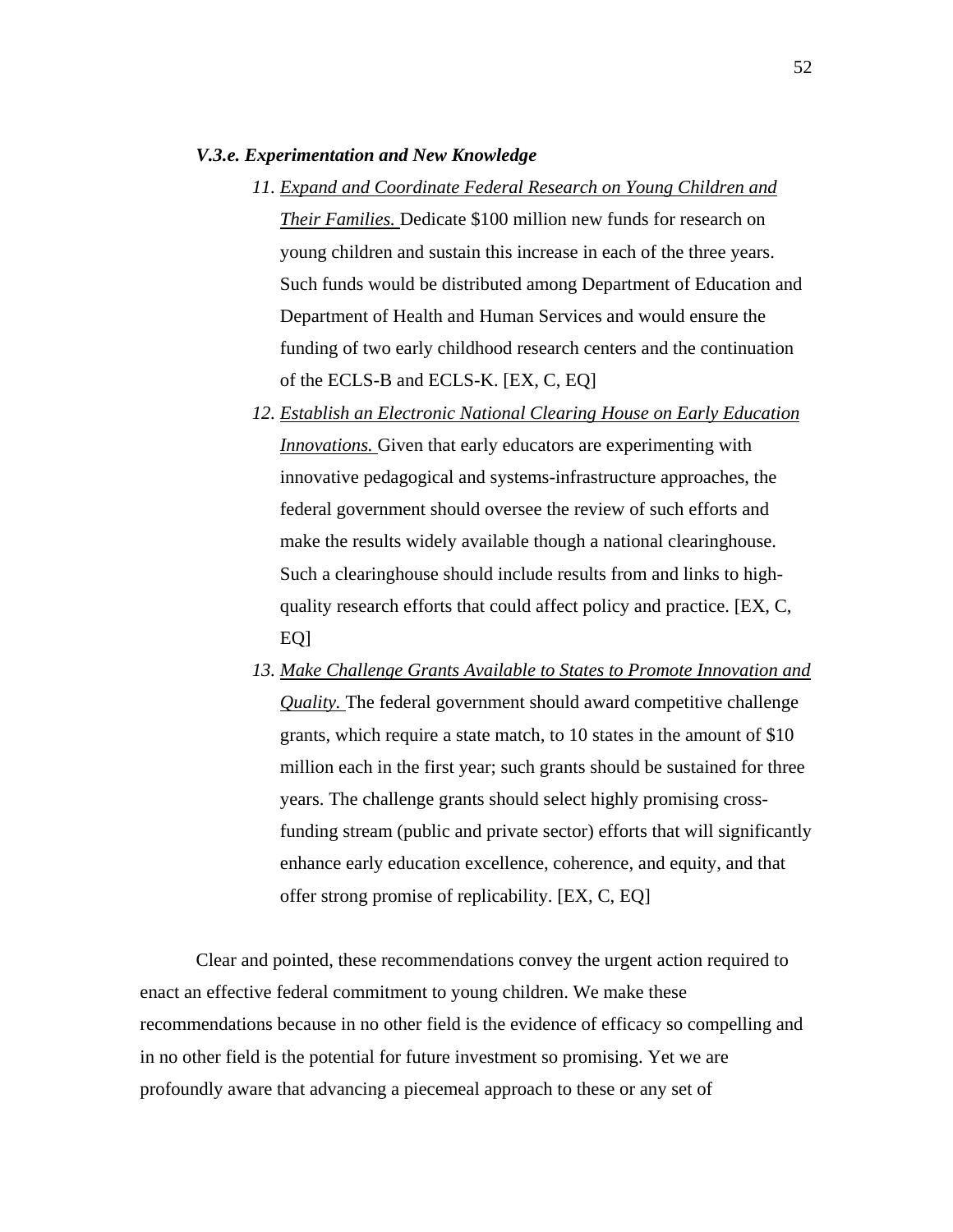### *V.3.e. Experimentation and New Knowledge*

11. *<u>Expand and Coordinate Federal Research on Young Children and Their Families.</u>* Dedicate $100 million new funds for research on young children and sustain this increase in each of the three years. Such funds would be distributed among Department of Education and Department of Health and Human Services and would ensure the funding of two early childhood research centers and the continuation of the ECLS-B and ECLS-K. [EX, C, EQ]
12. *<u>Establish an Electronic National Clearing House on Early Education Innovations.</u>* Given that early educators are experimenting with innovative pedagogical and systems-infrastructure approaches, the federal government should oversee the review of such efforts and make the results widely available though a national clearinghouse. Such a clearinghouse should include results from and links to high-quality research efforts that could affect policy and practice. [EX, C, EQ]
13. *<u>Make Challenge Grants Available to States to Promote Innovation and Quality.</u>* The federal government should award competitive challenge grants, which require a state match, to 10 states in the amount of $10 million each in the first year; such grants should be sustained for three years. The challenge grants should select highly promising cross-funding stream (public and private sector) efforts that will significantly enhance early education excellence, coherence, and equity, and that offer strong promise of replicability. [EX, C, EQ]

Clear and pointed, these recommendations convey the urgent action required to enact an effective federal commitment to young children. We make these recommendations because in no other field is the evidence of efficacy so compelling and in no other field is the potential for future investment so promising. Yet we are profoundly aware that advancing a piecemeal approach to these or any set of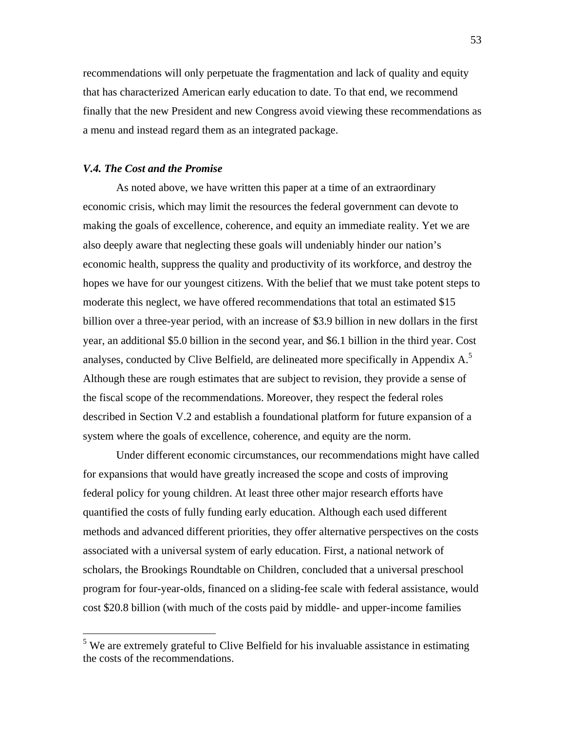recommendations will only perpetuate the fragmentation and lack of quality and equity that has characterized American early education to date. To that end, we recommend finally that the new President and new Congress avoid viewing these recommendations as a menu and instead regard them as an integrated package.

### *V.4. The Cost and the Promise*

As noted above, we have written this paper at a time of an extraordinary economic crisis, which may limit the resources the federal government can devote to making the goals of excellence, coherence, and equity an immediate reality. Yet we are also deeply aware that neglecting these goals will undeniably hinder our nation's economic health, suppress the quality and productivity of its workforce, and destroy the hopes we have for our youngest citizens. With the belief that we must take potent steps to moderate this neglect, we have offered recommendations that total an estimated $15 billion over a three-year period, with an increase of $3.9 billion in new dollars in the first year, an additional $5.0 billion in the second year, and $6.1 billion in the third year. Cost analyses, conducted by Clive Belfield, are delineated more specifically in Appendix A.[5] Although these are rough estimates that are subject to revision, they provide a sense of the fiscal scope of the recommendations. Moreover, they respect the federal roles described in Section V.2 and establish a foundational platform for future expansion of a system where the goals of excellence, coherence, and equity are the norm.

Under different economic circumstances, our recommendations might have called for expansions that would have greatly increased the scope and costs of improving federal policy for young children. At least three other major research efforts have quantified the costs of fully funding early education. Although each used different methods and advanced different priorities, they offer alternative perspectives on the costs associated with a universal system of early education. First, a national network of scholars, the Brookings Roundtable on Children, concluded that a universal preschool program for four-year-olds, financed on a sliding-fee scale with federal assistance, would cost $20.8 billion (with much of the costs paid by middle- and upper-income families

---

[5] We are extremely grateful to Clive Belfield for his invaluable assistance in estimating the costs of the recommendations.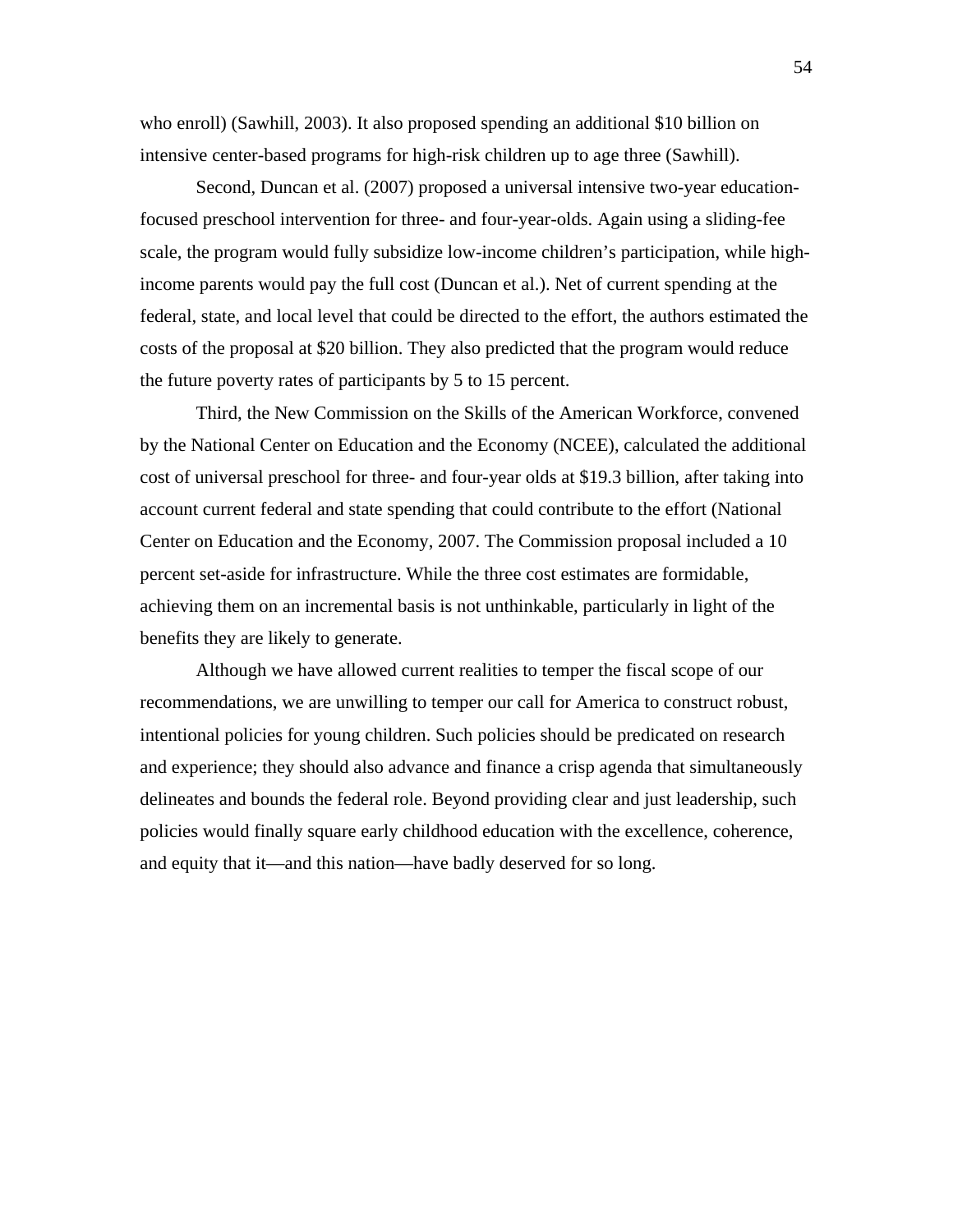who enroll) (Sawhill, 2003). It also proposed spending an additional $10 billion on intensive center-based programs for high-risk children up to age three (Sawhill).

Second, Duncan et al. (2007) proposed a universal intensive two-year education-focused preschool intervention for three- and four-year-olds. Again using a sliding-fee scale, the program would fully subsidize low-income children's participation, while high-income parents would pay the full cost (Duncan et al.). Net of current spending at the federal, state, and local level that could be directed to the effort, the authors estimated the costs of the proposal at $20 billion. They also predicted that the program would reduce the future poverty rates of participants by 5 to 15 percent.

Third, the New Commission on the Skills of the American Workforce, convened by the National Center on Education and the Economy (NCEE), calculated the additional cost of universal preschool for three- and four-year olds at $19.3 billion, after taking into account current federal and state spending that could contribute to the effort (National Center on Education and the Economy, 2007. The Commission proposal included a 10 percent set-aside for infrastructure. While the three cost estimates are formidable, achieving them on an incremental basis is not unthinkable, particularly in light of the benefits they are likely to generate.

Although we have allowed current realities to temper the fiscal scope of our recommendations, we are unwilling to temper our call for America to construct robust, intentional policies for young children. Such policies should be predicated on research and experience; they should also advance and finance a crisp agenda that simultaneously delineates and bounds the federal role. Beyond providing clear and just leadership, such policies would finally square early childhood education with the excellence, coherence, and equity that it—and this nation—have badly deserved for so long.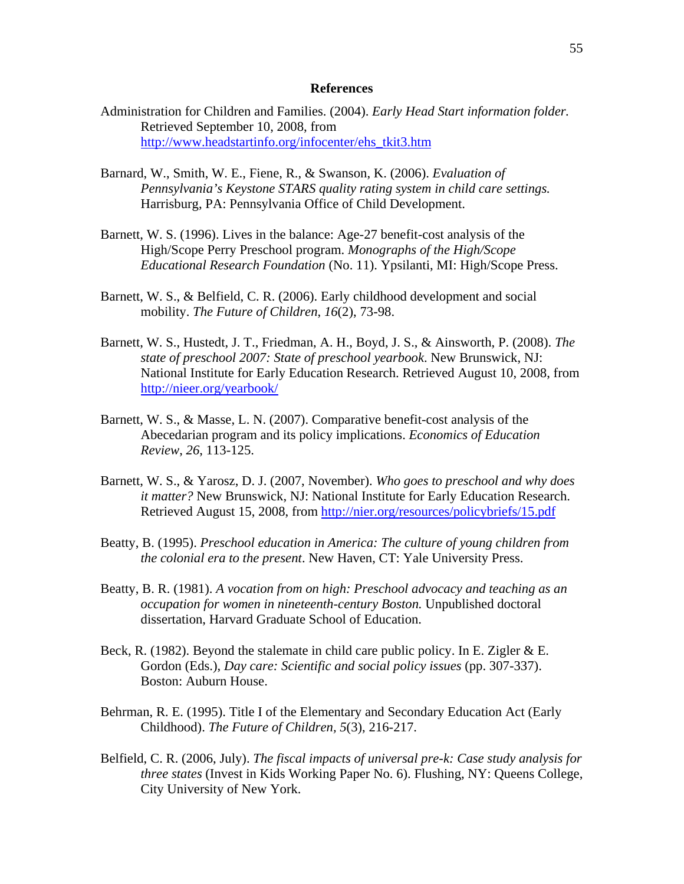# References

Administration for Children and Families. (2004). *Early Head Start information folder.* Retrieved September 10, 2008, from http://www.headstartinfo.org/infocenter/ehs_tkit3.htm

Barnard, W., Smith, W. E., Fiene, R., & Swanson, K. (2006). *Evaluation of Pennsylvania's Keystone STARS quality rating system in child care settings.* Harrisburg, PA: Pennsylvania Office of Child Development.

Barnett, W. S. (1996). Lives in the balance: Age-27 benefit-cost analysis of the High/Scope Perry Preschool program. *Monographs of the High/Scope Educational Research Foundation* (No. 11). Ypsilanti, MI: High/Scope Press.

Barnett, W. S., & Belfield, C. R. (2006). Early childhood development and social mobility. *The Future of Children, 16*(2), 73-98.

Barnett, W. S., Hustedt, J. T., Friedman, A. H., Boyd, J. S., & Ainsworth, P. (2008). *The state of preschool 2007: State of preschool yearbook*. New Brunswick, NJ: National Institute for Early Education Research. Retrieved August 10, 2008, from http://nieer.org/yearbook/

Barnett, W. S., & Masse, L. N. (2007). Comparative benefit-cost analysis of the Abecedarian program and its policy implications. *Economics of Education Review, 26*, 113-125.

Barnett, W. S., & Yarosz, D. J. (2007, November). *Who goes to preschool and why does it matter?* New Brunswick, NJ: National Institute for Early Education Research. Retrieved August 15, 2008, from http://nier.org/resources/policybriefs/15.pdf

Beatty, B. (1995). *Preschool education in America: The culture of young children from the colonial era to the present*. New Haven, CT: Yale University Press.

Beatty, B. R. (1981). *A vocation from on high: Preschool advocacy and teaching as an occupation for women in nineteenth-century Boston.* Unpublished doctoral dissertation, Harvard Graduate School of Education.

Beck, R. (1982). Beyond the stalemate in child care public policy. In E. Zigler & E. Gordon (Eds.), *Day care: Scientific and social policy issues* (pp. 307-337). Boston: Auburn House.

Behrman, R. E. (1995). Title I of the Elementary and Secondary Education Act (Early Childhood). *The Future of Children, 5*(3), 216-217.

Belfield, C. R. (2006, July). *The fiscal impacts of universal pre-k: Case study analysis for three states* (Invest in Kids Working Paper No. 6). Flushing, NY: Queens College, City University of New York.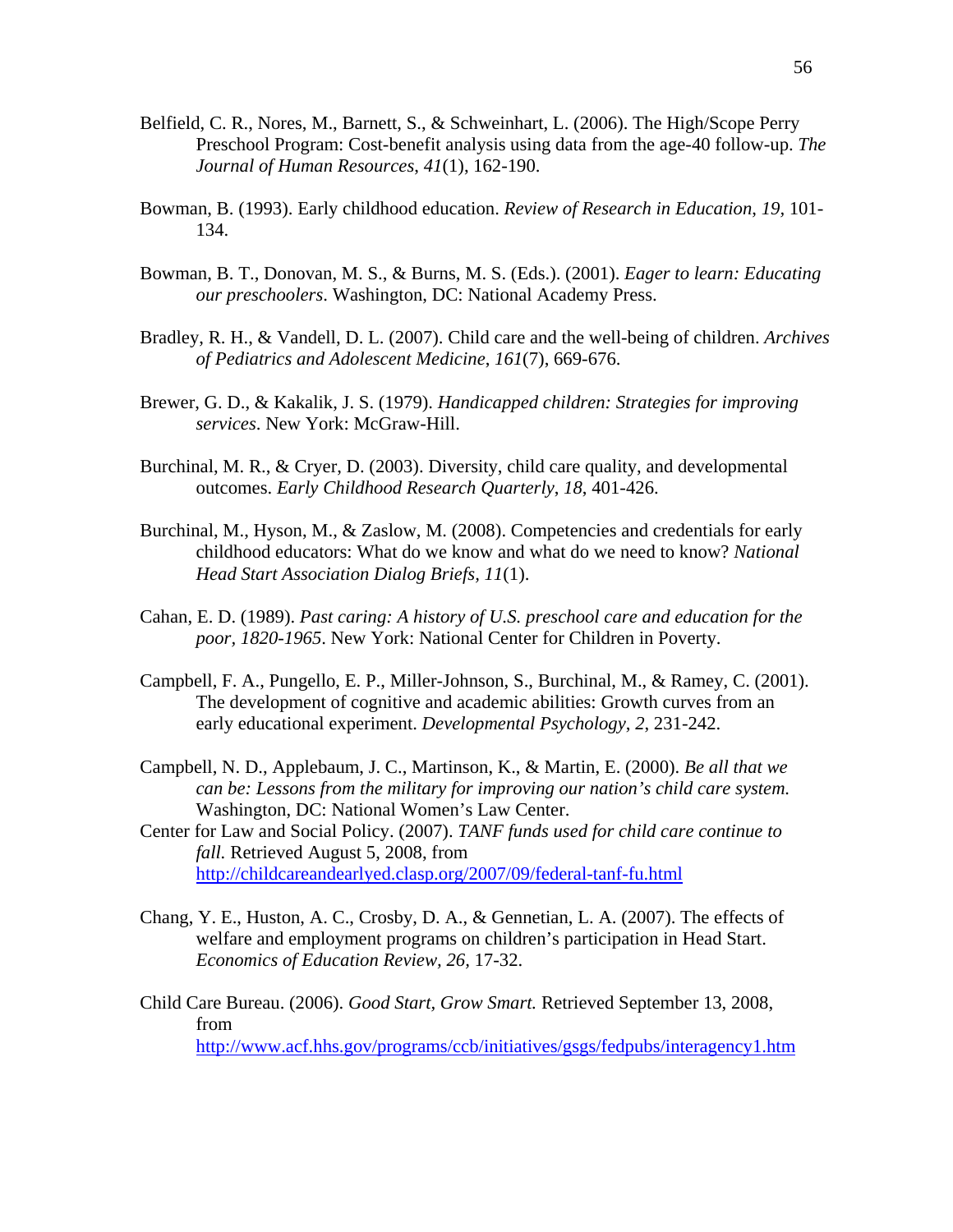Belfield, C. R., Nores, M., Barnett, S., & Schweinhart, L. (2006). The High/Scope Perry Preschool Program: Cost-benefit analysis using data from the age-40 follow-up. *The Journal of Human Resources*, *41*(1), 162-190.

Bowman, B. (1993). Early childhood education. *Review of Research in Education*, *19*, 101-134.

Bowman, B. T., Donovan, M. S., & Burns, M. S. (Eds.). (2001). *Eager to learn: Educating our preschoolers*. Washington, DC: National Academy Press.

Bradley, R. H., & Vandell, D. L. (2007). Child care and the well-being of children. *Archives of Pediatrics and Adolescent Medicine*, *161*(7), 669-676.

Brewer, G. D., & Kakalik, J. S. (1979). *Handicapped children: Strategies for improving services*. New York: McGraw-Hill.

Burchinal, M. R., & Cryer, D. (2003). Diversity, child care quality, and developmental outcomes. *Early Childhood Research Quarterly*, *18*, 401-426.

Burchinal, M., Hyson, M., & Zaslow, M. (2008). Competencies and credentials for early childhood educators: What do we know and what do we need to know? *National Head Start Association Dialog Briefs, 11*(1).

Cahan, E. D. (1989). *Past caring: A history of U.S. preschool care and education for the poor, 1820-1965*. New York: National Center for Children in Poverty.

Campbell, F. A., Pungello, E. P., Miller-Johnson, S., Burchinal, M., & Ramey, C. (2001). The development of cognitive and academic abilities: Growth curves from an early educational experiment. *Developmental Psychology*, *2*, 231-242.

Campbell, N. D., Applebaum, J. C., Martinson, K., & Martin, E. (2000). *Be all that we can be: Lessons from the military for improving our nation's child care system.* Washington, DC: National Women's Law Center.

Center for Law and Social Policy. (2007). *TANF funds used for child care continue to fall.* Retrieved August 5, 2008, from http://childcareandearlyed.clasp.org/2007/09/federal-tanf-fu.html

Chang, Y. E., Huston, A. C., Crosby, D. A., & Gennetian, L. A. (2007). The effects of welfare and employment programs on children's participation in Head Start. *Economics of Education Review*, *26*, 17-32.

Child Care Bureau. (2006). *Good Start, Grow Smart.* Retrieved September 13, 2008, from http://www.acf.hhs.gov/programs/ccb/initiatives/gsgs/fedpubs/interagency1.htm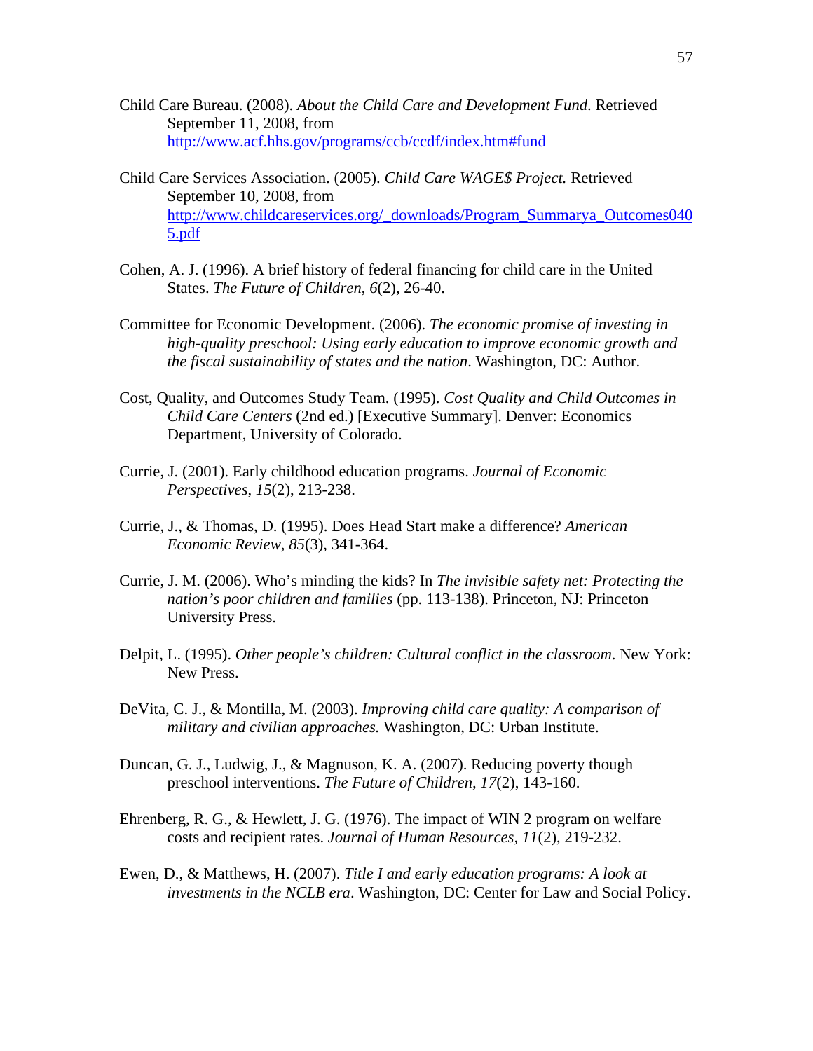Child Care Bureau. (2008). *About the Child Care and Development Fund*. Retrieved September 11, 2008, from http://www.acf.hhs.gov/programs/ccb/ccdf/index.htm#fund

Child Care Services Association. (2005). *Child Care WAGE$ Project.* Retrieved September 10, 2008, from http://www.childcareservices.org/_downloads/Program_Summarya_Outcomes0405.pdf

Cohen, A. J. (1996). A brief history of federal financing for child care in the United States. *The Future of Children, 6*(2), 26-40.

Committee for Economic Development. (2006). *The economic promise of investing in high-quality preschool: Using early education to improve economic growth and the fiscal sustainability of states and the nation*. Washington, DC: Author.

Cost, Quality, and Outcomes Study Team. (1995). *Cost Quality and Child Outcomes in Child Care Centers* (2nd ed.) [Executive Summary]. Denver: Economics Department, University of Colorado.

Currie, J. (2001). Early childhood education programs. *Journal of Economic Perspectives*, *15*(2), 213-238.

Currie, J., & Thomas, D. (1995). Does Head Start make a difference? *American Economic Review*, *85*(3), 341-364.

Currie, J. M. (2006). Who's minding the kids? In *The invisible safety net: Protecting the nation's poor children and families* (pp. 113-138). Princeton, NJ: Princeton University Press.

Delpit, L. (1995). *Other people's children: Cultural conflict in the classroom*. New York: New Press.

DeVita, C. J., & Montilla, M. (2003). *Improving child care quality: A comparison of military and civilian approaches.* Washington, DC: Urban Institute.

Duncan, G. J., Ludwig, J., & Magnuson, K. A. (2007). Reducing poverty though preschool interventions. *The Future of Children, 17*(2), 143-160.

Ehrenberg, R. G., & Hewlett, J. G. (1976). The impact of WIN 2 program on welfare costs and recipient rates. *Journal of Human Resources, 11*(2), 219-232.

Ewen, D., & Matthews, H. (2007). *Title I and early education programs: A look at investments in the NCLB era*. Washington, DC: Center for Law and Social Policy.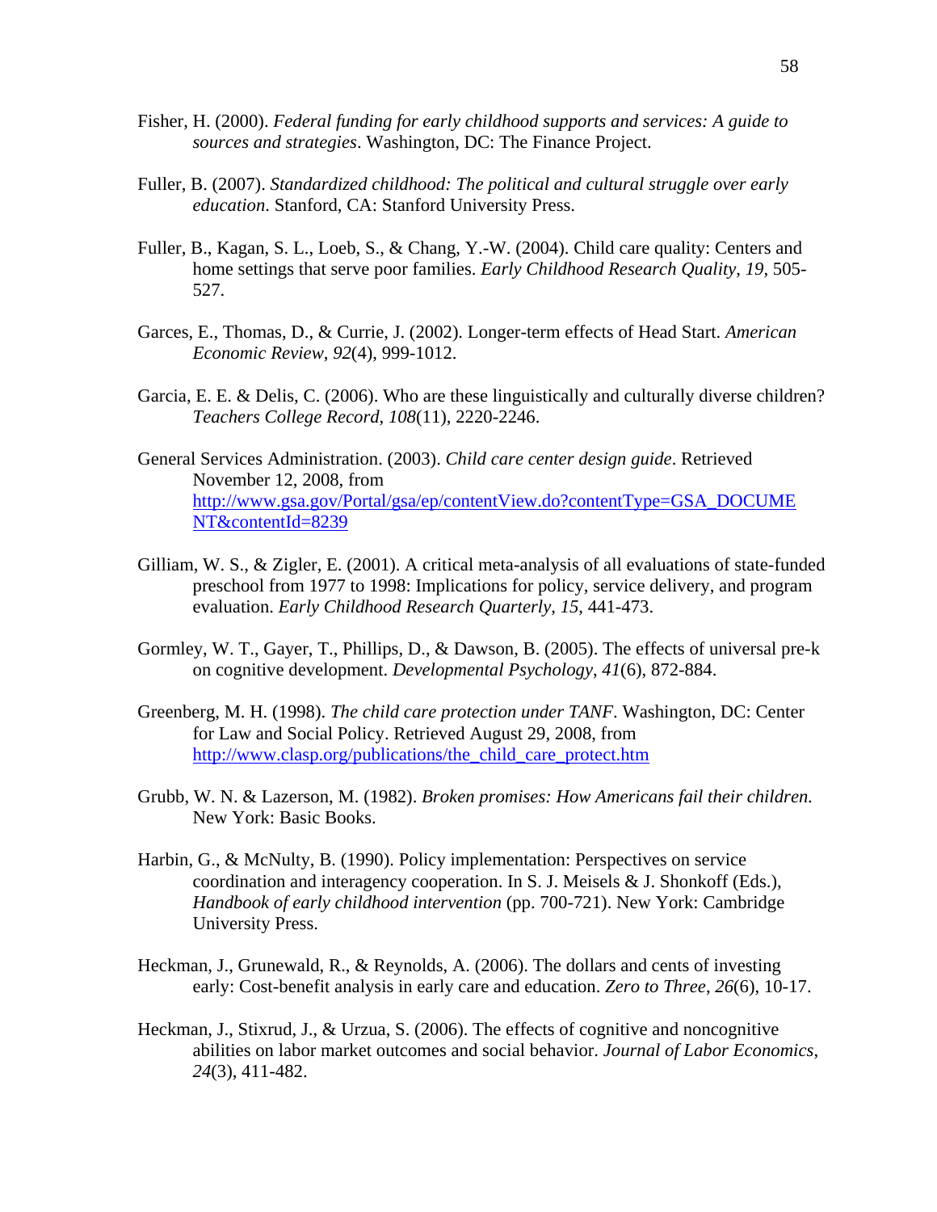Fisher, H. (2000). *Federal funding for early childhood supports and services: A guide to sources and strategies*. Washington, DC: The Finance Project.

Fuller, B. (2007). *Standardized childhood: The political and cultural struggle over early education*. Stanford, CA: Stanford University Press.

Fuller, B., Kagan, S. L., Loeb, S., & Chang, Y.-W. (2004). Child care quality: Centers and home settings that serve poor families. *Early Childhood Research Quality*, *19*, 505-527.

Garces, E., Thomas, D., & Currie, J. (2002). Longer-term effects of Head Start. *American Economic Review*, *92*(4), 999-1012.

Garcia, E. E. & Delis, C. (2006). Who are these linguistically and culturally diverse children? *Teachers College Record, 108*(11), 2220-2246.

General Services Administration. (2003). *Child care center design guide*. Retrieved November 12, 2008, from http://www.gsa.gov/Portal/gsa/ep/contentView.do?contentType=GSA_DOCUMENT&contentId=8239

Gilliam, W. S., & Zigler, E. (2001). A critical meta-analysis of all evaluations of state-funded preschool from 1977 to 1998: Implications for policy, service delivery, and program evaluation. *Early Childhood Research Quarterly, 15*, 441-473.

Gormley, W. T., Gayer, T., Phillips, D., & Dawson, B. (2005). The effects of universal pre-k on cognitive development. *Developmental Psychology*, *41*(6), 872-884.

Greenberg, M. H. (1998). *The child care protection under TANF*. Washington, DC: Center for Law and Social Policy. Retrieved August 29, 2008, from http://www.clasp.org/publications/the_child_care_protect.htm

Grubb, W. N. & Lazerson, M. (1982). *Broken promises: How Americans fail their children*. New York: Basic Books.

Harbin, G., & McNulty, B. (1990). Policy implementation: Perspectives on service coordination and interagency cooperation. In S. J. Meisels & J. Shonkoff (Eds.), *Handbook of early childhood intervention* (pp. 700-721). New York: Cambridge University Press.

Heckman, J., Grunewald, R., & Reynolds, A. (2006). The dollars and cents of investing early: Cost-benefit analysis in early care and education. *Zero to Three*, *26*(6), 10-17.

Heckman, J., Stixrud, J., & Urzua, S. (2006). The effects of cognitive and noncognitive abilities on labor market outcomes and social behavior. *Journal of Labor Economics*, *24*(3), 411-482.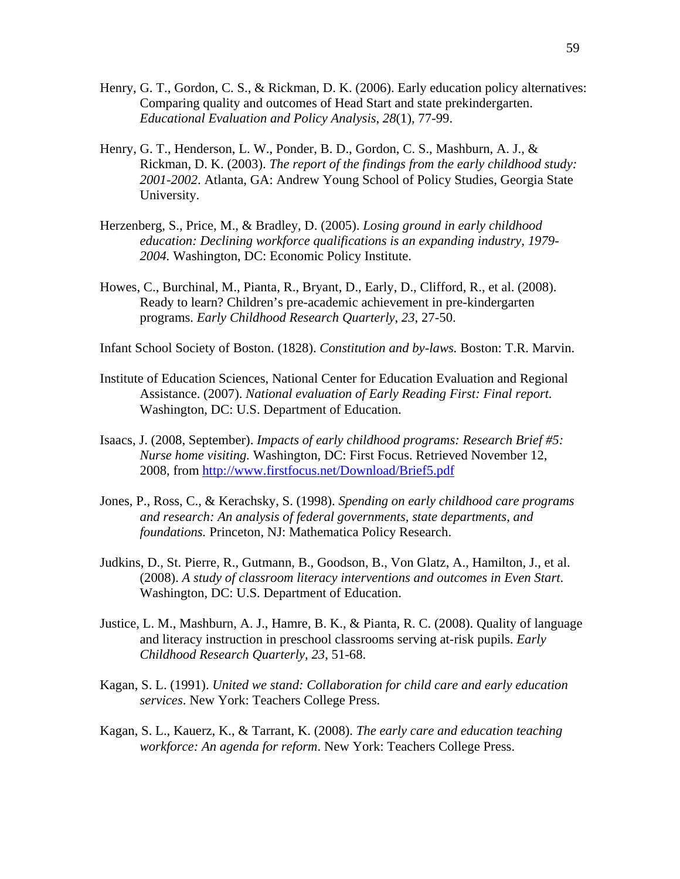Henry, G. T., Gordon, C. S., & Rickman, D. K. (2006). Early education policy alternatives: Comparing quality and outcomes of Head Start and state prekindergarten. *Educational Evaluation and Policy Analysis*, *28*(1), 77-99.

Henry, G. T., Henderson, L. W., Ponder, B. D., Gordon, C. S., Mashburn, A. J., & Rickman, D. K. (2003). *The report of the findings from the early childhood study: 2001-2002*. Atlanta, GA: Andrew Young School of Policy Studies, Georgia State University.

Herzenberg, S., Price, M., & Bradley, D. (2005). *Losing ground in early childhood education: Declining workforce qualifications is an expanding industry, 1979-2004.* Washington, DC: Economic Policy Institute.

Howes, C., Burchinal, M., Pianta, R., Bryant, D., Early, D., Clifford, R., et al. (2008). Ready to learn? Children's pre-academic achievement in pre-kindergarten programs. *Early Childhood Research Quarterly*, *23*, 27-50.

Infant School Society of Boston. (1828). *Constitution and by-laws.* Boston: T.R. Marvin.

Institute of Education Sciences, National Center for Education Evaluation and Regional Assistance. (2007). *National evaluation of Early Reading First: Final report.* Washington, DC: U.S. Department of Education.

Isaacs, J. (2008, September). *Impacts of early childhood programs: Research Brief #5: Nurse home visiting.* Washington, DC: First Focus. Retrieved November 12, 2008, from http://www.firstfocus.net/Download/Brief5.pdf

Jones, P., Ross, C., & Kerachsky, S. (1998). *Spending on early childhood care programs and research: An analysis of federal governments, state departments, and foundations.* Princeton, NJ: Mathematica Policy Research.

Judkins, D., St. Pierre, R., Gutmann, B., Goodson, B., Von Glatz, A., Hamilton, J., et al. (2008). *A study of classroom literacy interventions and outcomes in Even Start*. Washington, DC: U.S. Department of Education.

Justice, L. M., Mashburn, A. J., Hamre, B. K., & Pianta, R. C. (2008). Quality of language and literacy instruction in preschool classrooms serving at-risk pupils. *Early Childhood Research Quarterly*, *23*, 51-68.

Kagan, S. L. (1991). *United we stand: Collaboration for child care and early education services*. New York: Teachers College Press.

Kagan, S. L., Kauerz, K., & Tarrant, K. (2008). *The early care and education teaching workforce: An agenda for reform*. New York: Teachers College Press.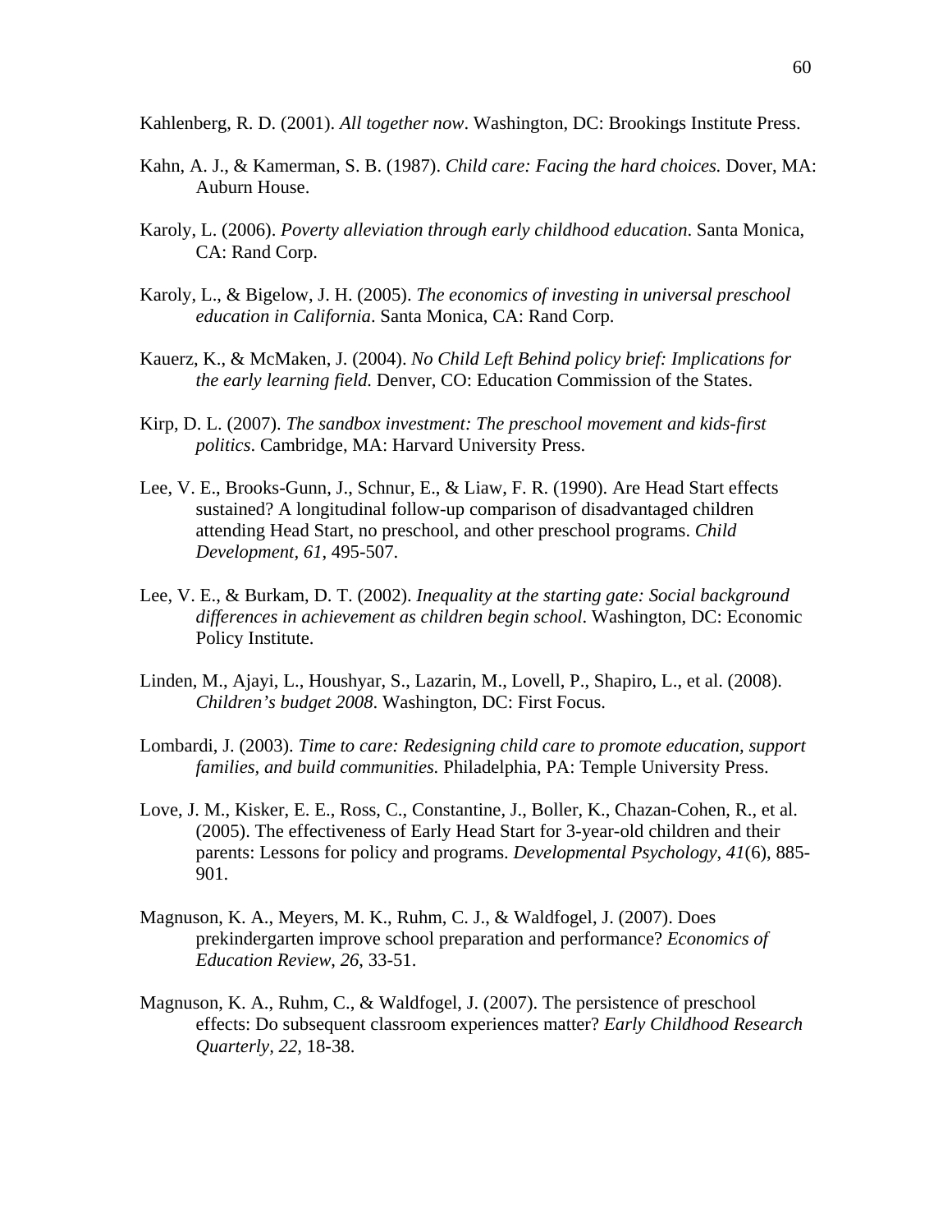Kahlenberg, R. D. (2001). *All together now*. Washington, DC: Brookings Institute Press.

Kahn, A. J., & Kamerman, S. B. (1987). *Child care: Facing the hard choices.* Dover, MA: Auburn House.

Karoly, L. (2006). *Poverty alleviation through early childhood education*. Santa Monica, CA: Rand Corp.

Karoly, L., & Bigelow, J. H. (2005). *The economics of investing in universal preschool education in California*. Santa Monica, CA: Rand Corp.

Kauerz, K., & McMaken, J. (2004). *No Child Left Behind policy brief: Implications for the early learning field.* Denver, CO: Education Commission of the States.

Kirp, D. L. (2007). *The sandbox investment: The preschool movement and kids-first politics*. Cambridge, MA: Harvard University Press.

Lee, V. E., Brooks-Gunn, J., Schnur, E., & Liaw, F. R. (1990). Are Head Start effects sustained? A longitudinal follow-up comparison of disadvantaged children attending Head Start, no preschool, and other preschool programs. *Child Development, 61*, 495-507.

Lee, V. E., & Burkam, D. T. (2002). *Inequality at the starting gate: Social background differences in achievement as children begin school*. Washington, DC: Economic Policy Institute.

Linden, M., Ajayi, L., Houshyar, S., Lazarin, M., Lovell, P., Shapiro, L., et al. (2008). *Children's budget 2008*. Washington, DC: First Focus.

Lombardi, J. (2003). *Time to care: Redesigning child care to promote education, support families, and build communities.* Philadelphia, PA: Temple University Press.

Love, J. M., Kisker, E. E., Ross, C., Constantine, J., Boller, K., Chazan-Cohen, R., et al. (2005). The effectiveness of Early Head Start for 3-year-old children and their parents: Lessons for policy and programs. *Developmental Psychology*, *41*(6), 885-901.

Magnuson, K. A., Meyers, M. K., Ruhm, C. J., & Waldfogel, J. (2007). Does prekindergarten improve school preparation and performance? *Economics of Education Review, 26*, 33-51.

Magnuson, K. A., Ruhm, C., & Waldfogel, J. (2007). The persistence of preschool effects: Do subsequent classroom experiences matter? *Early Childhood Research Quarterly, 22*, 18-38.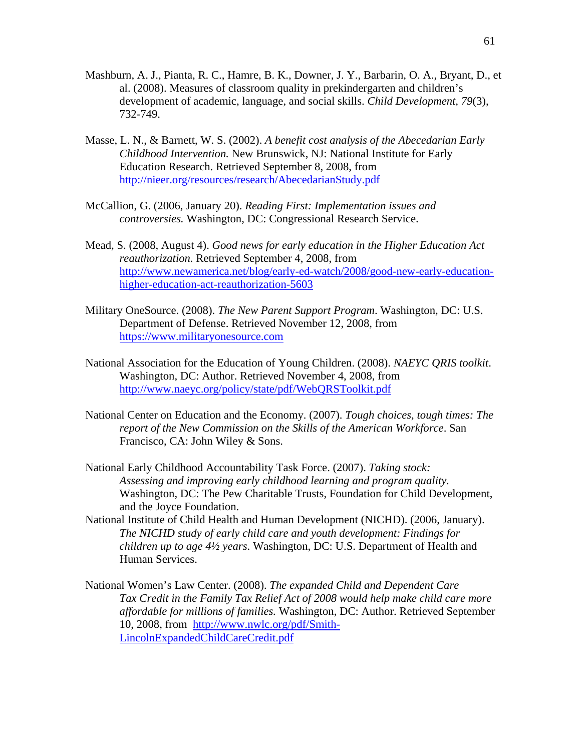Mashburn, A. J., Pianta, R. C., Hamre, B. K., Downer, J. Y., Barbarin, O. A., Bryant, D., et al. (2008). Measures of classroom quality in prekindergarten and children's development of academic, language, and social skills. *Child Development, 79*(3), 732-749.

Masse, L. N., & Barnett, W. S. (2002). *A benefit cost analysis of the Abecedarian Early Childhood Intervention.* New Brunswick, NJ: National Institute for Early Education Research. Retrieved September 8, 2008, from http://nieer.org/resources/research/AbecedarianStudy.pdf

McCallion, G. (2006, January 20). *Reading First: Implementation issues and controversies.* Washington, DC: Congressional Research Service.

Mead, S. (2008, August 4). *Good news for early education in the Higher Education Act reauthorization.* Retrieved September 4, 2008, from http://www.newamerica.net/blog/early-ed-watch/2008/good-new-early-education-higher-education-act-reauthorization-5603

Military OneSource. (2008). *The New Parent Support Program*. Washington, DC: U.S. Department of Defense. Retrieved November 12, 2008, from https://www.militaryonesource.com

National Association for the Education of Young Children. (2008). *NAEYC QRIS toolkit*. Washington, DC: Author. Retrieved November 4, 2008, from http://www.naeyc.org/policy/state/pdf/WebQRSToolkit.pdf

National Center on Education and the Economy. (2007). *Tough choices, tough times: The report of the New Commission on the Skills of the American Workforce*. San Francisco, CA: John Wiley & Sons.

National Early Childhood Accountability Task Force. (2007). *Taking stock: Assessing and improving early childhood learning and program quality*. Washington, DC: The Pew Charitable Trusts, Foundation for Child Development, and the Joyce Foundation.

National Institute of Child Health and Human Development (NICHD). (2006, January). *The NICHD study of early child care and youth development: Findings for children up to age 4½ years*. Washington, DC: U.S. Department of Health and Human Services.

National Women's Law Center. (2008). *The expanded Child and Dependent Care Tax Credit in the Family Tax Relief Act of 2008 would help make child care more affordable for millions of families.* Washington, DC: Author. Retrieved September 10, 2008, from http://www.nwlc.org/pdf/Smith-LincolnExpandedChildCareCredit.pdf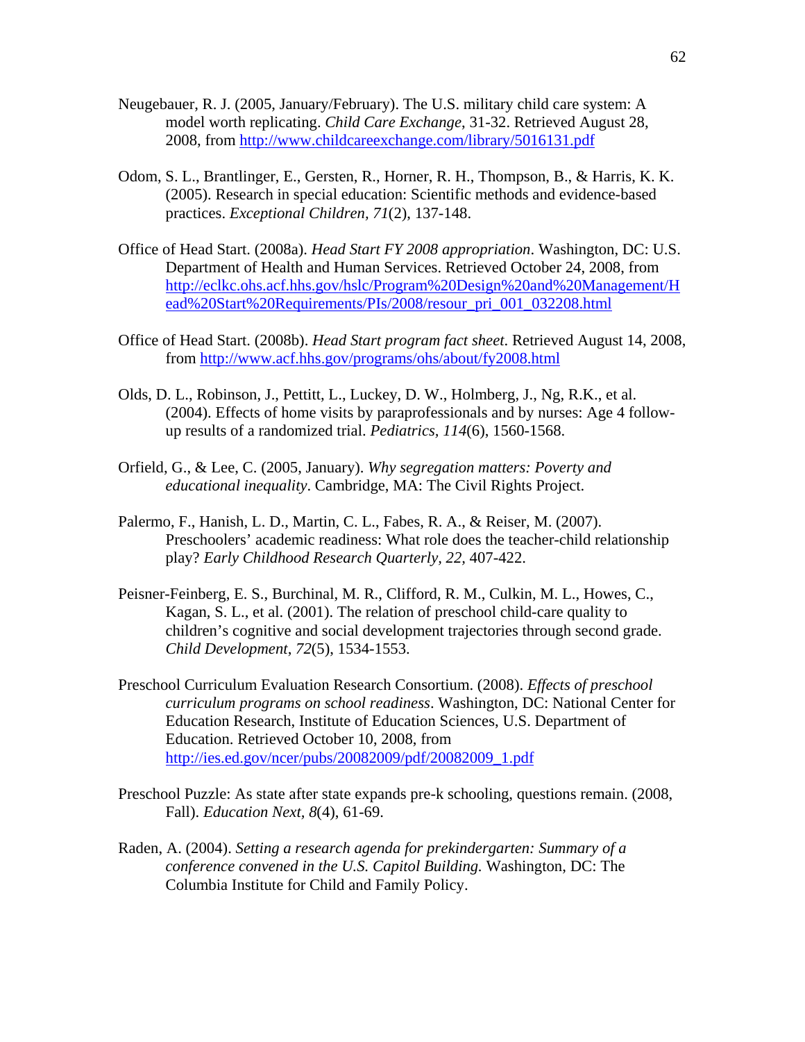Neugebauer, R. J. (2005, January/February). The U.S. military child care system: A model worth replicating. *Child Care Exchange*, 31-32. Retrieved August 28, 2008, from http://www.childcareexchange.com/library/5016131.pdf

Odom, S. L., Brantlinger, E., Gersten, R., Horner, R. H., Thompson, B., & Harris, K. K. (2005). Research in special education: Scientific methods and evidence-based practices. *Exceptional Children*, *71*(2), 137-148.

Office of Head Start. (2008a). *Head Start FY 2008 appropriation*. Washington, DC: U.S. Department of Health and Human Services. Retrieved October 24, 2008, from http://eclkc.ohs.acf.hhs.gov/hslc/Program%20Design%20and%20Management/Head%20Start%20Requirements/PIs/2008/resour_pri_001_032208.html

Office of Head Start. (2008b). *Head Start program fact sheet*. Retrieved August 14, 2008, from http://www.acf.hhs.gov/programs/ohs/about/fy2008.html

Olds, D. L., Robinson, J., Pettitt, L., Luckey, D. W., Holmberg, J., Ng, R.K., et al. (2004). Effects of home visits by paraprofessionals and by nurses: Age 4 follow-up results of a randomized trial. *Pediatrics*, *114*(6), 1560-1568.

Orfield, G., & Lee, C. (2005, January). *Why segregation matters: Poverty and educational inequality*. Cambridge, MA: The Civil Rights Project.

Palermo, F., Hanish, L. D., Martin, C. L., Fabes, R. A., & Reiser, M. (2007). Preschoolers' academic readiness: What role does the teacher-child relationship play? *Early Childhood Research Quarterly*, *22*, 407-422.

Peisner-Feinberg, E. S., Burchinal, M. R., Clifford, R. M., Culkin, M. L., Howes, C., Kagan, S. L., et al. (2001). The relation of preschool child-care quality to children's cognitive and social development trajectories through second grade. *Child Development*, *72*(5), 1534-1553.

Preschool Curriculum Evaluation Research Consortium. (2008). *Effects of preschool curriculum programs on school readiness*. Washington, DC: National Center for Education Research, Institute of Education Sciences, U.S. Department of Education. Retrieved October 10, 2008, from http://ies.ed.gov/ncer/pubs/20082009/pdf/20082009_1.pdf

Preschool Puzzle: As state after state expands pre-k schooling, questions remain. (2008, Fall). *Education Next*, *8*(4), 61-69.

Raden, A. (2004). *Setting a research agenda for prekindergarten: Summary of a conference convened in the U.S. Capitol Building.* Washington, DC: The Columbia Institute for Child and Family Policy.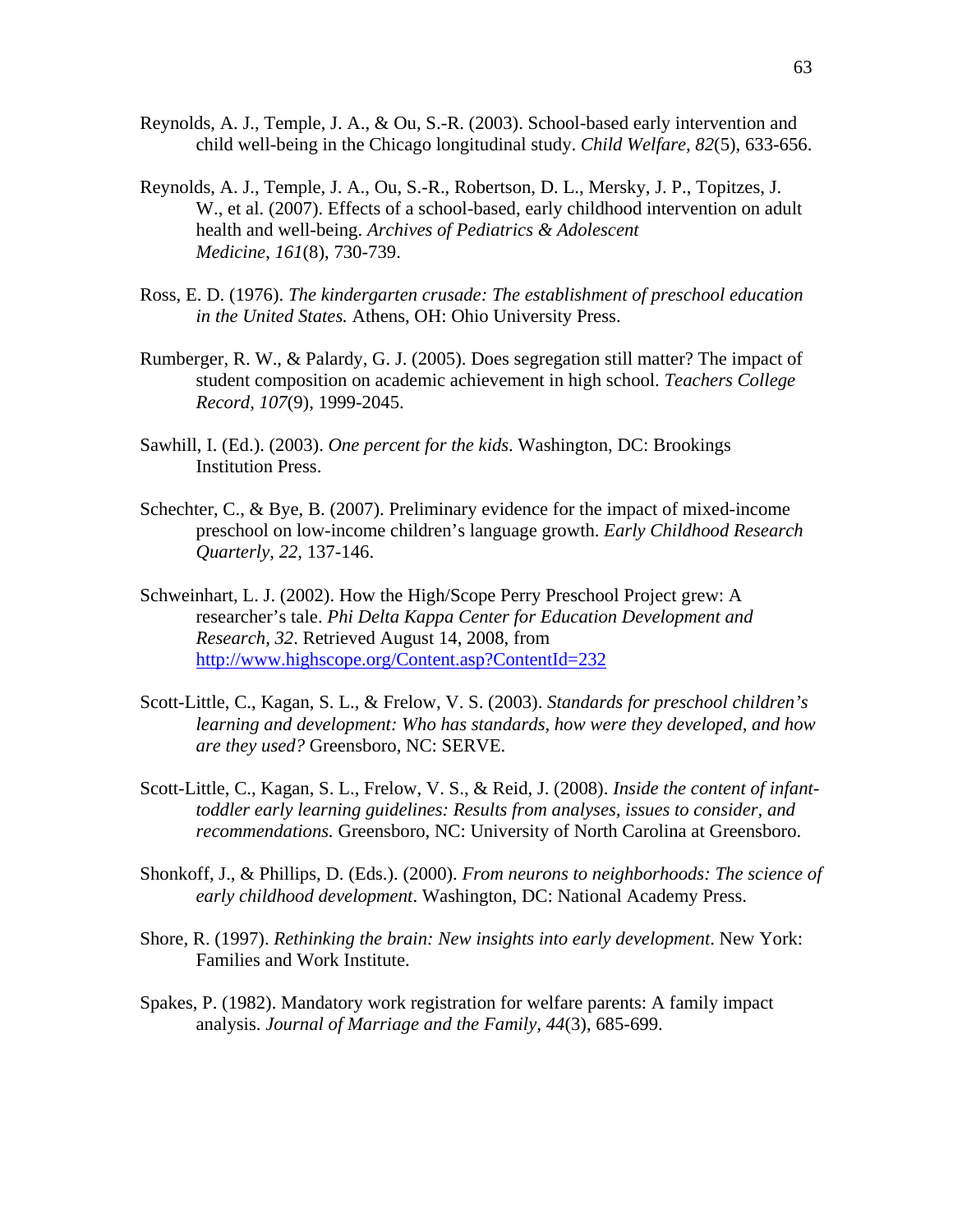Reynolds, A. J., Temple, J. A., & Ou, S.-R. (2003). School-based early intervention and child well-being in the Chicago longitudinal study. *Child Welfare*, *82*(5), 633-656.

Reynolds, A. J., Temple, J. A., Ou, S.-R., Robertson, D. L., Mersky, J. P., Topitzes, J. W., et al. (2007). Effects of a school-based, early childhood intervention on adult health and well-being. *Archives of Pediatrics & Adolescent Medicine*, *161*(8), 730-739.

Ross, E. D. (1976). *The kindergarten crusade: The establishment of preschool education in the United States.* Athens, OH: Ohio University Press.

Rumberger, R. W., & Palardy, G. J. (2005). Does segregation still matter? The impact of student composition on academic achievement in high school. *Teachers College Record*, *107*(9), 1999-2045.

Sawhill, I. (Ed.). (2003). *One percent for the kids*. Washington, DC: Brookings Institution Press.

Schechter, C., & Bye, B. (2007). Preliminary evidence for the impact of mixed-income preschool on low-income children's language growth. *Early Childhood Research Quarterly*, *22*, 137-146.

Schweinhart, L. J. (2002). How the High/Scope Perry Preschool Project grew: A researcher's tale. *Phi Delta Kappa Center for Education Development and Research, 32*. Retrieved August 14, 2008, from http://www.highscope.org/Content.asp?ContentId=232

Scott-Little, C., Kagan, S. L., & Frelow, V. S. (2003). *Standards for preschool children's learning and development: Who has standards, how were they developed, and how are they used?* Greensboro, NC: SERVE.

Scott-Little, C., Kagan, S. L., Frelow, V. S., & Reid, J. (2008). *Inside the content of infant-toddler early learning guidelines: Results from analyses, issues to consider, and recommendations.* Greensboro, NC: University of North Carolina at Greensboro.

Shonkoff, J., & Phillips, D. (Eds.). (2000). *From neurons to neighborhoods: The science of early childhood development*. Washington, DC: National Academy Press.

Shore, R. (1997). *Rethinking the brain: New insights into early development*. New York: Families and Work Institute.

Spakes, P. (1982). Mandatory work registration for welfare parents: A family impact analysis. *Journal of Marriage and the Family, 44*(3), 685-699.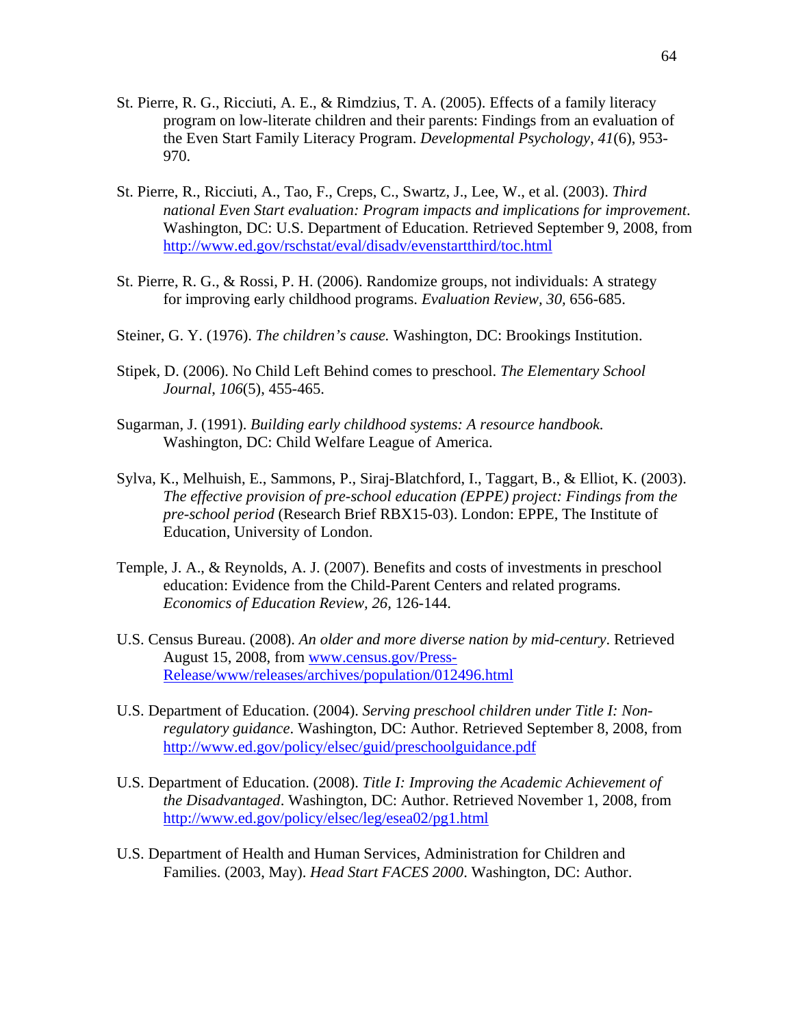St. Pierre, R. G., Ricciuti, A. E., & Rimdzius, T. A. (2005). Effects of a family literacy program on low-literate children and their parents: Findings from an evaluation of the Even Start Family Literacy Program. *Developmental Psychology*, *41*(6), 953-970.

St. Pierre, R., Ricciuti, A., Tao, F., Creps, C., Swartz, J., Lee, W., et al. (2003). *Third national Even Start evaluation: Program impacts and implications for improvement*. Washington, DC: U.S. Department of Education. Retrieved September 9, 2008, from http://www.ed.gov/rschstat/eval/disadv/evenstartthird/toc.html

St. Pierre, R. G., & Rossi, P. H. (2006). Randomize groups, not individuals: A strategy for improving early childhood programs. *Evaluation Review, 30,* 656-685.

Steiner, G. Y. (1976). *The children's cause.* Washington, DC: Brookings Institution.

Stipek, D. (2006). No Child Left Behind comes to preschool. *The Elementary School Journal*, *106*(5), 455-465.

Sugarman, J. (1991). *Building early childhood systems: A resource handbook.* Washington, DC: Child Welfare League of America.

Sylva, K., Melhuish, E., Sammons, P., Siraj-Blatchford, I., Taggart, B., & Elliot, K. (2003). *The effective provision of pre-school education (EPPE) project: Findings from the pre-school period* (Research Brief RBX15-03). London: EPPE, The Institute of Education, University of London.

Temple, J. A., & Reynolds, A. J. (2007). Benefits and costs of investments in preschool education: Evidence from the Child-Parent Centers and related programs. *Economics of Education Review, 26,* 126-144.

U.S. Census Bureau. (2008). *An older and more diverse nation by mid-century*. Retrieved August 15, 2008, from www.census.gov/Press-Release/www/releases/archives/population/012496.html

U.S. Department of Education. (2004). *Serving preschool children under Title I: Non-regulatory guidance*. Washington, DC: Author. Retrieved September 8, 2008, from http://www.ed.gov/policy/elsec/guid/preschoolguidance.pdf

U.S. Department of Education. (2008). *Title I: Improving the Academic Achievement of the Disadvantaged*. Washington, DC: Author. Retrieved November 1, 2008, from http://www.ed.gov/policy/elsec/leg/esea02/pg1.html

U.S. Department of Health and Human Services, Administration for Children and Families. (2003, May). *Head Start FACES 2000*. Washington, DC: Author.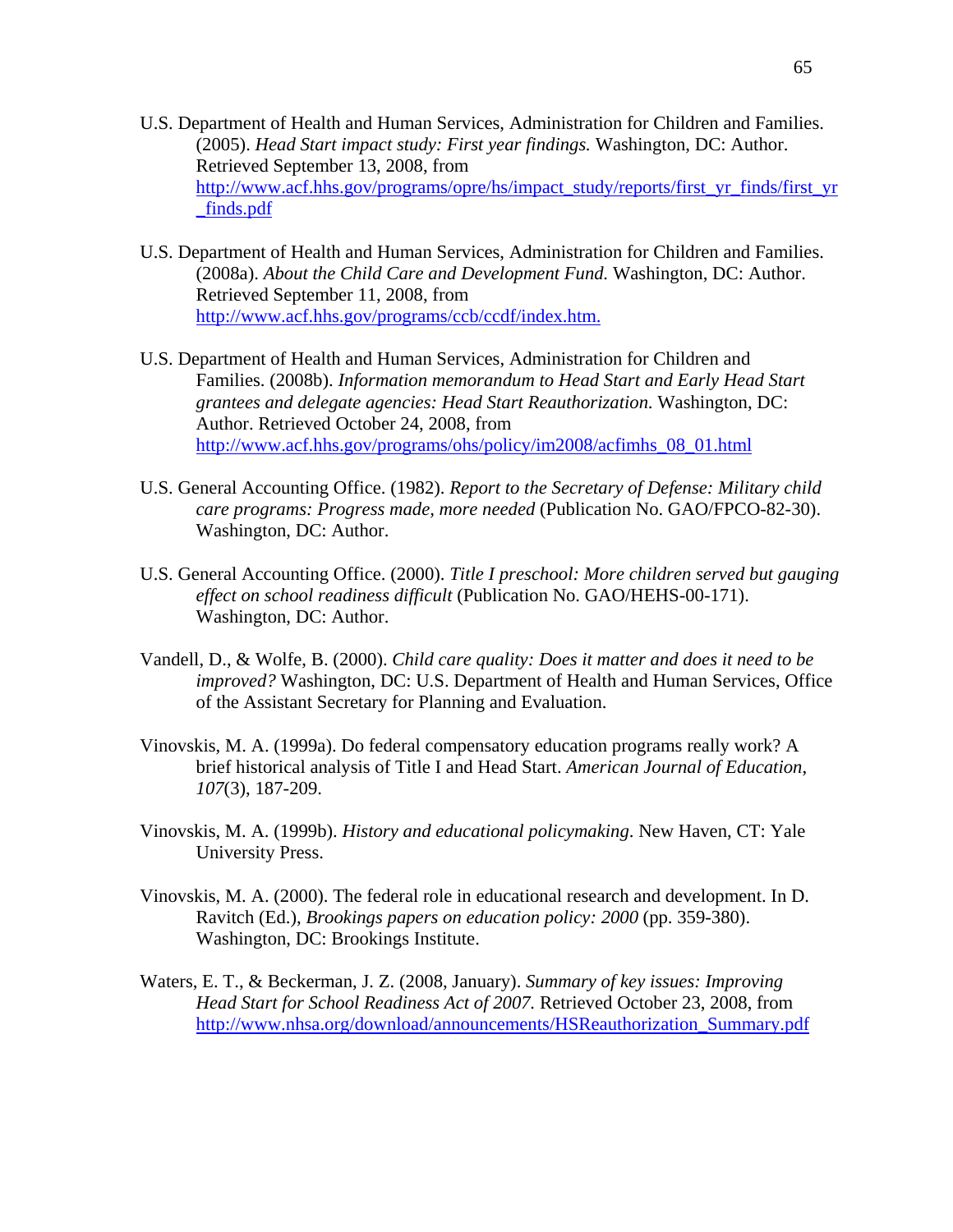U.S. Department of Health and Human Services, Administration for Children and Families. (2005). *Head Start impact study: First year findings.* Washington, DC: Author. Retrieved September 13, 2008, from http://www.acf.hhs.gov/programs/opre/hs/impact_study/reports/first_yr_finds/first_yr_finds.pdf

U.S. Department of Health and Human Services, Administration for Children and Families. (2008a). *About the Child Care and Development Fund.* Washington, DC: Author. Retrieved September 11, 2008, from http://www.acf.hhs.gov/programs/ccb/ccdf/index.htm.

U.S. Department of Health and Human Services, Administration for Children and Families. (2008b). *Information memorandum to Head Start and Early Head Start grantees and delegate agencies: Head Start Reauthorization.* Washington, DC: Author. Retrieved October 24, 2008, from http://www.acf.hhs.gov/programs/ohs/policy/im2008/acfimhs_08_01.html

U.S. General Accounting Office. (1982). *Report to the Secretary of Defense: Military child care programs: Progress made, more needed* (Publication No. GAO/FPCO-82-30). Washington, DC: Author.

U.S. General Accounting Office. (2000). *Title I preschool: More children served but gauging effect on school readiness difficult* (Publication No. GAO/HEHS-00-171). Washington, DC: Author.

Vandell, D., & Wolfe, B. (2000). *Child care quality: Does it matter and does it need to be improved?* Washington, DC: U.S. Department of Health and Human Services, Office of the Assistant Secretary for Planning and Evaluation.

Vinovskis, M. A. (1999a). Do federal compensatory education programs really work? A brief historical analysis of Title I and Head Start. *American Journal of Education*, *107*(3), 187-209.

Vinovskis, M. A. (1999b). *History and educational policymaking*. New Haven, CT: Yale University Press.

Vinovskis, M. A. (2000). The federal role in educational research and development. In D. Ravitch (Ed.), *Brookings papers on education policy: 2000* (pp. 359-380). Washington, DC: Brookings Institute.

Waters, E. T., & Beckerman, J. Z. (2008, January). *Summary of key issues: Improving Head Start for School Readiness Act of 2007.* Retrieved October 23, 2008, from http://www.nhsa.org/download/announcements/HSReauthorization_Summary.pdf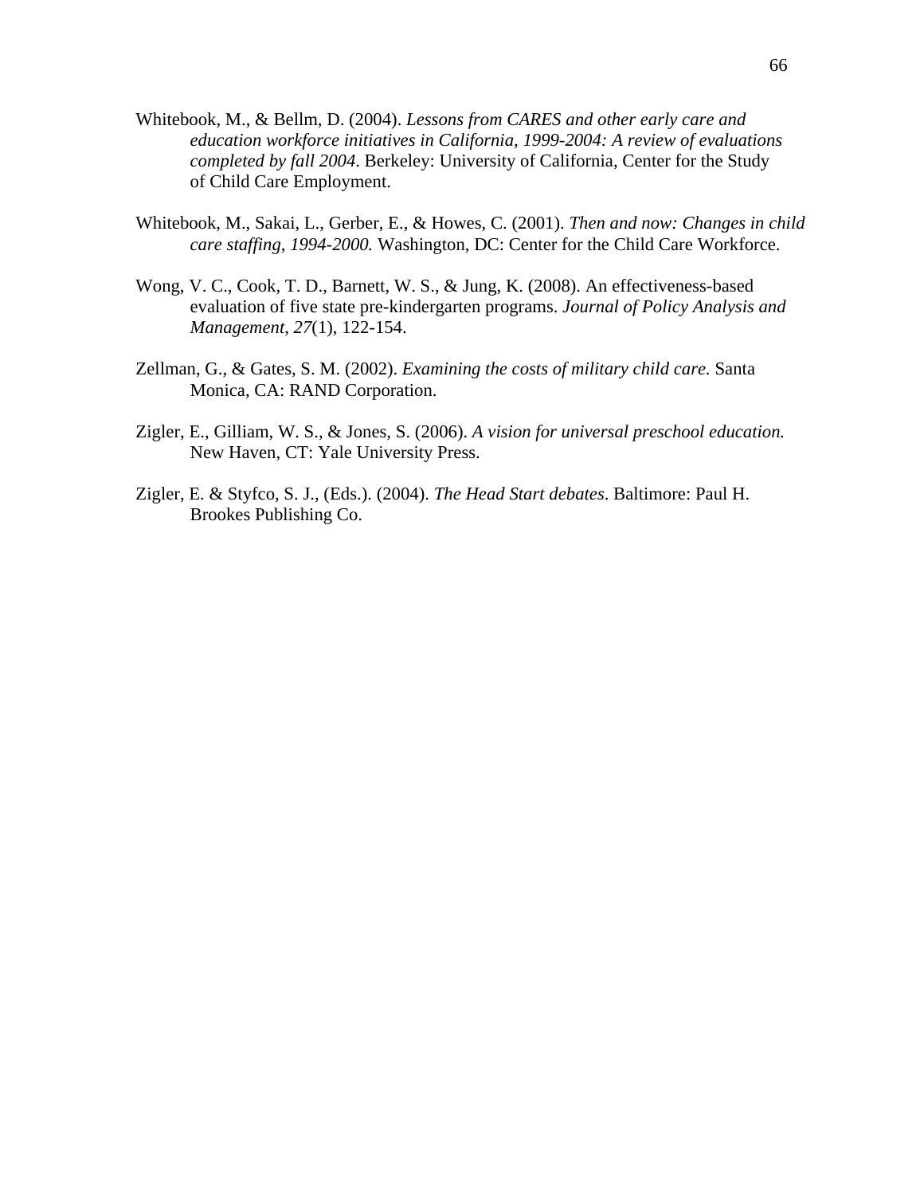Whitebook, M., & Bellm, D. (2004). *Lessons from CARES and other early care and education workforce initiatives in California, 1999-2004: A review of evaluations completed by fall 2004*. Berkeley: University of California, Center for the Study of Child Care Employment.

Whitebook, M., Sakai, L., Gerber, E., & Howes, C. (2001). *Then and now: Changes in child care staffing, 1994-2000.* Washington, DC: Center for the Child Care Workforce.

Wong, V. C., Cook, T. D., Barnett, W. S., & Jung, K. (2008). An effectiveness-based evaluation of five state pre-kindergarten programs. *Journal of Policy Analysis and Management*, *27*(1), 122-154.

Zellman, G., & Gates, S. M. (2002). *Examining the costs of military child care.* Santa Monica, CA: RAND Corporation.

Zigler, E., Gilliam, W. S., & Jones, S. (2006). *A vision for universal preschool education.* New Haven, CT: Yale University Press.

Zigler, E. & Styfco, S. J., (Eds.). (2004). *The Head Start debates*. Baltimore: Paul H. Brookes Publishing Co.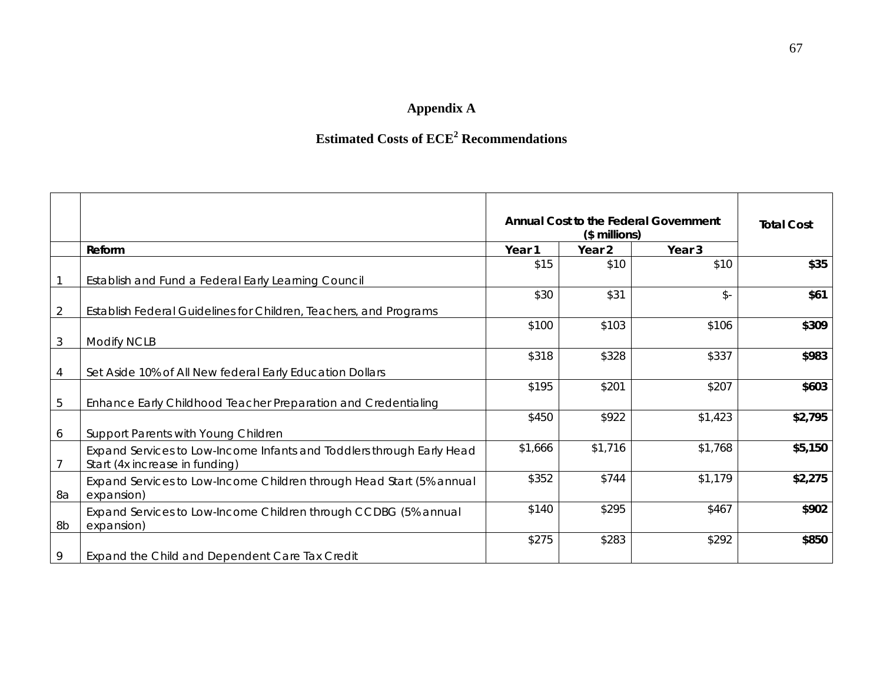# Appendix A

## Estimated Costs of ECE[2] Recommendations

| | | Annual Cost to the Federal Government ($ millions) | | | Total Cost |
|---|---|---|---|---|---|
| | Reform | Year 1 | Year 2 | Year 3 | |
| 1 | Establish and Fund a Federal Early Learning Council | $15 | $10 | $10 | **$35** |
| 2 | Establish Federal Guidelines for Children, Teachers, and Programs | $30 | $31 | $- | **$61** |
| 3 | Modify NCLB | $100 | $103 | $106 | **$309** |
| 4 | Set Aside 10% of All New federal Early Education Dollars | $318 | $328 | $337 | **$983** |
| 5 | Enhance Early Childhood Teacher Preparation and Credentialing | $195 | $201 | $207 | **$603** |
| 6 | Support Parents with Young Children | $450 | $922 | $1,423 | **$2,795** |
| 7 | Expand Services to Low-Income Infants and Toddlers through Early Head Start (4x increase in funding) | $1,666 | $1,716 | $1,768 | **$5,150** |
| 8a | Expand Services to Low-Income Children through Head Start (5% annual expansion) | $352 | $744 | $1,179 | **$2,275** |
| 8b | Expand Services to Low-Income Children through CCDBG (5% annual expansion) | $140 | $295 | $467 | **$902** |
| 9 | Expand the Child and Dependent Care Tax Credit | $275 | $283 | $292 | **$850** |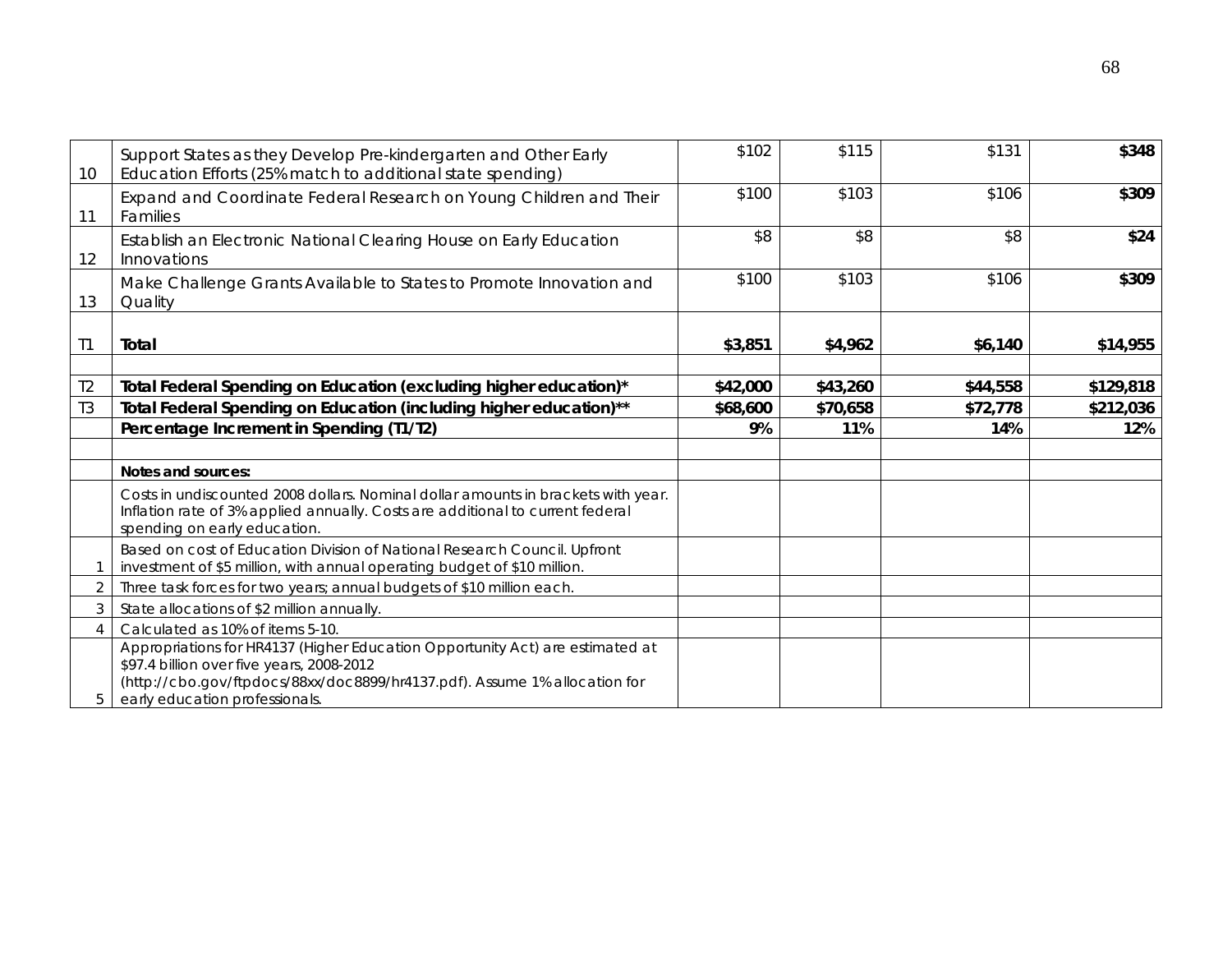| | | | | | |
|---|---|---|---|---|---|
| 10 | Support States as they Develop Pre-kindergarten and Other Early Education Efforts (25% match to additional state spending) | $102 | $115 | $131 | **$348** |
| 11 | Expand and Coordinate Federal Research on Young Children and Their Families | $100 | $103 | $106 | **$309** |
| 12 | Establish an Electronic National Clearing House on Early Education Innovations | $8 | $8 | $8 | **$24** |
| 13 | Make Challenge Grants Available to States to Promote Innovation and Quality | $100 | $103 | $106 | **$309** |
| T1 | **Total** | **$3,851** | **$4,962** | **$6,140** | **$14,955** |
| | | | | | |
| T2 | **Total Federal Spending on Education (excluding higher education)*** | **$42,000** | **$43,260** | **$44,558** | **$129,818** |
| T3 | **Total Federal Spending on Education (including higher education)**** | **$68,600** | **$70,658** | **$72,778** | **$212,036** |
| | **Percentage Increment in Spending (T1/T2)** | **9%** | **11%** | **14%** | **12%** |
| | | | | | |
| | **Notes and sources:** | | | | |
| | Costs in undiscounted 2008 dollars. Nominal dollar amounts in brackets with year. Inflation rate of 3% applied annually. Costs are additional to current federal spending on early education. | | | | |
| 1 | Based on cost of Education Division of National Research Council. Upfront investment of $5 million, with annual operating budget of $10 million. | | | | |
| 2 | Three task forces for two years; annual budgets of $10 million each. | | | | |
| 3 | State allocations of $2 million annually. | | | | |
| 4 | Calculated as 10% of items 5-10. | | | | |
| 5 | Appropriations for HR4137 (Higher Education Opportunity Act) are estimated at $97.4 billion over five years, 2008-2012 (http://cbo.gov/ftpdocs/88xx/doc8899/hr4137.pdf). Assume 1% allocation for early education professionals. | | | | |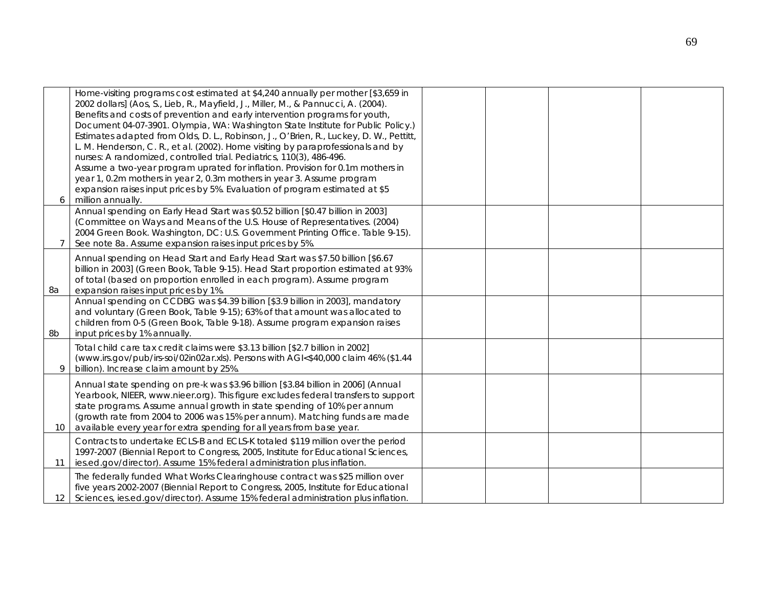| | | | | | |
|---|---|---|---|---|---|
| 6 | Home-visiting programs cost estimated at $4,240 annually per mother [$3,659 in 2002 dollars] (Aos, S., Lieb, R., Mayfield, J., Miller, M., & Pannucci, A. (2004). Benefits and costs of prevention and early intervention programs for youth, Document 04-07-3901. Olympia, WA: Washington State Institute for Public Policy.) Estimates adapted from Olds, D. L., Robinson, J., O'Brien, R., Luckey, D. W., Pettitt, L. M. Henderson, C. R., et al. (2002). Home visiting by paraprofessionals and by nurses: A randomized, controlled trial. Pediatrics, 110(3), 486-496. Assume a two-year program uprated for inflation. Provision for 0.1m mothers in year 1, 0.2m mothers in year 2, 0.3m mothers in year 3. Assume program expansion raises input prices by 5%. Evaluation of program estimated at $5 million annually. | | | | |
| 7 | Annual spending on Early Head Start was $0.52 billion [$0.47 billion in 2003] (Committee on Ways and Means of the U.S. House of Representatives. (2004) 2004 Green Book. Washington, DC: U.S. Government Printing Office. Table 9-15). See note 8a. Assume expansion raises input prices by 5%. | | | | |
| 8a | Annual spending on Head Start and Early Head Start was $7.50 billion [$6.67 billion in 2003] (Green Book, Table 9-15). Head Start proportion estimated at 93% of total (based on proportion enrolled in each program). Assume program expansion raises input prices by 1%. | | | | |
| 8b | Annual spending on CCDBG was $4.39 billion [$3.9 billion in 2003], mandatory and voluntary (Green Book, Table 9-15); 63% of that amount was allocated to children from 0-5 (Green Book, Table 9-18). Assume program expansion raises input prices by 1% annually. | | | | |
| 9 | Total child care tax credit claims were $3.13 billion [$2.7 billion in 2002] (www.irs.gov/pub/irs-soi/02in02ar.xls). Persons with AGI<$40,000 claim 46% ($1.44 billion). Increase claim amount by 25%. | | | | |
| 10 | Annual state spending on pre-k was $3.96 billion [$3.84 billion in 2006] (Annual Yearbook, NIEER, www.nieer.org). This figure excludes federal transfers to support state programs. Assume annual growth in state spending of 10% per annum (growth rate from 2004 to 2006 was 15% per annum). Matching funds are made available every year for extra spending for all years from base year. | | | | |
| 11 | Contracts to undertake ECLS-B and ECLS-K totaled $119 million over the period 1997-2007 (Biennial Report to Congress, 2005, Institute for Educational Sciences, ies.ed.gov/director). Assume 15% federal administration plus inflation. | | | | |
| 12 | The federally funded What Works Clearinghouse contract was $25 million over five years 2002-2007 (Biennial Report to Congress, 2005, Institute for Educational Sciences, ies.ed.gov/director). Assume 15% federal administration plus inflation. | | | | |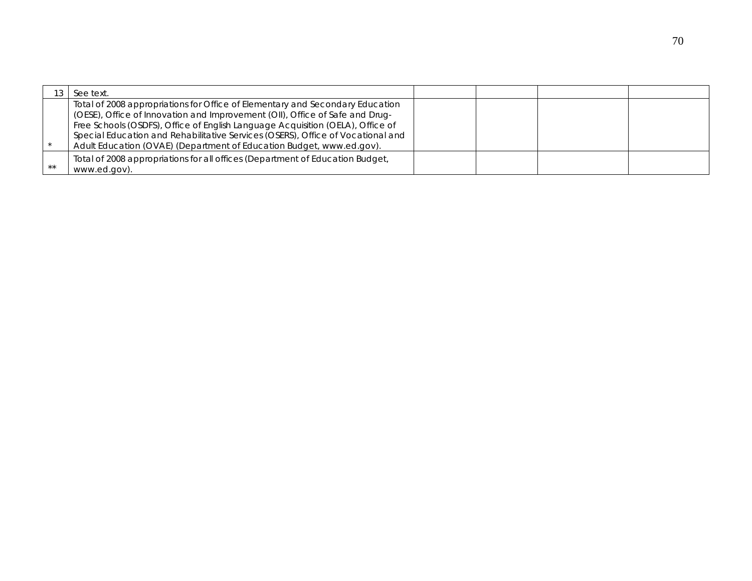| | | | | | |
|---|---|---|---|---|---|
| 13 | See text. | | | | |
| * | Total of 2008 appropriations for Office of Elementary and Secondary Education (OESE), Office of Innovation and Improvement (OII), Office of Safe and Drug-Free Schools (OSDFS), Office of English Language Acquisition (OELA), Office of Special Education and Rehabilitative Services (OSERS), Office of Vocational and Adult Education (OVAE) (Department of Education Budget, www.ed.gov). | | | | |
| ** | Total of 2008 appropriations for all offices (Department of Education Budget, www.ed.gov). | | | | |